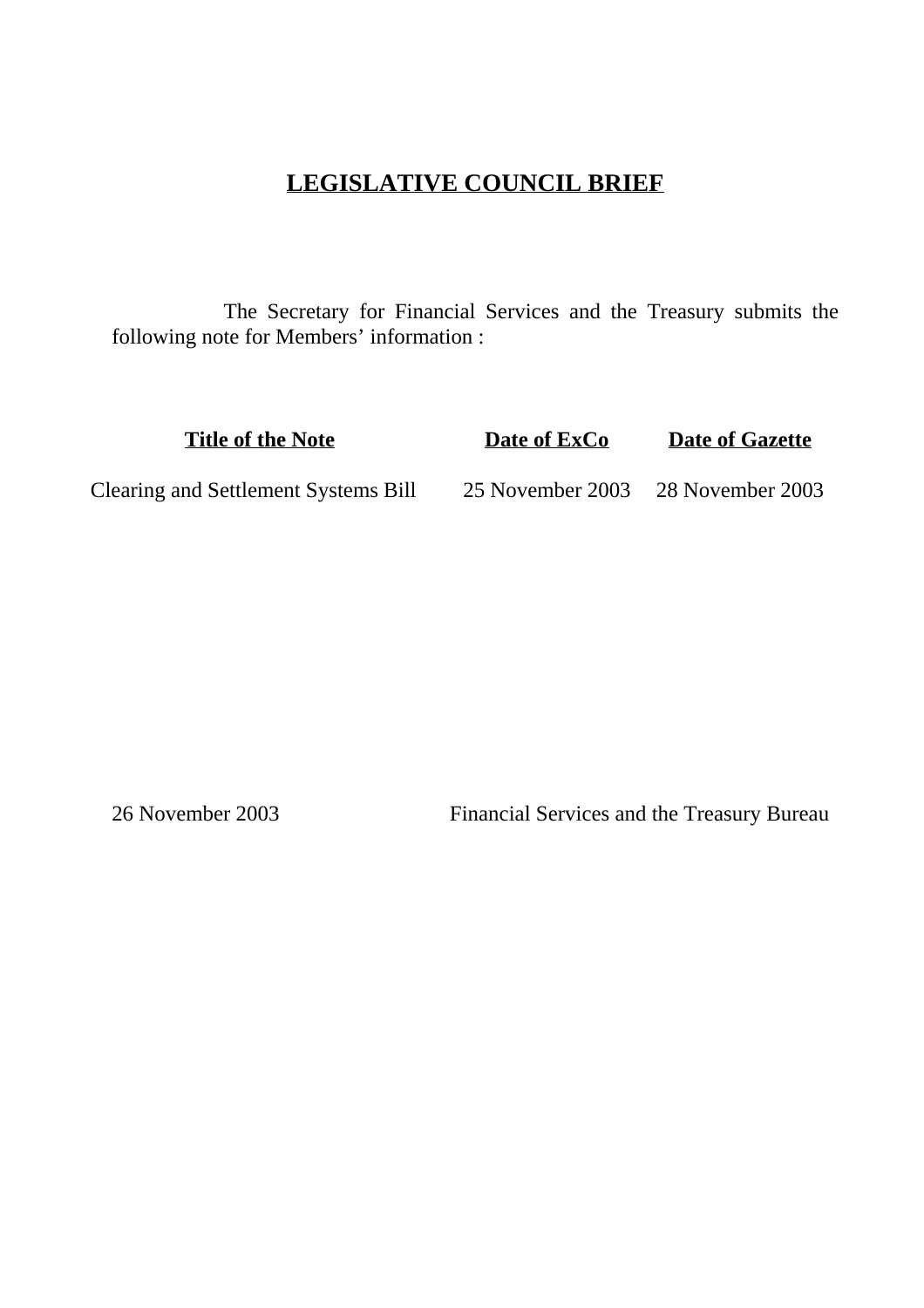# LEGISLATIVE COUNCIL BRIEF

The Secretary for Financial Services and the Treasury submits the following note for Members' information :

| Title of the Note | Date of ExCo | Date of Gazette |
|---|---|---|
| Clearing and Settlement Systems Bill | 25 November 2003 | 28 November 2003 |

26 November 2003

Financial Services and the Treasury Bureau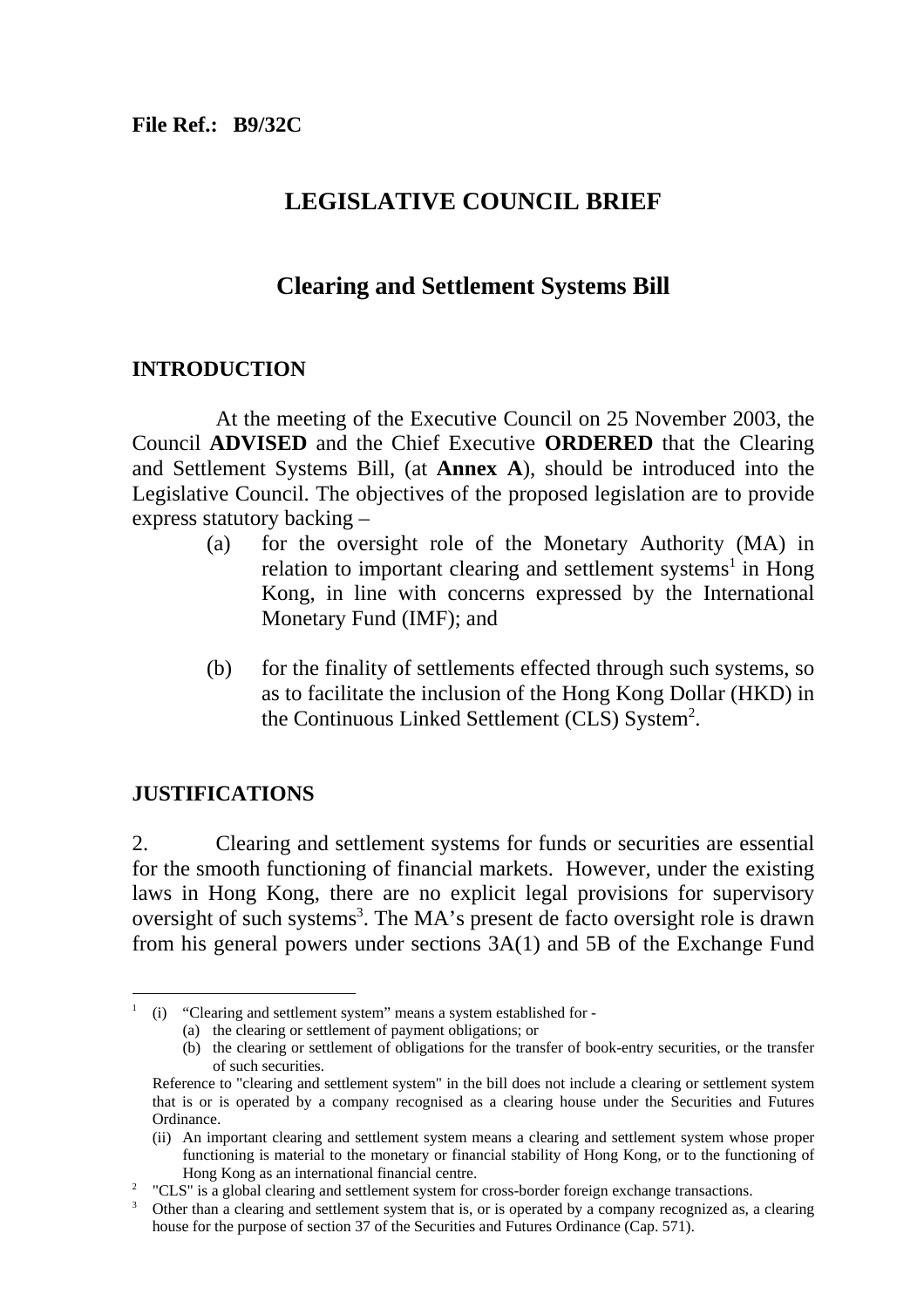**File Ref.: B9/32C**

# LEGISLATIVE COUNCIL BRIEF

## Clearing and Settlement Systems Bill

### INTRODUCTION

At the meeting of the Executive Council on 25 November 2003, the Council **ADVISED** and the Chief Executive **ORDERED** that the Clearing and Settlement Systems Bill, (at **Annex A**), should be introduced into the Legislative Council. The objectives of the proposed legislation are to provide express statutory backing –

(a) for the oversight role of the Monetary Authority (MA) in relation to important clearing and settlement systems[1] in Hong Kong, in line with concerns expressed by the International Monetary Fund (IMF); and

(b) for the finality of settlements effected through such systems, so as to facilitate the inclusion of the Hong Kong Dollar (HKD) in the Continuous Linked Settlement (CLS) System[2].

### JUSTIFICATIONS

2. Clearing and settlement systems for funds or securities are essential for the smooth functioning of financial markets. However, under the existing laws in Hong Kong, there are no explicit legal provisions for supervisory oversight of such systems[3]. The MA's present de facto oversight role is drawn from his general powers under sections 3A(1) and 5B of the Exchange Fund

---

[1] (i) "Clearing and settlement system" means a system established for -
(a) the clearing or settlement of payment obligations; or
(b) the clearing or settlement of obligations for the transfer of book-entry securities, or the transfer of such securities.

Reference to "clearing and settlement system" in the bill does not include a clearing or settlement system that is or is operated by a company recognised as a clearing house under the Securities and Futures Ordinance.

(ii) An important clearing and settlement system means a clearing and settlement system whose proper functioning is material to the monetary or financial stability of Hong Kong, or to the functioning of Hong Kong as an international financial centre.

[2] "CLS" is a global clearing and settlement system for cross-border foreign exchange transactions.

[3] Other than a clearing and settlement system that is, or is operated by a company recognized as, a clearing house for the purpose of section 37 of the Securities and Futures Ordinance (Cap. 571).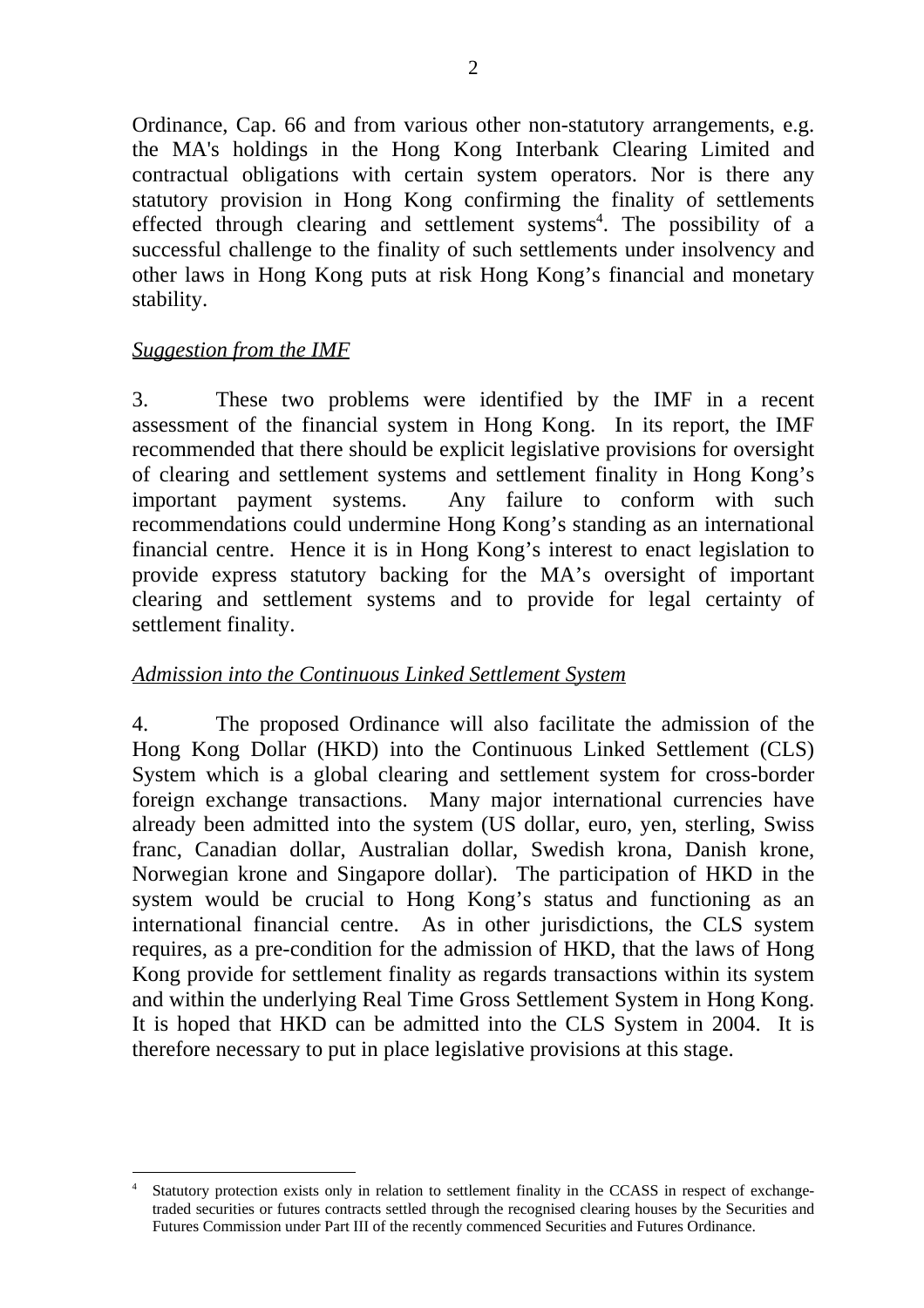Ordinance, Cap. 66 and from various other non-statutory arrangements, e.g. the MA's holdings in the Hong Kong Interbank Clearing Limited and contractual obligations with certain system operators. Nor is there any statutory provision in Hong Kong confirming the finality of settlements effected through clearing and settlement systems[4]. The possibility of a successful challenge to the finality of such settlements under insolvency and other laws in Hong Kong puts at risk Hong Kong's financial and monetary stability.

<u>*Suggestion from the IMF*</u>

3. These two problems were identified by the IMF in a recent assessment of the financial system in Hong Kong. In its report, the IMF recommended that there should be explicit legislative provisions for oversight of clearing and settlement systems and settlement finality in Hong Kong's important payment systems. Any failure to conform with such recommendations could undermine Hong Kong's standing as an international financial centre. Hence it is in Hong Kong's interest to enact legislation to provide express statutory backing for the MA's oversight of important clearing and settlement systems and to provide for legal certainty of settlement finality.

<u>*Admission into the Continuous Linked Settlement System*</u>

4. The proposed Ordinance will also facilitate the admission of the Hong Kong Dollar (HKD) into the Continuous Linked Settlement (CLS) System which is a global clearing and settlement system for cross-border foreign exchange transactions. Many major international currencies have already been admitted into the system (US dollar, euro, yen, sterling, Swiss franc, Canadian dollar, Australian dollar, Swedish krona, Danish krone, Norwegian krone and Singapore dollar). The participation of HKD in the system would be crucial to Hong Kong's status and functioning as an international financial centre. As in other jurisdictions, the CLS system requires, as a pre-condition for the admission of HKD, that the laws of Hong Kong provide for settlement finality as regards transactions within its system and within the underlying Real Time Gross Settlement System in Hong Kong. It is hoped that HKD can be admitted into the CLS System in 2004. It is therefore necessary to put in place legislative provisions at this stage.

---

[4] Statutory protection exists only in relation to settlement finality in the CCASS in respect of exchange-traded securities or futures contracts settled through the recognised clearing houses by the Securities and Futures Commission under Part III of the recently commenced Securities and Futures Ordinance.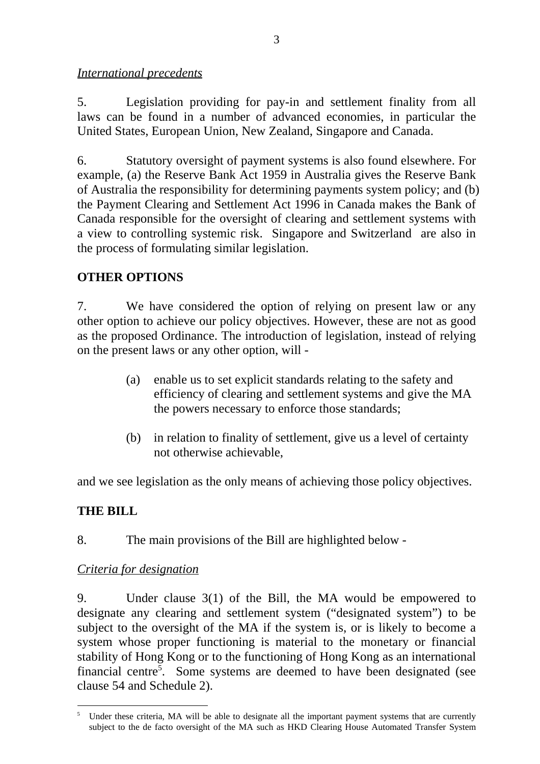*International precedents*

5. Legislation providing for pay-in and settlement finality from all laws can be found in a number of advanced economies, in particular the United States, European Union, New Zealand, Singapore and Canada.

6. Statutory oversight of payment systems is also found elsewhere. For example, (a) the Reserve Bank Act 1959 in Australia gives the Reserve Bank of Australia the responsibility for determining payments system policy; and (b) the Payment Clearing and Settlement Act 1996 in Canada makes the Bank of Canada responsible for the oversight of clearing and settlement systems with a view to controlling systemic risk. Singapore and Switzerland are also in the process of formulating similar legislation.

## OTHER OPTIONS

7. We have considered the option of relying on present law or any other option to achieve our policy objectives. However, these are not as good as the proposed Ordinance. The introduction of legislation, instead of relying on the present laws or any other option, will -

(a) enable us to set explicit standards relating to the safety and efficiency of clearing and settlement systems and give the MA the powers necessary to enforce those standards;

(b) in relation to finality of settlement, give us a level of certainty not otherwise achievable,

and we see legislation as the only means of achieving those policy objectives.

## THE BILL

8. The main provisions of the Bill are highlighted below -

*Criteria for designation*

9. Under clause 3(1) of the Bill, the MA would be empowered to designate any clearing and settlement system ("designated system") to be subject to the oversight of the MA if the system is, or is likely to become a system whose proper functioning is material to the monetary or financial stability of Hong Kong or to the functioning of Hong Kong as an international financial centre[5]. Some systems are deemed to have been designated (see clause 54 and Schedule 2).

---

[5] Under these criteria, MA will be able to designate all the important payment systems that are currently subject to the de facto oversight of the MA such as HKD Clearing House Automated Transfer System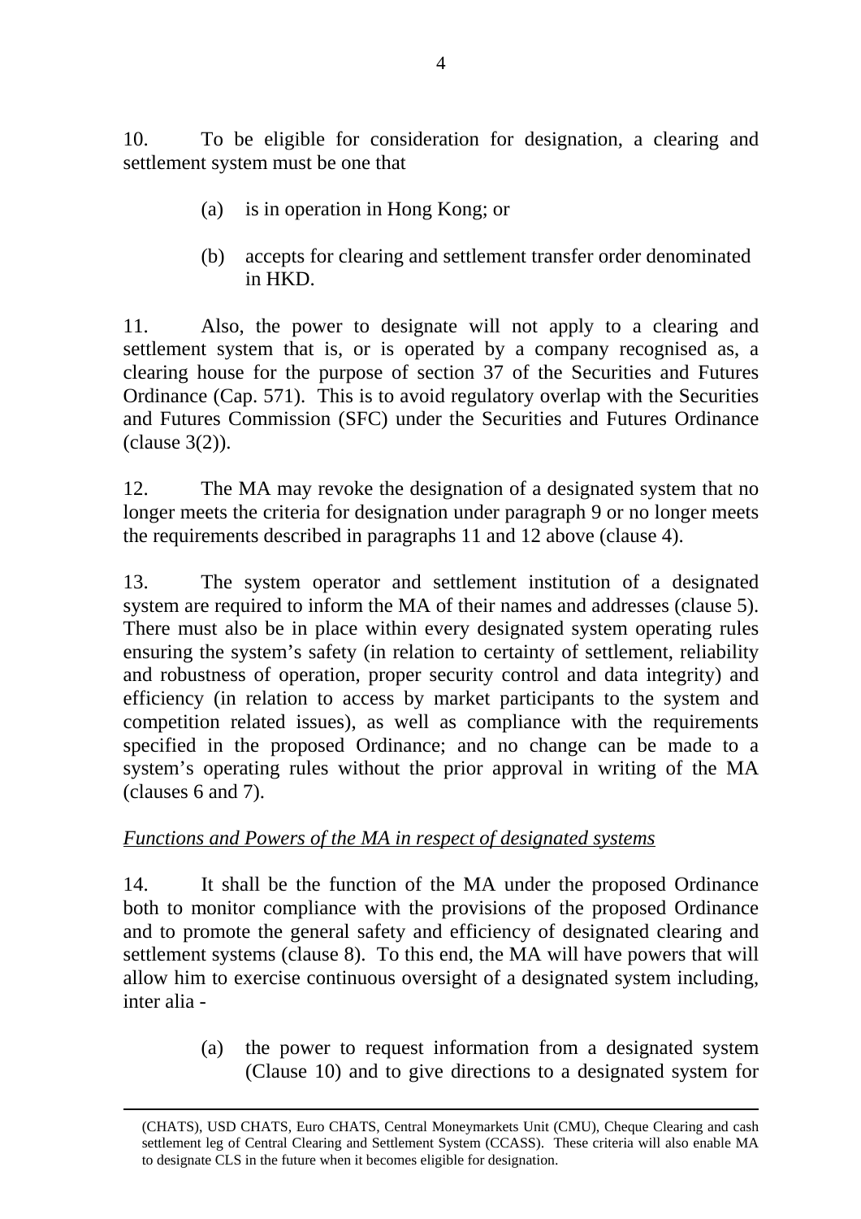10. To be eligible for consideration for designation, a clearing and settlement system must be one that

(a) is in operation in Hong Kong; or

(b) accepts for clearing and settlement transfer order denominated in HKD.

11. Also, the power to designate will not apply to a clearing and settlement system that is, or is operated by a company recognised as, a clearing house for the purpose of section 37 of the Securities and Futures Ordinance (Cap. 571). This is to avoid regulatory overlap with the Securities and Futures Commission (SFC) under the Securities and Futures Ordinance (clause 3(2)).

12. The MA may revoke the designation of a designated system that no longer meets the criteria for designation under paragraph 9 or no longer meets the requirements described in paragraphs 11 and 12 above (clause 4).

13. The system operator and settlement institution of a designated system are required to inform the MA of their names and addresses (clause 5). There must also be in place within every designated system operating rules ensuring the system's safety (in relation to certainty of settlement, reliability and robustness of operation, proper security control and data integrity) and efficiency (in relation to access by market participants to the system and competition related issues), as well as compliance with the requirements specified in the proposed Ordinance; and no change can be made to a system's operating rules without the prior approval in writing of the MA (clauses 6 and 7).

*Functions and Powers of the MA in respect of designated systems*

14. It shall be the function of the MA under the proposed Ordinance both to monitor compliance with the provisions of the proposed Ordinance and to promote the general safety and efficiency of designated clearing and settlement systems (clause 8). To this end, the MA will have powers that will allow him to exercise continuous oversight of a designated system including, inter alia -

(a) the power to request information from a designated system (Clause 10) and to give directions to a designated system for

---

(CHATS), USD CHATS, Euro CHATS, Central Moneymarkets Unit (CMU), Cheque Clearing and cash settlement leg of Central Clearing and Settlement System (CCASS). These criteria will also enable MA to designate CLS in the future when it becomes eligible for designation.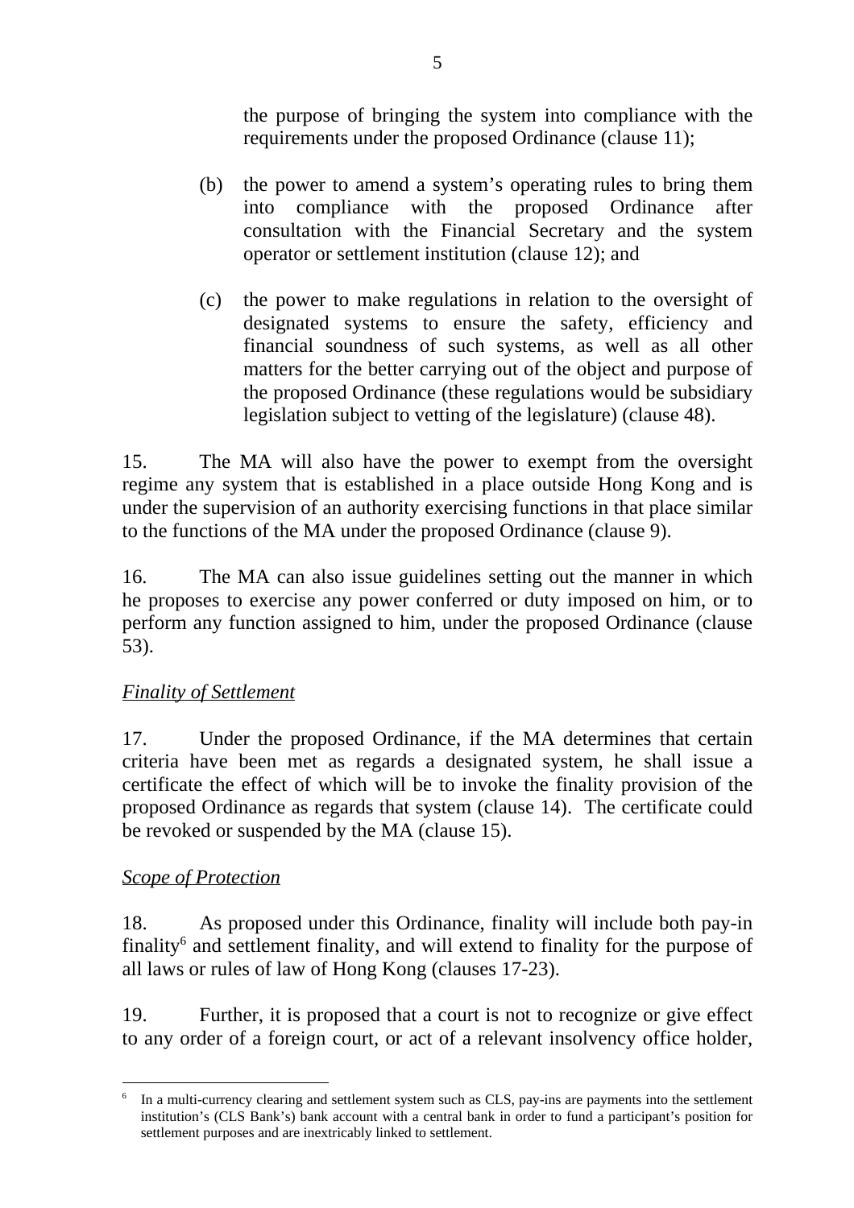the purpose of bringing the system into compliance with the requirements under the proposed Ordinance (clause 11);

(b) the power to amend a system's operating rules to bring them into compliance with the proposed Ordinance after consultation with the Financial Secretary and the system operator or settlement institution (clause 12); and

(c) the power to make regulations in relation to the oversight of designated systems to ensure the safety, efficiency and financial soundness of such systems, as well as all other matters for the better carrying out of the object and purpose of the proposed Ordinance (these regulations would be subsidiary legislation subject to vetting of the legislature) (clause 48).

15. The MA will also have the power to exempt from the oversight regime any system that is established in a place outside Hong Kong and is under the supervision of an authority exercising functions in that place similar to the functions of the MA under the proposed Ordinance (clause 9).

16. The MA can also issue guidelines setting out the manner in which he proposes to exercise any power conferred or duty imposed on him, or to perform any function assigned to him, under the proposed Ordinance (clause 53).

*Finality of Settlement*

17. Under the proposed Ordinance, if the MA determines that certain criteria have been met as regards a designated system, he shall issue a certificate the effect of which will be to invoke the finality provision of the proposed Ordinance as regards that system (clause 14). The certificate could be revoked or suspended by the MA (clause 15).

*Scope of Protection*

18. As proposed under this Ordinance, finality will include both pay-in finality[6] and settlement finality, and will extend to finality for the purpose of all laws or rules of law of Hong Kong (clauses 17-23).

19. Further, it is proposed that a court is not to recognize or give effect to any order of a foreign court, or act of a relevant insolvency office holder,

---

[6] In a multi-currency clearing and settlement system such as CLS, pay-ins are payments into the settlement institution's (CLS Bank's) bank account with a central bank in order to fund a participant's position for settlement purposes and are inextricably linked to settlement.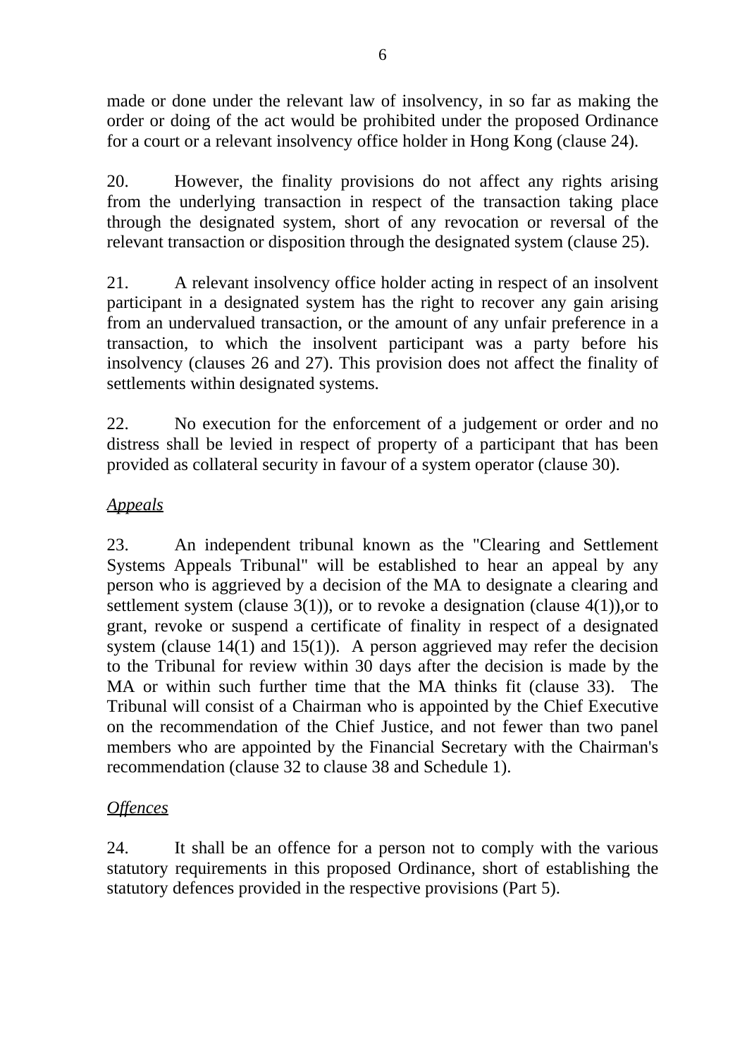made or done under the relevant law of insolvency, in so far as making the order or doing of the act would be prohibited under the proposed Ordinance for a court or a relevant insolvency office holder in Hong Kong (clause 24).

20. However, the finality provisions do not affect any rights arising from the underlying transaction in respect of the transaction taking place through the designated system, short of any revocation or reversal of the relevant transaction or disposition through the designated system (clause 25).

21. A relevant insolvency office holder acting in respect of an insolvent participant in a designated system has the right to recover any gain arising from an undervalued transaction, or the amount of any unfair preference in a transaction, to which the insolvent participant was a party before his insolvency (clauses 26 and 27). This provision does not affect the finality of settlements within designated systems.

22. No execution for the enforcement of a judgement or order and no distress shall be levied in respect of property of a participant that has been provided as collateral security in favour of a system operator (clause 30).

*Appeals*

23. An independent tribunal known as the "Clearing and Settlement Systems Appeals Tribunal" will be established to hear an appeal by any person who is aggrieved by a decision of the MA to designate a clearing and settlement system (clause 3(1)), or to revoke a designation (clause 4(1)),or to grant, revoke or suspend a certificate of finality in respect of a designated system (clause 14(1) and 15(1)). A person aggrieved may refer the decision to the Tribunal for review within 30 days after the decision is made by the MA or within such further time that the MA thinks fit (clause 33). The Tribunal will consist of a Chairman who is appointed by the Chief Executive on the recommendation of the Chief Justice, and not fewer than two panel members who are appointed by the Financial Secretary with the Chairman's recommendation (clause 32 to clause 38 and Schedule 1).

*Offences*

24. It shall be an offence for a person not to comply with the various statutory requirements in this proposed Ordinance, short of establishing the statutory defences provided in the respective provisions (Part 5).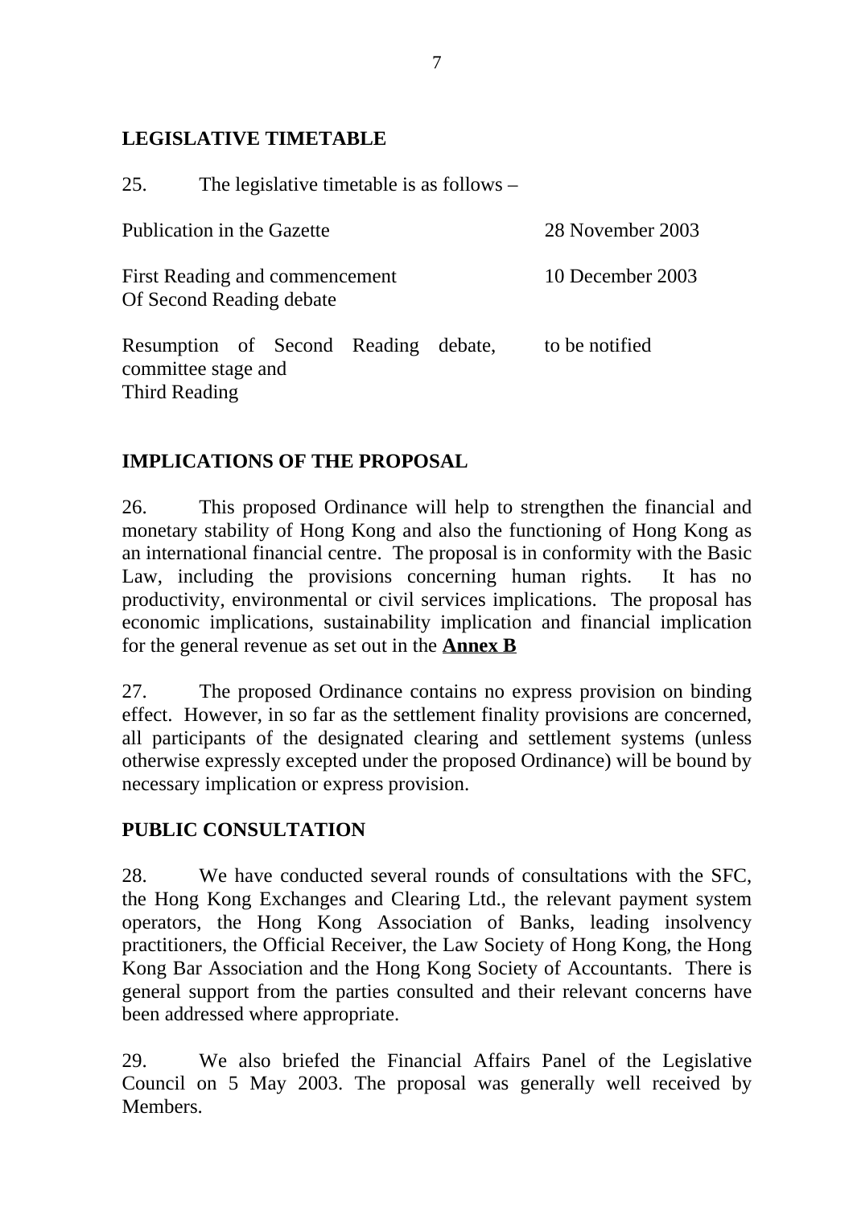## LEGISLATIVE TIMETABLE

25. The legislative timetable is as follows –

| | |
|---|---|
| Publication in the Gazette | 28 November 2003 |
| First Reading and commencement Of Second Reading debate | 10 December 2003 |
| Resumption of Second Reading debate, committee stage and Third Reading | to be notified |

## IMPLICATIONS OF THE PROPOSAL

26. This proposed Ordinance will help to strengthen the financial and monetary stability of Hong Kong and also the functioning of Hong Kong as an international financial centre. The proposal is in conformity with the Basic Law, including the provisions concerning human rights. It has no productivity, environmental or civil services implications. The proposal has economic implications, sustainability implication and financial implication for the general revenue as set out in the **Annex B**

27. The proposed Ordinance contains no express provision on binding effect. However, in so far as the settlement finality provisions are concerned, all participants of the designated clearing and settlement systems (unless otherwise expressly excepted under the proposed Ordinance) will be bound by necessary implication or express provision.

## PUBLIC CONSULTATION

28. We have conducted several rounds of consultations with the SFC, the Hong Kong Exchanges and Clearing Ltd., the relevant payment system operators, the Hong Kong Association of Banks, leading insolvency practitioners, the Official Receiver, the Law Society of Hong Kong, the Hong Kong Bar Association and the Hong Kong Society of Accountants. There is general support from the parties consulted and their relevant concerns have been addressed where appropriate.

29. We also briefed the Financial Affairs Panel of the Legislative Council on 5 May 2003. The proposal was generally well received by Members.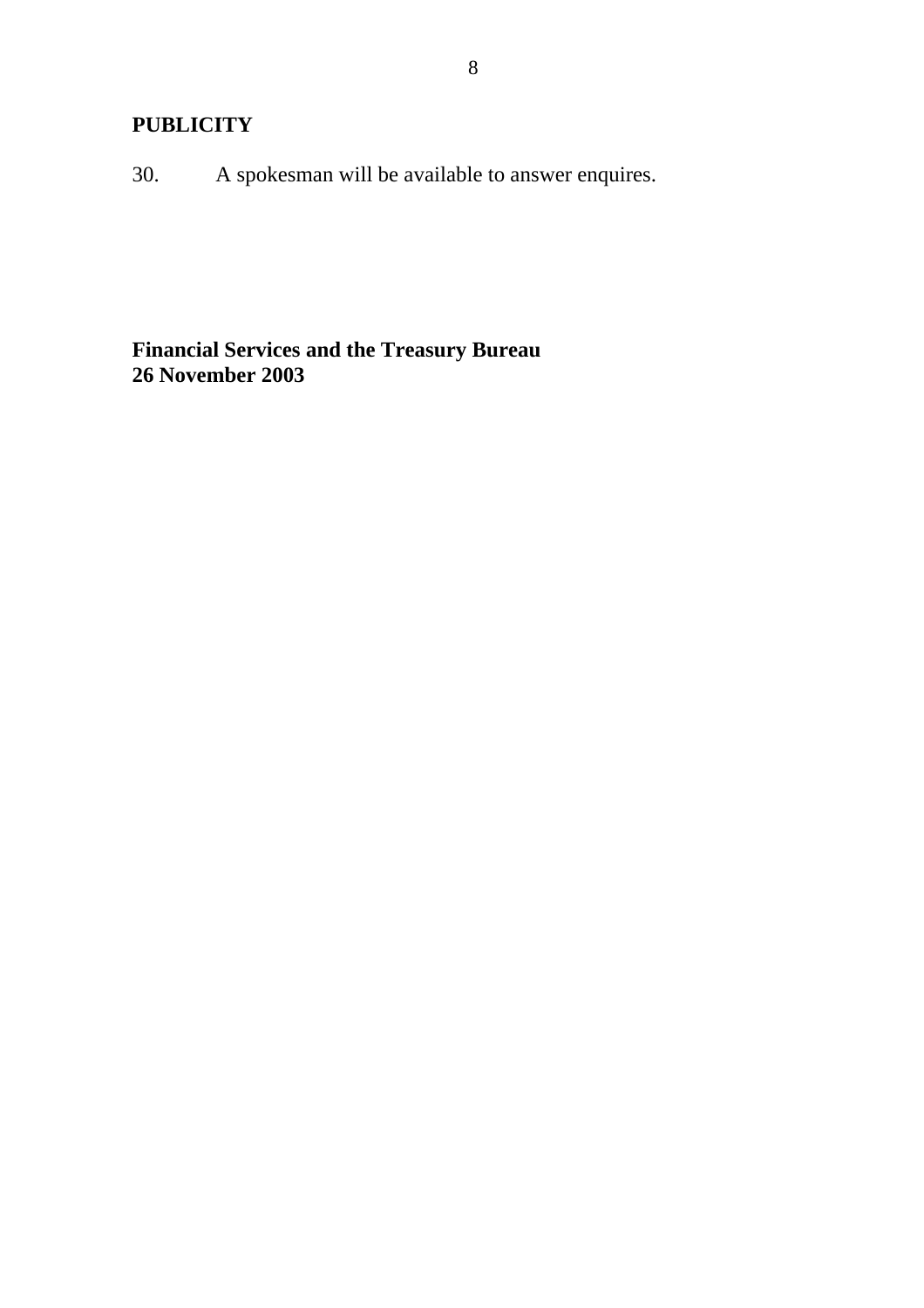## PUBLICITY

30. A spokesman will be available to answer enquires.

**Financial Services and the Treasury Bureau**
**26 November 2003**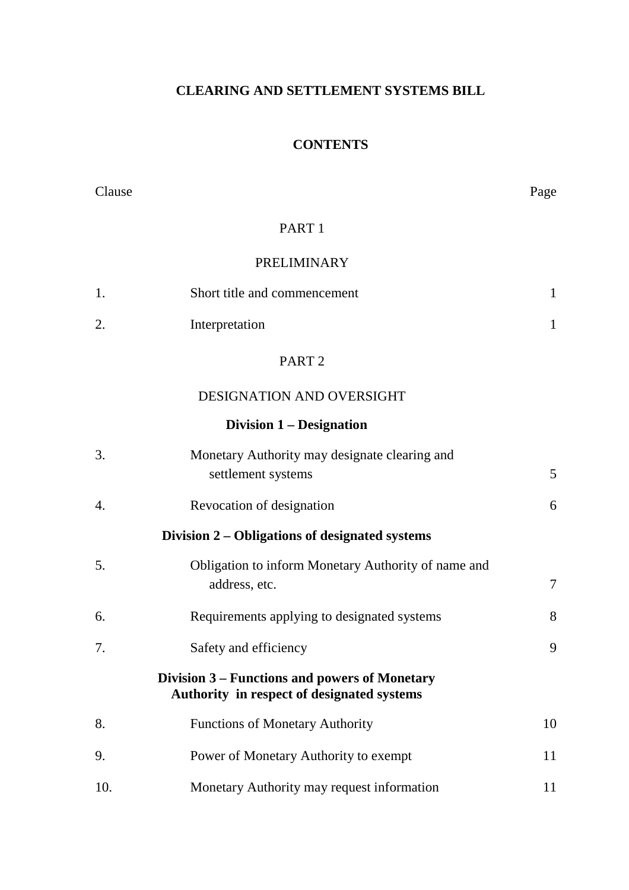# CLEARING AND SETTLEMENT SYSTEMS BILL

## CONTENTS

| Clause | | Page |
|---|---|---|
| | **PART 1** | |
| | **PRELIMINARY** | |
| 1. | Short title and commencement | 1 |
| 2. | Interpretation | 1 |
| | **PART 2** | |
| | **DESIGNATION AND OVERSIGHT** | |
| | **Division 1 – Designation** | |
| 3. | Monetary Authority may designate clearing and settlement systems | 5 |
| 4. | Revocation of designation | 6 |
| | **Division 2 – Obligations of designated systems** | |
| 5. | Obligation to inform Monetary Authority of name and address, etc. | 7 |
| 6. | Requirements applying to designated systems | 8 |
| 7. | Safety and efficiency | 9 |
| | **Division 3 – Functions and powers of Monetary Authority in respect of designated systems** | |
| 8. | Functions of Monetary Authority | 10 |
| 9. | Power of Monetary Authority to exempt | 11 |
| 10. | Monetary Authority may request information | 11 |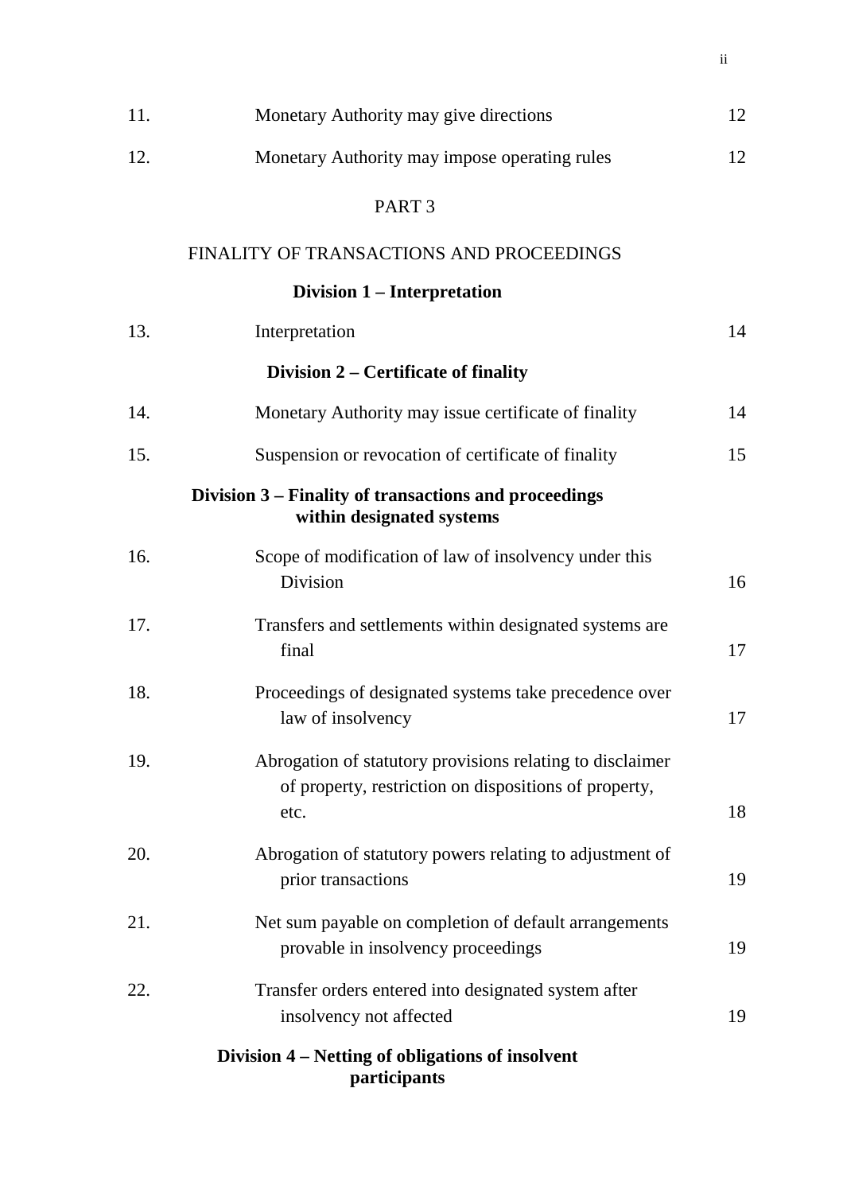| | | |
|---|---|---|
| 11. | Monetary Authority may give directions | 12 |
| 12. | Monetary Authority may impose operating rules | 12 |

## PART 3

## FINALITY OF TRANSACTIONS AND PROCEEDINGS

### Division 1 – Interpretation

| | | |
|---|---|---|
| 13. | Interpretation | 14 |

### Division 2 – Certificate of finality

| | | |
|---|---|---|
| 14. | Monetary Authority may issue certificate of finality | 14 |
| 15. | Suspension or revocation of certificate of finality | 15 |

### Division 3 – Finality of transactions and proceedings within designated systems

| | | |
|---|---|---|
| 16. | Scope of modification of law of insolvency under this Division | 16 |
| 17. | Transfers and settlements within designated systems are final | 17 |
| 18. | Proceedings of designated systems take precedence over law of insolvency | 17 |
| 19. | Abrogation of statutory provisions relating to disclaimer of property, restriction on dispositions of property, etc. | 18 |
| 20. | Abrogation of statutory powers relating to adjustment of prior transactions | 19 |
| 21. | Net sum payable on completion of default arrangements provable in insolvency proceedings | 19 |
| 22. | Transfer orders entered into designated system after insolvency not affected | 19 |

### Division 4 – Netting of obligations of insolvent participants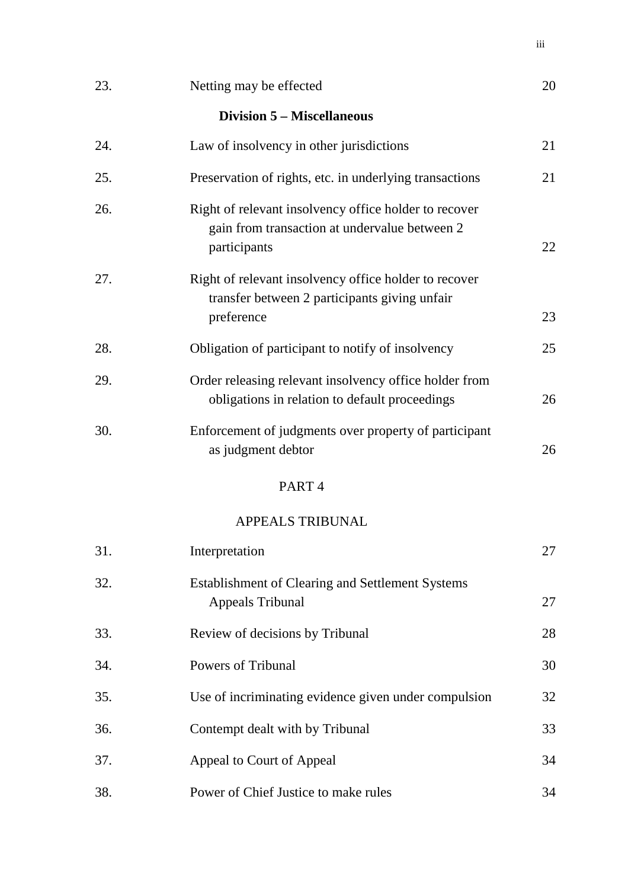| | | |
|---|---|---|
| 23. | Netting may be effected | 20 |

**Division 5 – Miscellaneous**

| | | |
|---|---|---|
| 24. | Law of insolvency in other jurisdictions | 21 |
| 25. | Preservation of rights, etc. in underlying transactions | 21 |
| 26. | Right of relevant insolvency office holder to recover gain from transaction at undervalue between 2 participants | 22 |
| 27. | Right of relevant insolvency office holder to recover transfer between 2 participants giving unfair preference | 23 |
| 28. | Obligation of participant to notify of insolvency | 25 |
| 29. | Order releasing relevant insolvency office holder from obligations in relation to default proceedings | 26 |
| 30. | Enforcement of judgments over property of participant as judgment debtor | 26 |

PART 4

APPEALS TRIBUNAL

| | | |
|---|---|---|
| 31. | Interpretation | 27 |
| 32. | Establishment of Clearing and Settlement Systems Appeals Tribunal | 27 |
| 33. | Review of decisions by Tribunal | 28 |
| 34. | Powers of Tribunal | 30 |
| 35. | Use of incriminating evidence given under compulsion | 32 |
| 36. | Contempt dealt with by Tribunal | 33 |
| 37. | Appeal to Court of Appeal | 34 |
| 38. | Power of Chief Justice to make rules | 34 |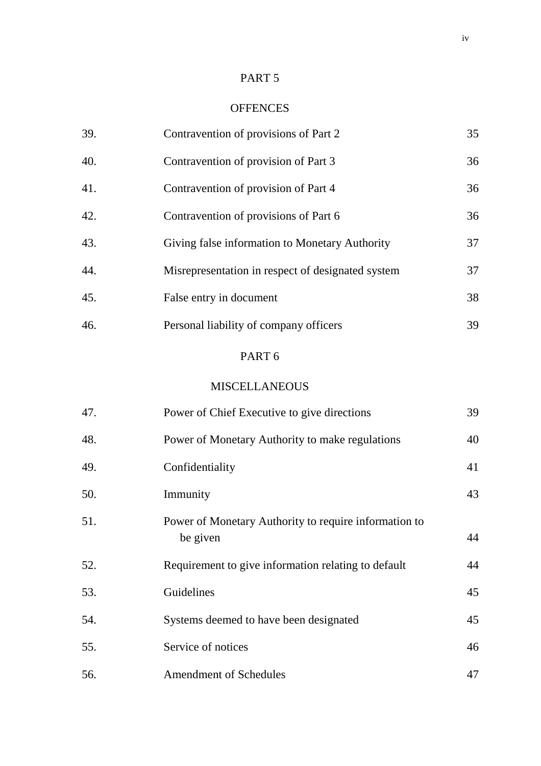## PART 5

## OFFENCES

| | | |
|---|---|---|
| 39. | Contravention of provisions of Part 2 | 35 |
| 40. | Contravention of provision of Part 3 | 36 |
| 41. | Contravention of provision of Part 4 | 36 |
| 42. | Contravention of provisions of Part 6 | 36 |
| 43. | Giving false information to Monetary Authority | 37 |
| 44. | Misrepresentation in respect of designated system | 37 |
| 45. | False entry in document | 38 |
| 46. | Personal liability of company officers | 39 |

## PART 6

## MISCELLANEOUS

| | | |
|---|---|---|
| 47. | Power of Chief Executive to give directions | 39 |
| 48. | Power of Monetary Authority to make regulations | 40 |
| 49. | Confidentiality | 41 |
| 50. | Immunity | 43 |
| 51. | Power of Monetary Authority to require information to be given | 44 |
| 52. | Requirement to give information relating to default | 44 |
| 53. | Guidelines | 45 |
| 54. | Systems deemed to have been designated | 45 |
| 55. | Service of notices | 46 |
| 56. | Amendment of Schedules | 47 |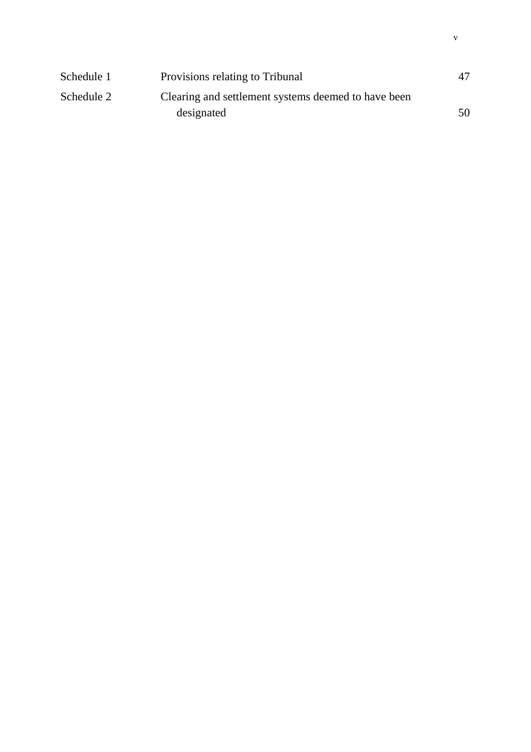| | | |
|---|---|---|
| Schedule 1 | Provisions relating to Tribunal | 47 |
| Schedule 2 | Clearing and settlement systems deemed to have been designated | 50 |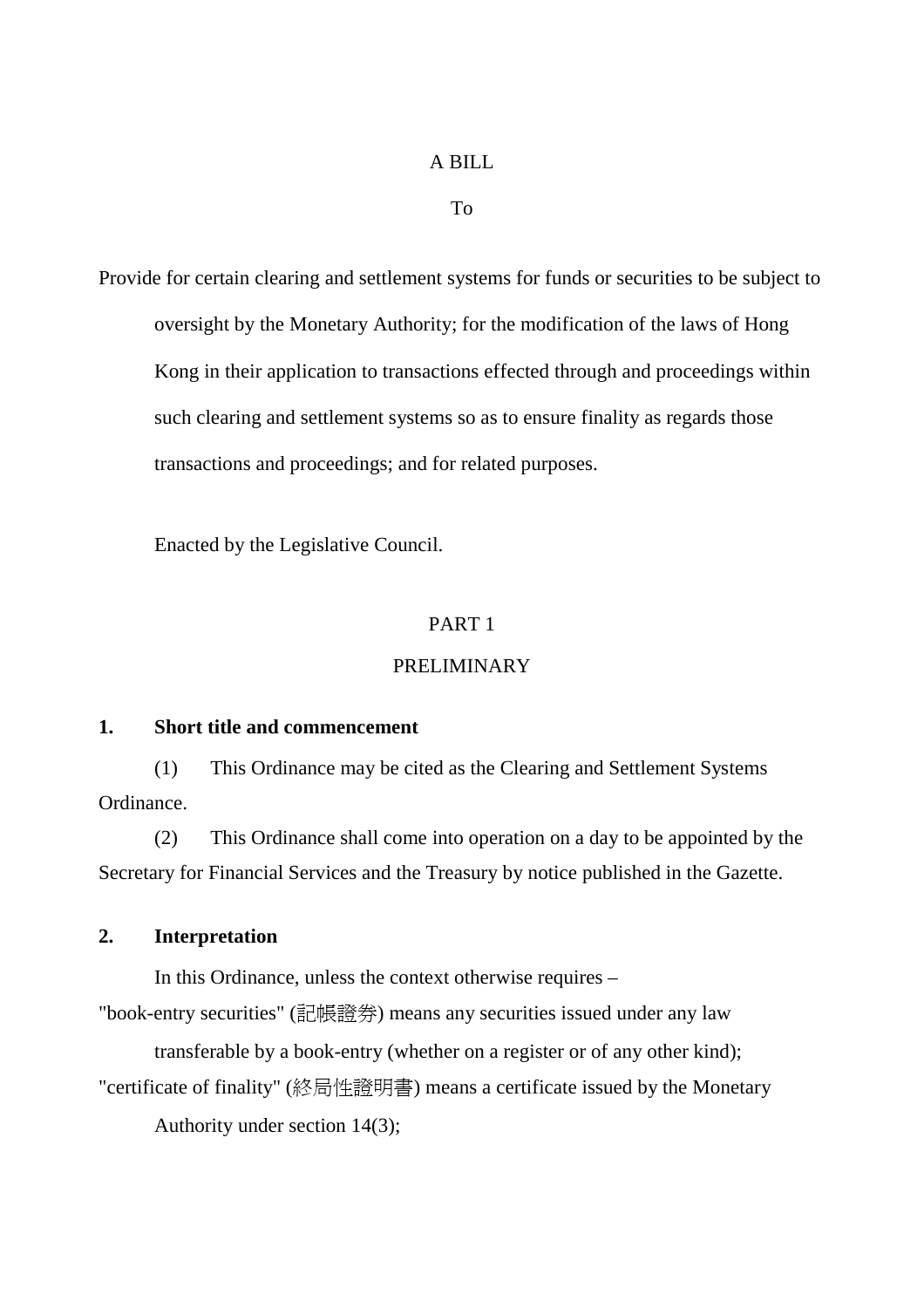A BILL

To

Provide for certain clearing and settlement systems for funds or securities to be subject to oversight by the Monetary Authority; for the modification of the laws of Hong Kong in their application to transactions effected through and proceedings within such clearing and settlement systems so as to ensure finality as regards those transactions and proceedings; and for related purposes.

Enacted by the Legislative Council.

PART 1

PRELIMINARY

**1. Short title and commencement**

(1) This Ordinance may be cited as the Clearing and Settlement Systems Ordinance.

(2) This Ordinance shall come into operation on a day to be appointed by the Secretary for Financial Services and the Treasury by notice published in the Gazette.

**2. Interpretation**

In this Ordinance, unless the context otherwise requires –

"book-entry securities" (記帳證券) means any securities issued under any law transferable by a book-entry (whether on a register or of any other kind);

"certificate of finality" (終局性證明書) means a certificate issued by the Monetary Authority under section 14(3);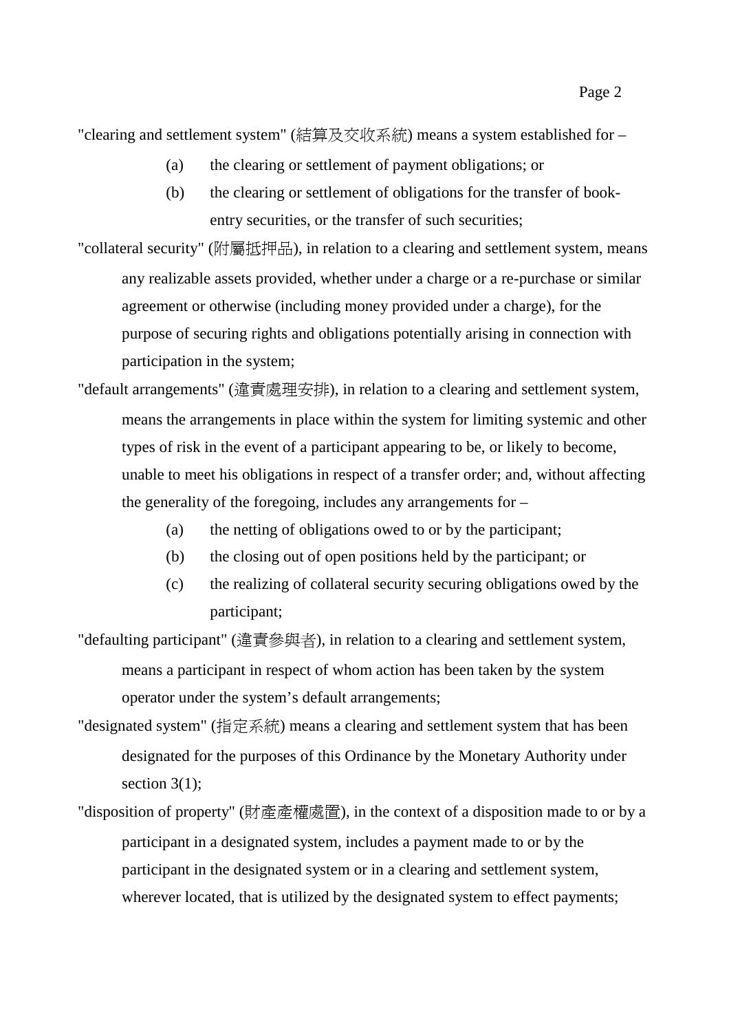"clearing and settlement system" (結算及交收系統) means a system established for –

(a) the clearing or settlement of payment obligations; or

(b) the clearing or settlement of obligations for the transfer of book-entry securities, or the transfer of such securities;

"collateral security" (附屬抵押品), in relation to a clearing and settlement system, means any realizable assets provided, whether under a charge or a re-purchase or similar agreement or otherwise (including money provided under a charge), for the purpose of securing rights and obligations potentially arising in connection with participation in the system;

"default arrangements" (違責處理安排), in relation to a clearing and settlement system, means the arrangements in place within the system for limiting systemic and other types of risk in the event of a participant appearing to be, or likely to become, unable to meet his obligations in respect of a transfer order; and, without affecting the generality of the foregoing, includes any arrangements for –

(a) the netting of obligations owed to or by the participant;

(b) the closing out of open positions held by the participant; or

(c) the realizing of collateral security securing obligations owed by the participant;

"defaulting participant" (違責參與者), in relation to a clearing and settlement system, means a participant in respect of whom action has been taken by the system operator under the system's default arrangements;

"designated system" (指定系統) means a clearing and settlement system that has been designated for the purposes of this Ordinance by the Monetary Authority under section 3(1);

"disposition of property" (財產產權處置), in the context of a disposition made to or by a participant in a designated system, includes a payment made to or by the participant in the designated system or in a clearing and settlement system, wherever located, that is utilized by the designated system to effect payments;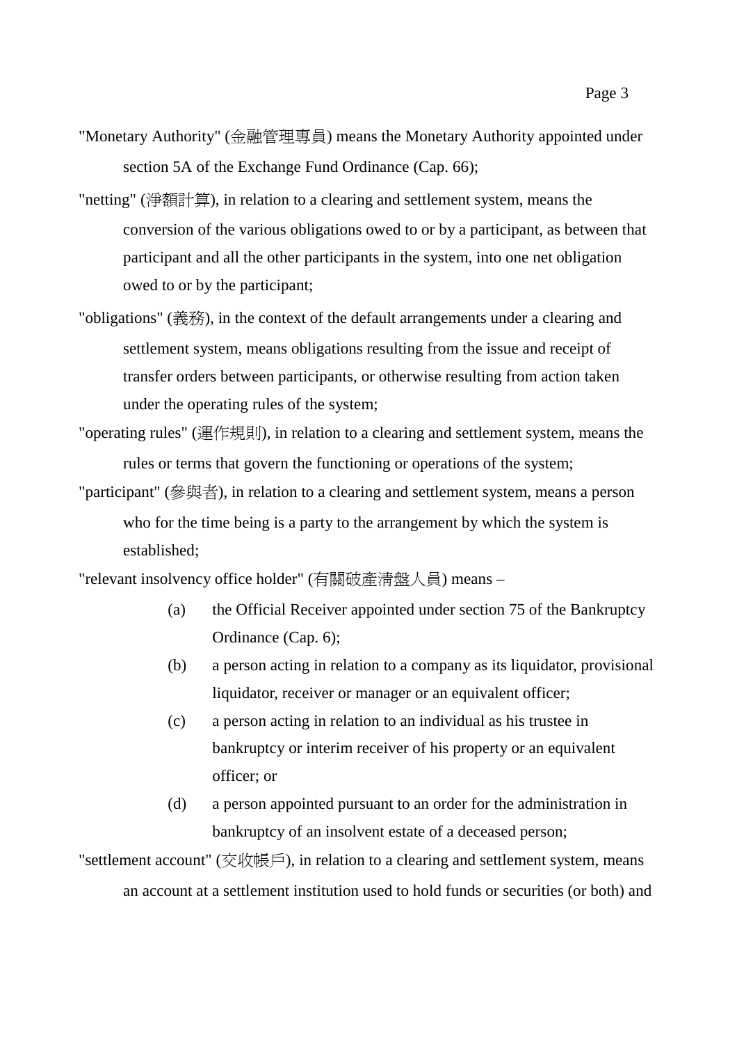"Monetary Authority" (金融管理專員) means the Monetary Authority appointed under section 5A of the Exchange Fund Ordinance (Cap. 66);

"netting" (淨額計算), in relation to a clearing and settlement system, means the conversion of the various obligations owed to or by a participant, as between that participant and all the other participants in the system, into one net obligation owed to or by the participant;

"obligations" (義務), in the context of the default arrangements under a clearing and settlement system, means obligations resulting from the issue and receipt of transfer orders between participants, or otherwise resulting from action taken under the operating rules of the system;

"operating rules" (運作規則), in relation to a clearing and settlement system, means the rules or terms that govern the functioning or operations of the system;

"participant" (參與者), in relation to a clearing and settlement system, means a person who for the time being is a party to the arrangement by which the system is established;

"relevant insolvency office holder" (有關破產清盤人員) means –

(a) the Official Receiver appointed under section 75 of the Bankruptcy Ordinance (Cap. 6);

(b) a person acting in relation to a company as its liquidator, provisional liquidator, receiver or manager or an equivalent officer;

(c) a person acting in relation to an individual as his trustee in bankruptcy or interim receiver of his property or an equivalent officer; or

(d) a person appointed pursuant to an order for the administration in bankruptcy of an insolvent estate of a deceased person;

"settlement account" (交收帳戶), in relation to a clearing and settlement system, means an account at a settlement institution used to hold funds or securities (or both) and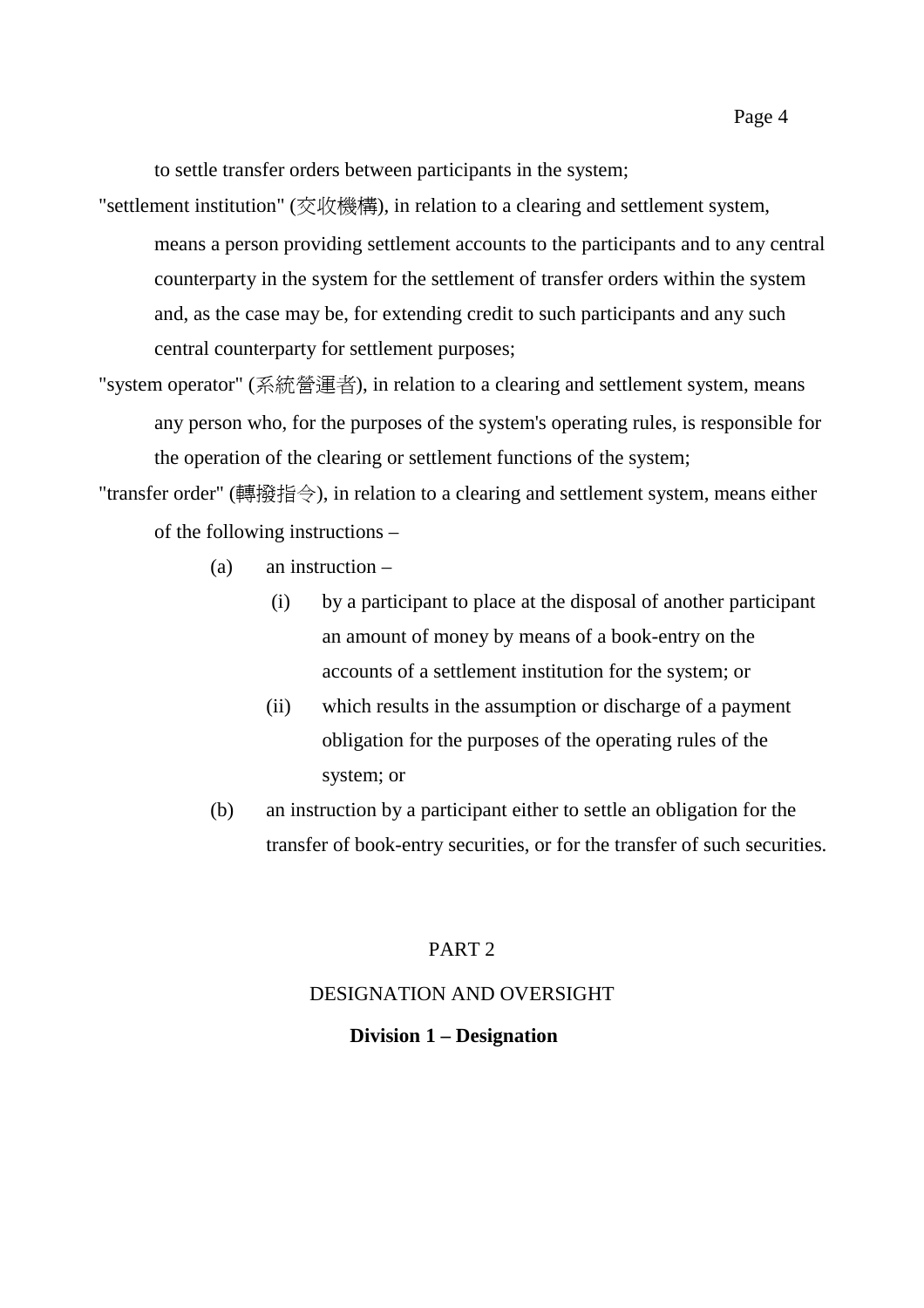to settle transfer orders between participants in the system;

"settlement institution" (交收機構), in relation to a clearing and settlement system, means a person providing settlement accounts to the participants and to any central counterparty in the system for the settlement of transfer orders within the system and, as the case may be, for extending credit to such participants and any such central counterparty for settlement purposes;

"system operator" (系統營運者), in relation to a clearing and settlement system, means any person who, for the purposes of the system's operating rules, is responsible for the operation of the clearing or settlement functions of the system;

"transfer order" (轉撥指令), in relation to a clearing and settlement system, means either of the following instructions –

- (a) an instruction –
  - (i) by a participant to place at the disposal of another participant an amount of money by means of a book-entry on the accounts of a settlement institution for the system; or
  - (ii) which results in the assumption or discharge of a payment obligation for the purposes of the operating rules of the system; or
- (b) an instruction by a participant either to settle an obligation for the transfer of book-entry securities, or for the transfer of such securities.

# PART 2

# DESIGNATION AND OVERSIGHT

## Division 1 – Designation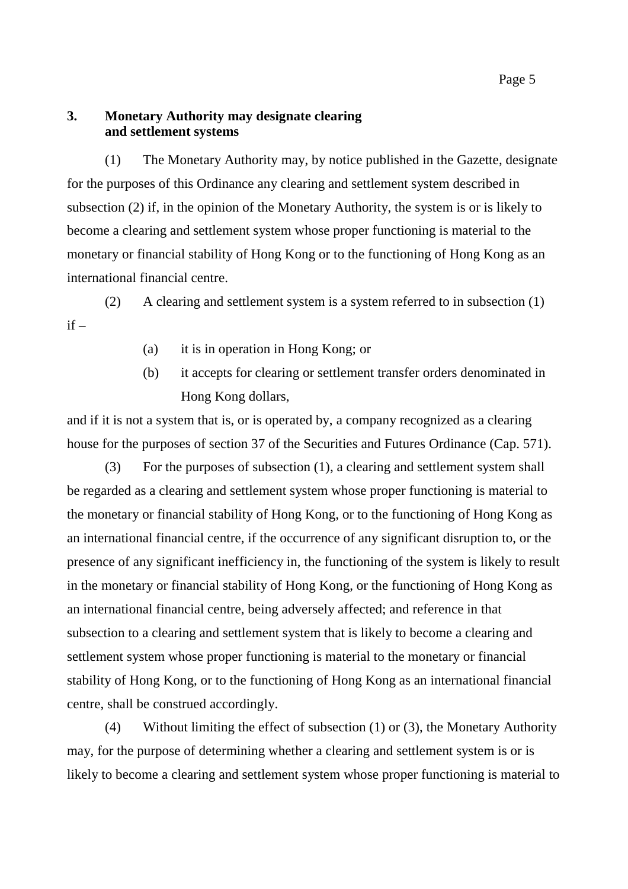**3. Monetary Authority may designate clearing and settlement systems**

(1) The Monetary Authority may, by notice published in the Gazette, designate for the purposes of this Ordinance any clearing and settlement system described in subsection (2) if, in the opinion of the Monetary Authority, the system is or is likely to become a clearing and settlement system whose proper functioning is material to the monetary or financial stability of Hong Kong or to the functioning of Hong Kong as an international financial centre.

(2) A clearing and settlement system is a system referred to in subsection (1) if –

- (a) it is in operation in Hong Kong; or
- (b) it accepts for clearing or settlement transfer orders denominated in Hong Kong dollars,

and if it is not a system that is, or is operated by, a company recognized as a clearing house for the purposes of section 37 of the Securities and Futures Ordinance (Cap. 571).

(3) For the purposes of subsection (1), a clearing and settlement system shall be regarded as a clearing and settlement system whose proper functioning is material to the monetary or financial stability of Hong Kong, or to the functioning of Hong Kong as an international financial centre, if the occurrence of any significant disruption to, or the presence of any significant inefficiency in, the functioning of the system is likely to result in the monetary or financial stability of Hong Kong, or the functioning of Hong Kong as an international financial centre, being adversely affected; and reference in that subsection to a clearing and settlement system that is likely to become a clearing and settlement system whose proper functioning is material to the monetary or financial stability of Hong Kong, or to the functioning of Hong Kong as an international financial centre, shall be construed accordingly.

(4) Without limiting the effect of subsection (1) or (3), the Monetary Authority may, for the purpose of determining whether a clearing and settlement system is or is likely to become a clearing and settlement system whose proper functioning is material to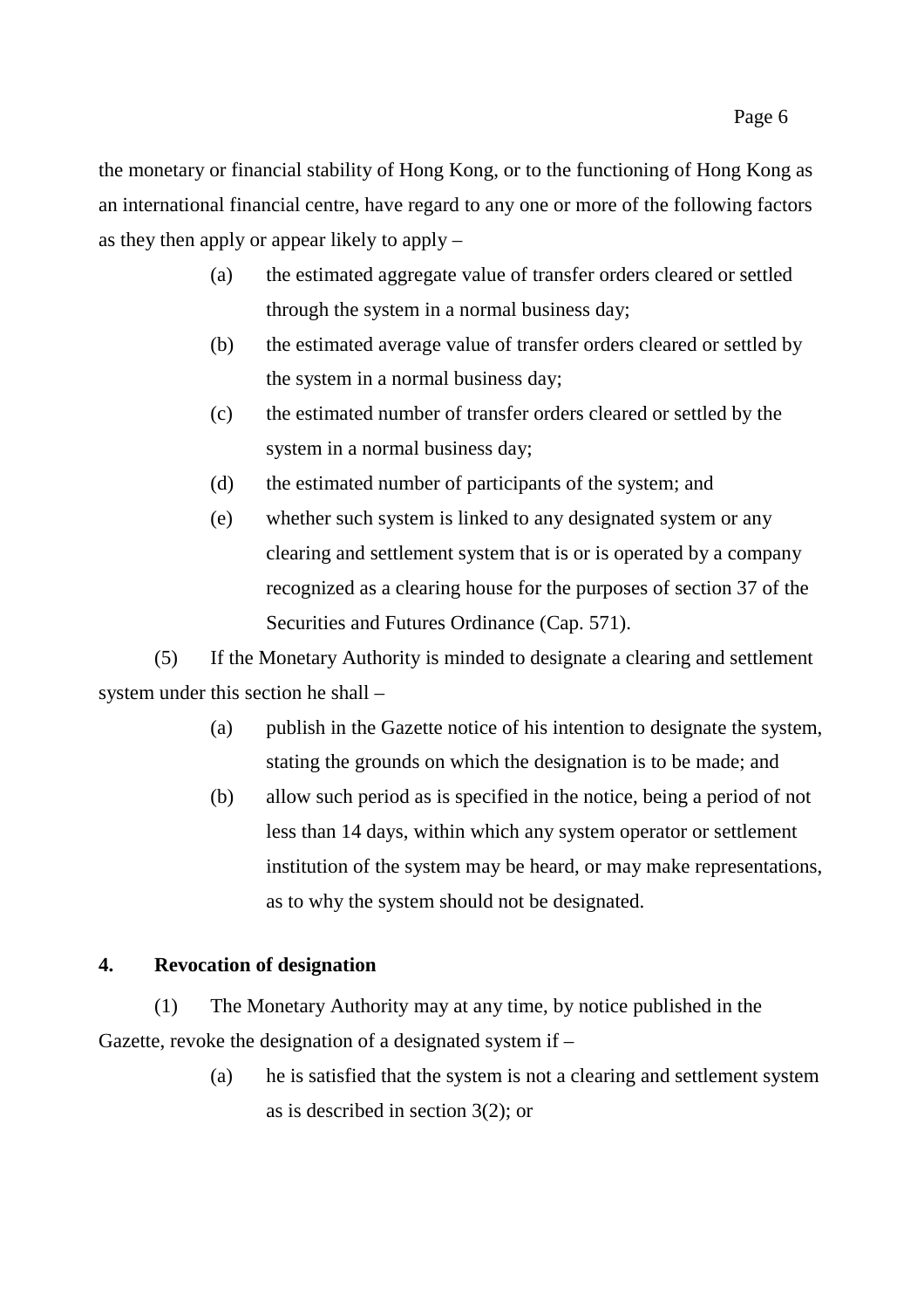the monetary or financial stability of Hong Kong, or to the functioning of Hong Kong as an international financial centre, have regard to any one or more of the following factors as they then apply or appear likely to apply –

(a) the estimated aggregate value of transfer orders cleared or settled through the system in a normal business day;

(b) the estimated average value of transfer orders cleared or settled by the system in a normal business day;

(c) the estimated number of transfer orders cleared or settled by the system in a normal business day;

(d) the estimated number of participants of the system; and

(e) whether such system is linked to any designated system or any clearing and settlement system that is or is operated by a company recognized as a clearing house for the purposes of section 37 of the Securities and Futures Ordinance (Cap. 571).

(5) If the Monetary Authority is minded to designate a clearing and settlement system under this section he shall –

(a) publish in the Gazette notice of his intention to designate the system, stating the grounds on which the designation is to be made; and

(b) allow such period as is specified in the notice, being a period of not less than 14 days, within which any system operator or settlement institution of the system may be heard, or may make representations, as to why the system should not be designated.

**4. Revocation of designation**

(1) The Monetary Authority may at any time, by notice published in the Gazette, revoke the designation of a designated system if –

(a) he is satisfied that the system is not a clearing and settlement system as is described in section 3(2); or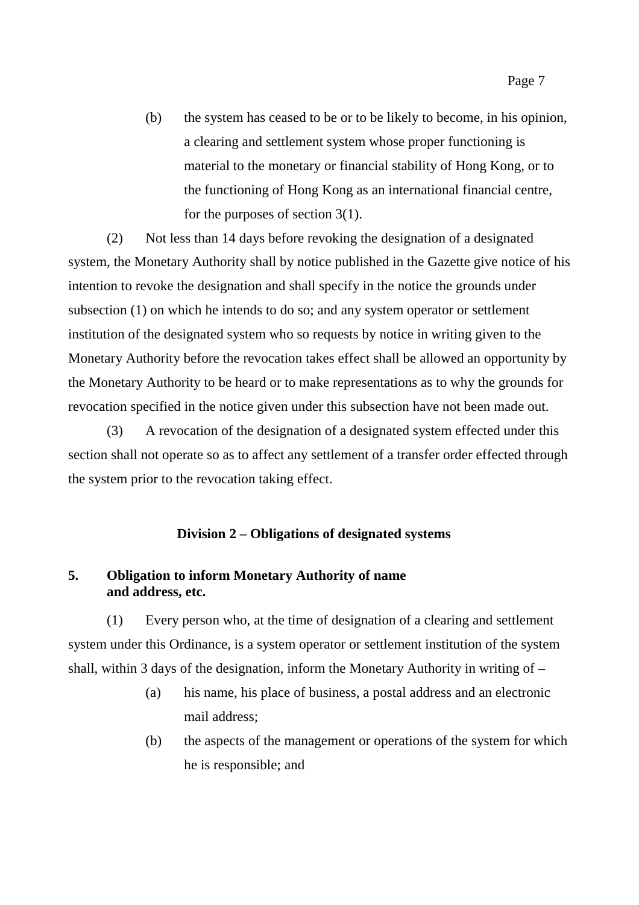(b) the system has ceased to be or to be likely to become, in his opinion, a clearing and settlement system whose proper functioning is material to the monetary or financial stability of Hong Kong, or to the functioning of Hong Kong as an international financial centre, for the purposes of section 3(1).

(2) Not less than 14 days before revoking the designation of a designated system, the Monetary Authority shall by notice published in the Gazette give notice of his intention to revoke the designation and shall specify in the notice the grounds under subsection (1) on which he intends to do so; and any system operator or settlement institution of the designated system who so requests by notice in writing given to the Monetary Authority before the revocation takes effect shall be allowed an opportunity by the Monetary Authority to be heard or to make representations as to why the grounds for revocation specified in the notice given under this subsection have not been made out.

(3) A revocation of the designation of a designated system effected under this section shall not operate so as to affect any settlement of a transfer order effected through the system prior to the revocation taking effect.

## Division 2 – Obligations of designated systems

### 5. Obligation to inform Monetary Authority of name and address, etc.

(1) Every person who, at the time of designation of a clearing and settlement system under this Ordinance, is a system operator or settlement institution of the system shall, within 3 days of the designation, inform the Monetary Authority in writing of –

(a) his name, his place of business, a postal address and an electronic mail address;

(b) the aspects of the management or operations of the system for which he is responsible; and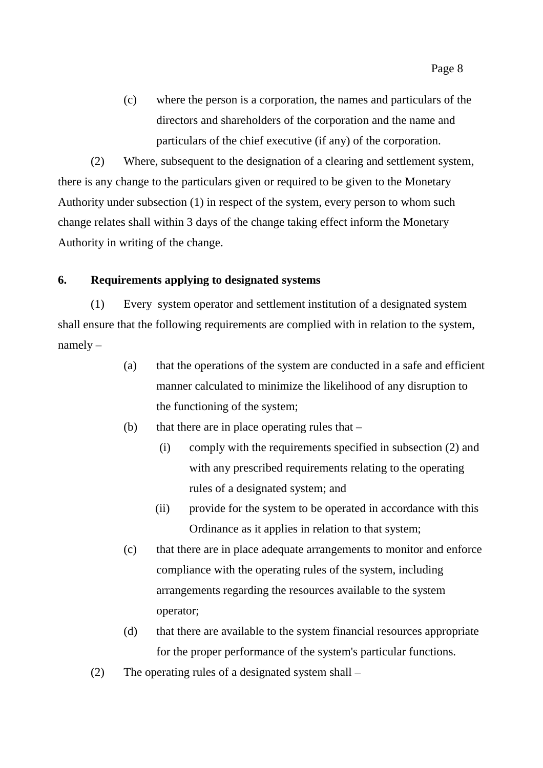(c) where the person is a corporation, the names and particulars of the directors and shareholders of the corporation and the name and particulars of the chief executive (if any) of the corporation.

(2) Where, subsequent to the designation of a clearing and settlement system, there is any change to the particulars given or required to be given to the Monetary Authority under subsection (1) in respect of the system, every person to whom such change relates shall within 3 days of the change taking effect inform the Monetary Authority in writing of the change.

**6. Requirements applying to designated systems**

(1) Every system operator and settlement institution of a designated system shall ensure that the following requirements are complied with in relation to the system, namely –

(a) that the operations of the system are conducted in a safe and efficient manner calculated to minimize the likelihood of any disruption to the functioning of the system;

(b) that there are in place operating rules that –

(i) comply with the requirements specified in subsection (2) and with any prescribed requirements relating to the operating rules of a designated system; and

(ii) provide for the system to be operated in accordance with this Ordinance as it applies in relation to that system;

(c) that there are in place adequate arrangements to monitor and enforce compliance with the operating rules of the system, including arrangements regarding the resources available to the system operator;

(d) that there are available to the system financial resources appropriate for the proper performance of the system's particular functions.

(2) The operating rules of a designated system shall –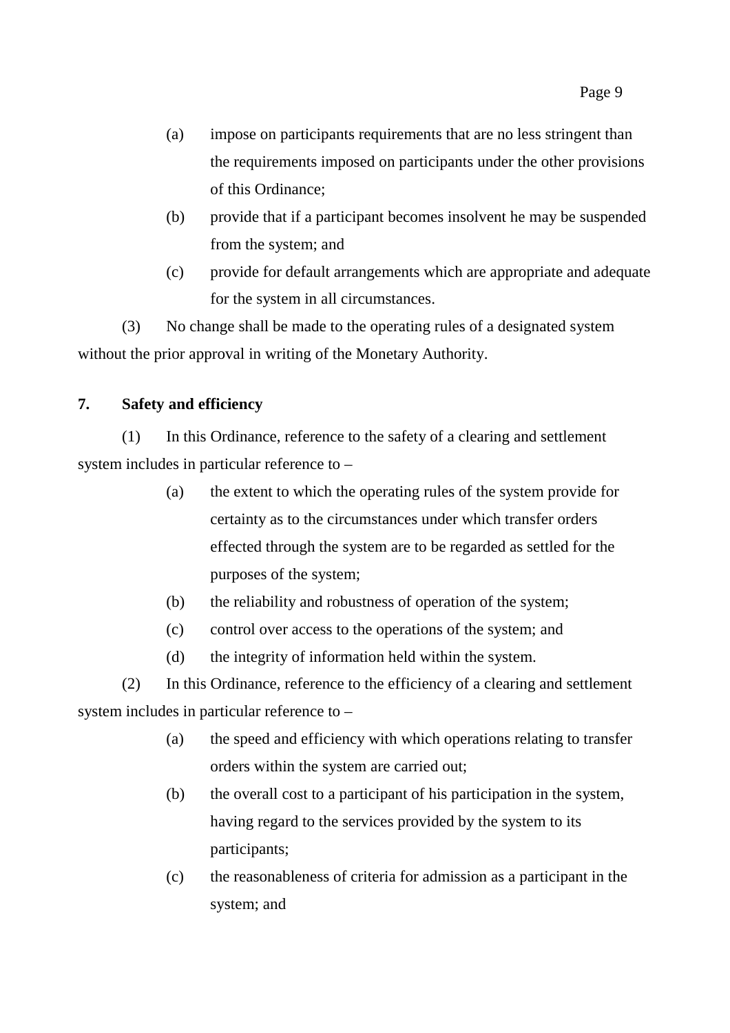(a) impose on participants requirements that are no less stringent than the requirements imposed on participants under the other provisions of this Ordinance;

(b) provide that if a participant becomes insolvent he may be suspended from the system; and

(c) provide for default arrangements which are appropriate and adequate for the system in all circumstances.

(3) No change shall be made to the operating rules of a designated system without the prior approval in writing of the Monetary Authority.

**7. Safety and efficiency**

(1) In this Ordinance, reference to the safety of a clearing and settlement system includes in particular reference to –

(a) the extent to which the operating rules of the system provide for certainty as to the circumstances under which transfer orders effected through the system are to be regarded as settled for the purposes of the system;

(b) the reliability and robustness of operation of the system;

(c) control over access to the operations of the system; and

(d) the integrity of information held within the system.

(2) In this Ordinance, reference to the efficiency of a clearing and settlement system includes in particular reference to –

(a) the speed and efficiency with which operations relating to transfer orders within the system are carried out;

(b) the overall cost to a participant of his participation in the system, having regard to the services provided by the system to its participants;

(c) the reasonableness of criteria for admission as a participant in the system; and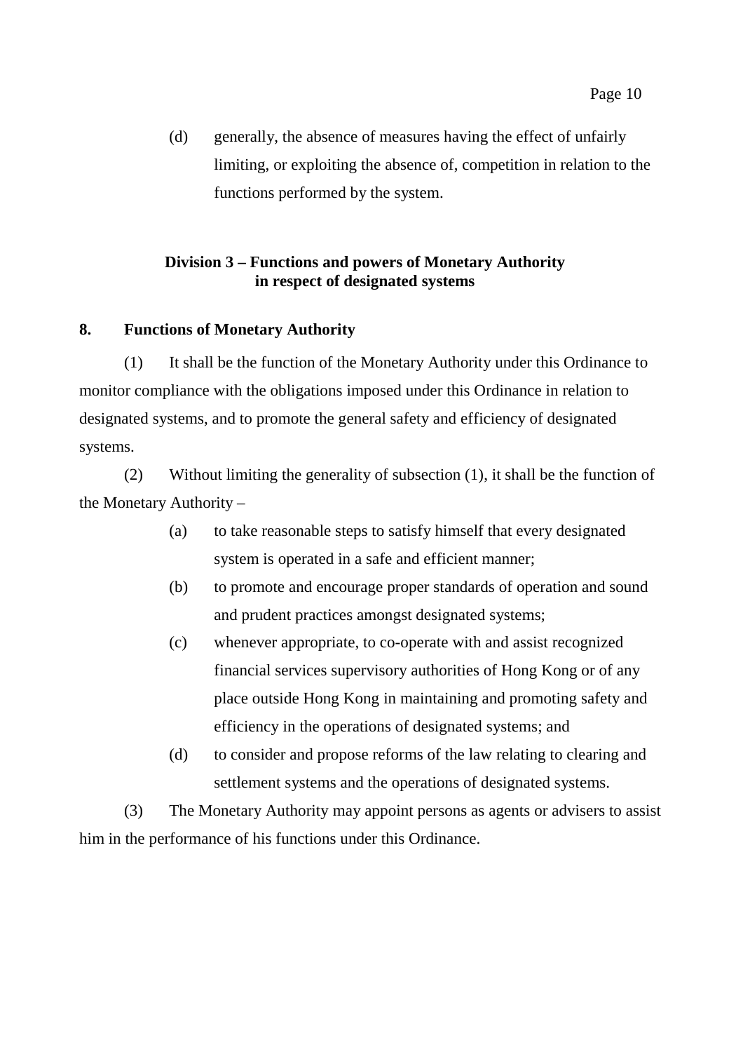(d) generally, the absence of measures having the effect of unfairly limiting, or exploiting the absence of, competition in relation to the functions performed by the system.

## Division 3 – Functions and powers of Monetary Authority in respect of designated systems

### 8. Functions of Monetary Authority

(1) It shall be the function of the Monetary Authority under this Ordinance to monitor compliance with the obligations imposed under this Ordinance in relation to designated systems, and to promote the general safety and efficiency of designated systems.

(2) Without limiting the generality of subsection (1), it shall be the function of the Monetary Authority –

(a) to take reasonable steps to satisfy himself that every designated system is operated in a safe and efficient manner;

(b) to promote and encourage proper standards of operation and sound and prudent practices amongst designated systems;

(c) whenever appropriate, to co-operate with and assist recognized financial services supervisory authorities of Hong Kong or of any place outside Hong Kong in maintaining and promoting safety and efficiency in the operations of designated systems; and

(d) to consider and propose reforms of the law relating to clearing and settlement systems and the operations of designated systems.

(3) The Monetary Authority may appoint persons as agents or advisers to assist him in the performance of his functions under this Ordinance.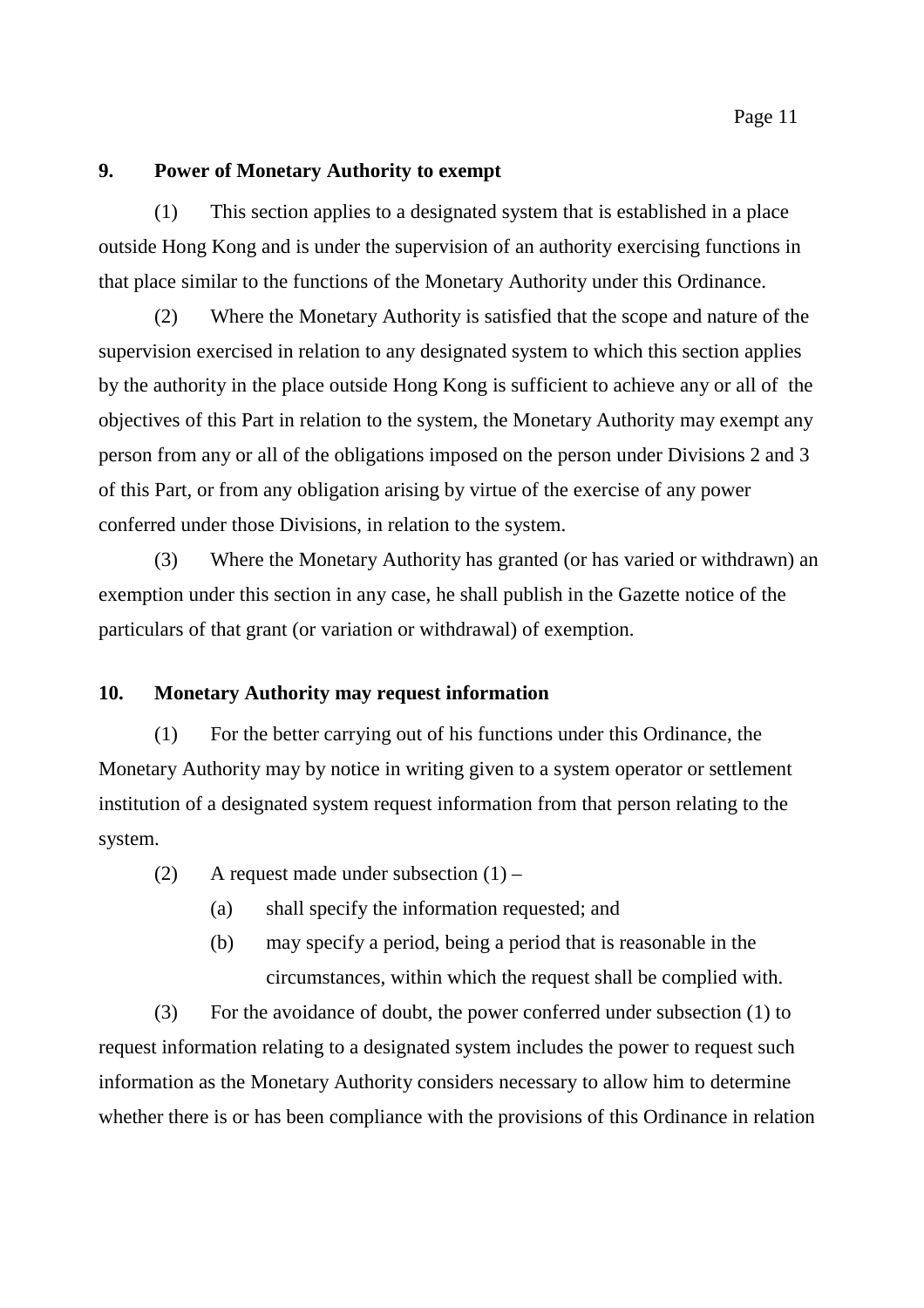**9. Power of Monetary Authority to exempt**

(1) This section applies to a designated system that is established in a place outside Hong Kong and is under the supervision of an authority exercising functions in that place similar to the functions of the Monetary Authority under this Ordinance.

(2) Where the Monetary Authority is satisfied that the scope and nature of the supervision exercised in relation to any designated system to which this section applies by the authority in the place outside Hong Kong is sufficient to achieve any or all of the objectives of this Part in relation to the system, the Monetary Authority may exempt any person from any or all of the obligations imposed on the person under Divisions 2 and 3 of this Part, or from any obligation arising by virtue of the exercise of any power conferred under those Divisions, in relation to the system.

(3) Where the Monetary Authority has granted (or has varied or withdrawn) an exemption under this section in any case, he shall publish in the Gazette notice of the particulars of that grant (or variation or withdrawal) of exemption.

**10. Monetary Authority may request information**

(1) For the better carrying out of his functions under this Ordinance, the Monetary Authority may by notice in writing given to a system operator or settlement institution of a designated system request information from that person relating to the system.

(2) A request made under subsection (1) –

- (a) shall specify the information requested; and
- (b) may specify a period, being a period that is reasonable in the circumstances, within which the request shall be complied with.

(3) For the avoidance of doubt, the power conferred under subsection (1) to request information relating to a designated system includes the power to request such information as the Monetary Authority considers necessary to allow him to determine whether there is or has been compliance with the provisions of this Ordinance in relation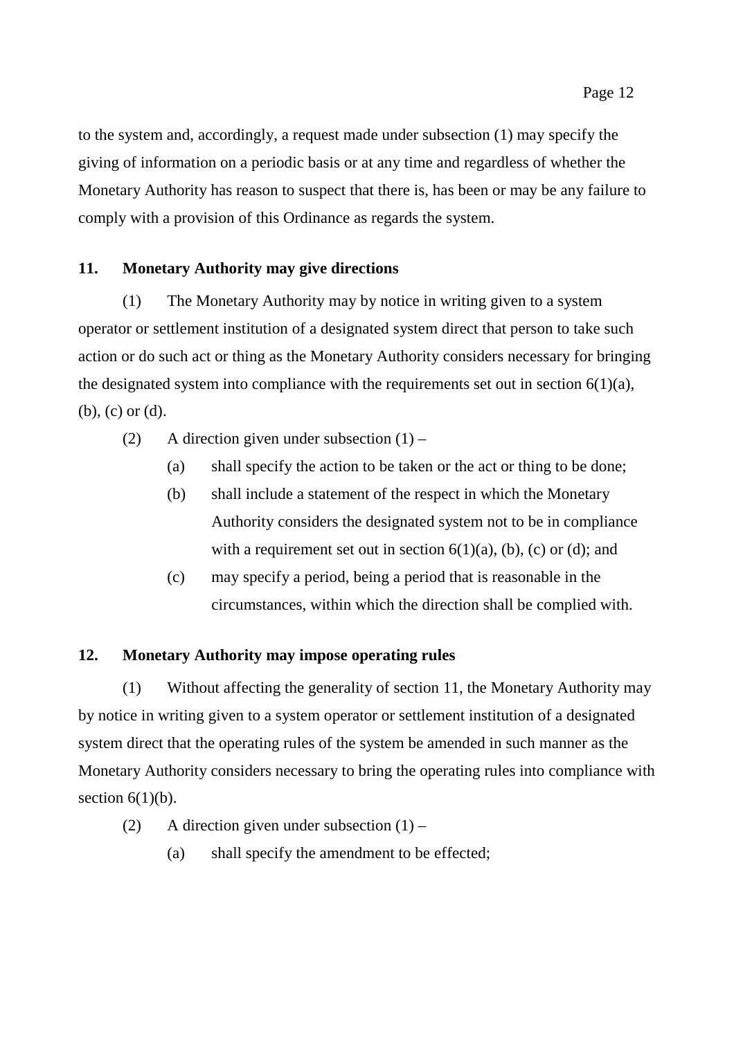to the system and, accordingly, a request made under subsection (1) may specify the giving of information on a periodic basis or at any time and regardless of whether the Monetary Authority has reason to suspect that there is, has been or may be any failure to comply with a provision of this Ordinance as regards the system.

### 11. Monetary Authority may give directions

(1) The Monetary Authority may by notice in writing given to a system operator or settlement institution of a designated system direct that person to take such action or do such act or thing as the Monetary Authority considers necessary for bringing the designated system into compliance with the requirements set out in section 6(1)(a), (b), (c) or (d).

(2) A direction given under subsection (1) –

- (a) shall specify the action to be taken or the act or thing to be done;
- (b) shall include a statement of the respect in which the Monetary Authority considers the designated system not to be in compliance with a requirement set out in section 6(1)(a), (b), (c) or (d); and
- (c) may specify a period, being a period that is reasonable in the circumstances, within which the direction shall be complied with.

### 12. Monetary Authority may impose operating rules

(1) Without affecting the generality of section 11, the Monetary Authority may by notice in writing given to a system operator or settlement institution of a designated system direct that the operating rules of the system be amended in such manner as the Monetary Authority considers necessary to bring the operating rules into compliance with section 6(1)(b).

(2) A direction given under subsection (1) –

- (a) shall specify the amendment to be effected;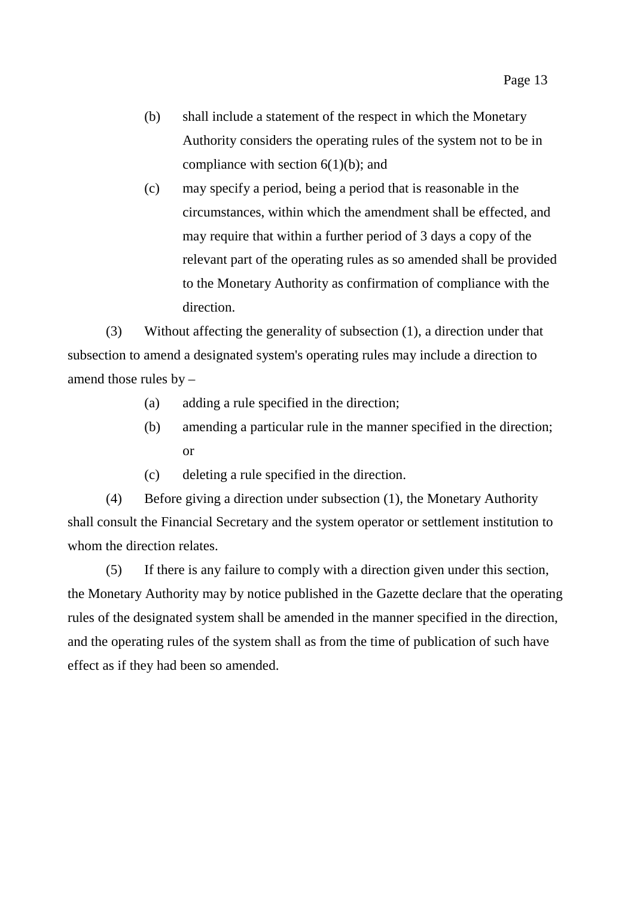(b) shall include a statement of the respect in which the Monetary Authority considers the operating rules of the system not to be in compliance with section 6(1)(b); and

(c) may specify a period, being a period that is reasonable in the circumstances, within which the amendment shall be effected, and may require that within a further period of 3 days a copy of the relevant part of the operating rules as so amended shall be provided to the Monetary Authority as confirmation of compliance with the direction.

(3) Without affecting the generality of subsection (1), a direction under that subsection to amend a designated system's operating rules may include a direction to amend those rules by –

(a) adding a rule specified in the direction;

(b) amending a particular rule in the manner specified in the direction; or

(c) deleting a rule specified in the direction.

(4) Before giving a direction under subsection (1), the Monetary Authority shall consult the Financial Secretary and the system operator or settlement institution to whom the direction relates.

(5) If there is any failure to comply with a direction given under this section, the Monetary Authority may by notice published in the Gazette declare that the operating rules of the designated system shall be amended in the manner specified in the direction, and the operating rules of the system shall as from the time of publication of such have effect as if they had been so amended.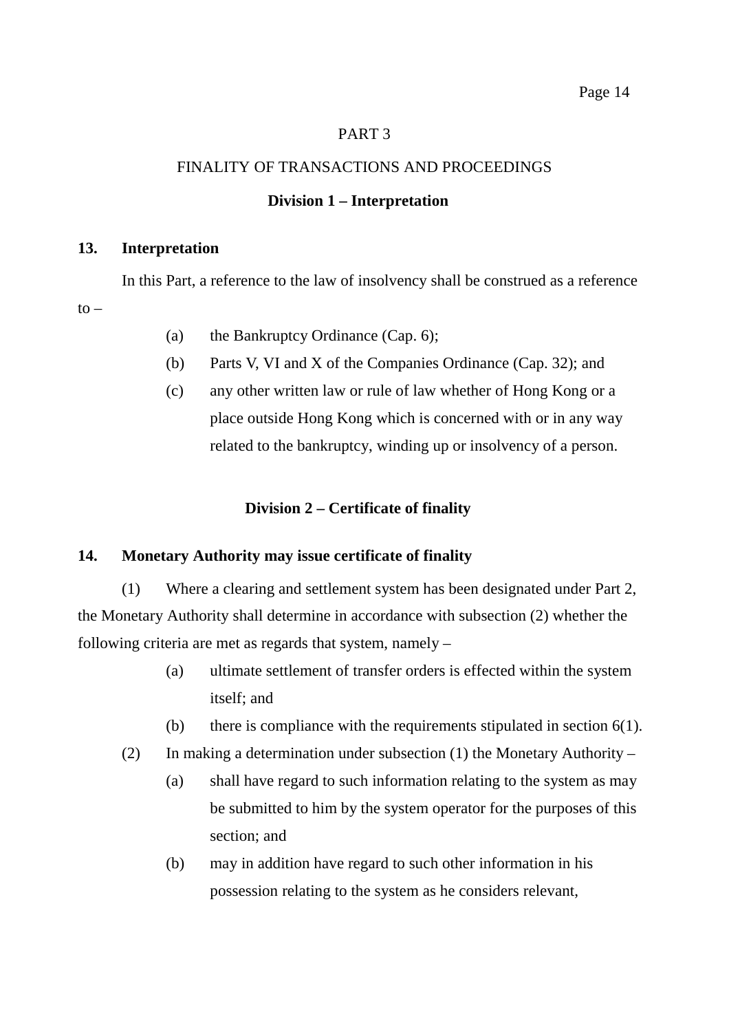## PART 3

## FINALITY OF TRANSACTIONS AND PROCEEDINGS

### Division 1 – Interpretation

**13. Interpretation**

In this Part, a reference to the law of insolvency shall be construed as a reference to –

(a) the Bankruptcy Ordinance (Cap. 6);

(b) Parts V, VI and X of the Companies Ordinance (Cap. 32); and

(c) any other written law or rule of law whether of Hong Kong or a place outside Hong Kong which is concerned with or in any way related to the bankruptcy, winding up or insolvency of a person.

### Division 2 – Certificate of finality

**14. Monetary Authority may issue certificate of finality**

(1) Where a clearing and settlement system has been designated under Part 2, the Monetary Authority shall determine in accordance with subsection (2) whether the following criteria are met as regards that system, namely –

(a) ultimate settlement of transfer orders is effected within the system itself; and

(b) there is compliance with the requirements stipulated in section 6(1).

(2) In making a determination under subsection (1) the Monetary Authority –

(a) shall have regard to such information relating to the system as may be submitted to him by the system operator for the purposes of this section; and

(b) may in addition have regard to such other information in his possession relating to the system as he considers relevant,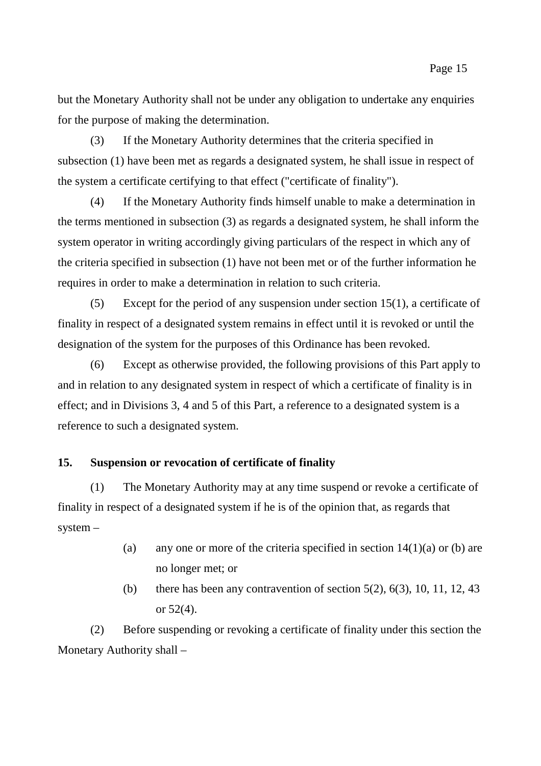but the Monetary Authority shall not be under any obligation to undertake any enquiries for the purpose of making the determination.

(3) If the Monetary Authority determines that the criteria specified in subsection (1) have been met as regards a designated system, he shall issue in respect of the system a certificate certifying to that effect ("certificate of finality").

(4) If the Monetary Authority finds himself unable to make a determination in the terms mentioned in subsection (3) as regards a designated system, he shall inform the system operator in writing accordingly giving particulars of the respect in which any of the criteria specified in subsection (1) have not been met or of the further information he requires in order to make a determination in relation to such criteria.

(5) Except for the period of any suspension under section 15(1), a certificate of finality in respect of a designated system remains in effect until it is revoked or until the designation of the system for the purposes of this Ordinance has been revoked.

(6) Except as otherwise provided, the following provisions of this Part apply to and in relation to any designated system in respect of which a certificate of finality is in effect; and in Divisions 3, 4 and 5 of this Part, a reference to a designated system is a reference to such a designated system.

**15. Suspension or revocation of certificate of finality**

(1) The Monetary Authority may at any time suspend or revoke a certificate of finality in respect of a designated system if he is of the opinion that, as regards that system –

- (a) any one or more of the criteria specified in section 14(1)(a) or (b) are no longer met; or
- (b) there has been any contravention of section 5(2), 6(3), 10, 11, 12, 43 or 52(4).

(2) Before suspending or revoking a certificate of finality under this section the Monetary Authority shall –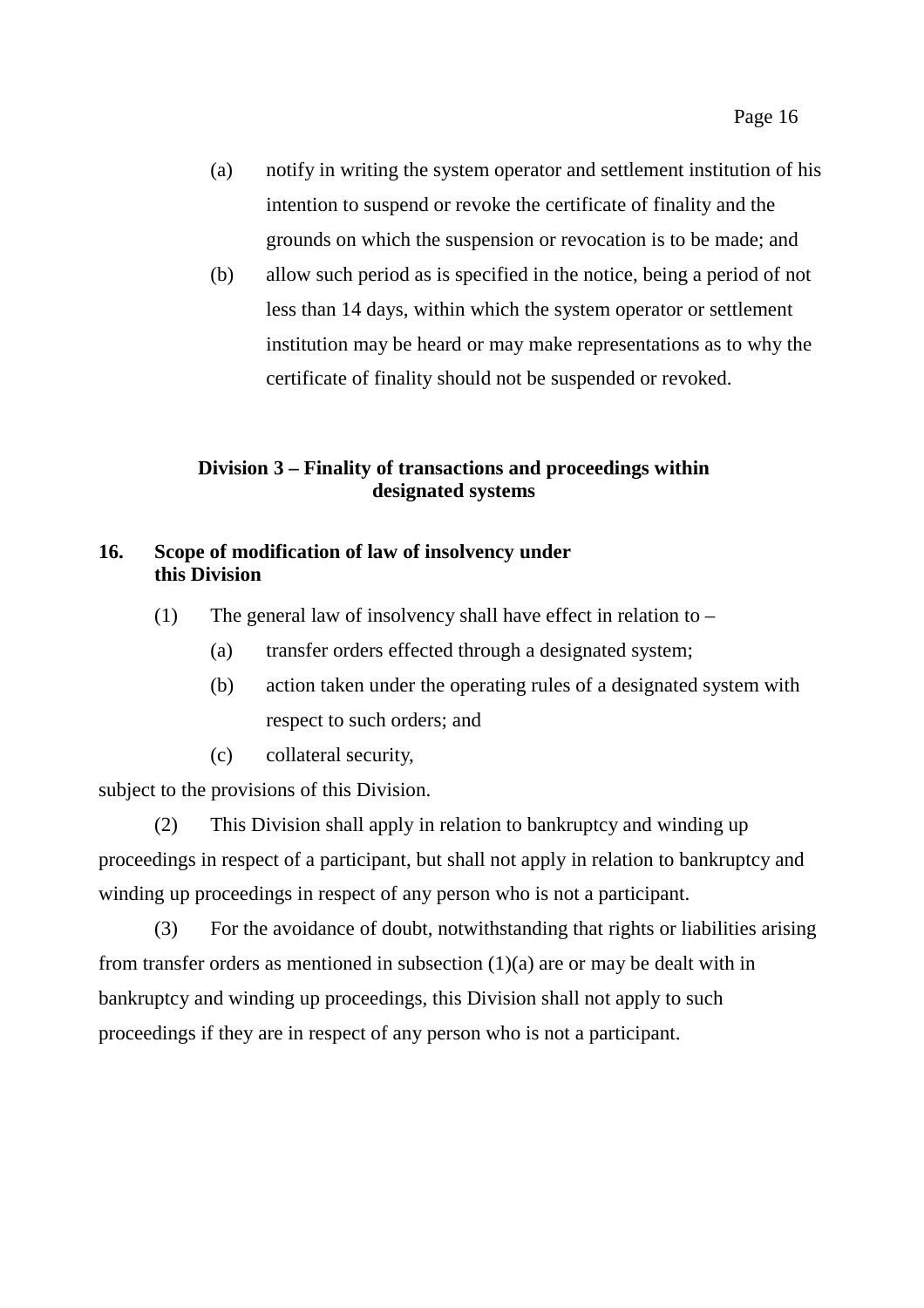(a) notify in writing the system operator and settlement institution of his intention to suspend or revoke the certificate of finality and the grounds on which the suspension or revocation is to be made; and

(b) allow such period as is specified in the notice, being a period of not less than 14 days, within which the system operator or settlement institution may be heard or may make representations as to why the certificate of finality should not be suspended or revoked.

## Division 3 – Finality of transactions and proceedings within designated systems

### 16. Scope of modification of law of insolvency under this Division

(1) The general law of insolvency shall have effect in relation to –

(a) transfer orders effected through a designated system;

(b) action taken under the operating rules of a designated system with respect to such orders; and

(c) collateral security,

subject to the provisions of this Division.

(2) This Division shall apply in relation to bankruptcy and winding up proceedings in respect of a participant, but shall not apply in relation to bankruptcy and winding up proceedings in respect of any person who is not a participant.

(3) For the avoidance of doubt, notwithstanding that rights or liabilities arising from transfer orders as mentioned in subsection (1)(a) are or may be dealt with in bankruptcy and winding up proceedings, this Division shall not apply to such proceedings if they are in respect of any person who is not a participant.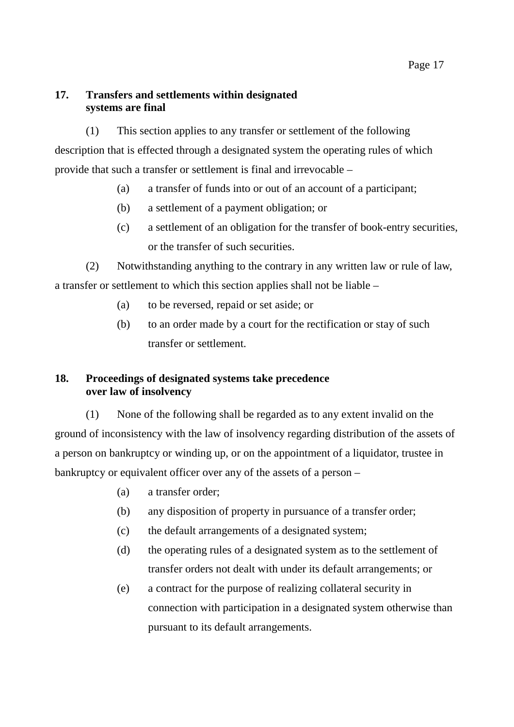### 17. Transfers and settlements within designated systems are final

(1) This section applies to any transfer or settlement of the following description that is effected through a designated system the operating rules of which provide that such a transfer or settlement is final and irrevocable –

- (a) a transfer of funds into or out of an account of a participant;
- (b) a settlement of a payment obligation; or
- (c) a settlement of an obligation for the transfer of book-entry securities, or the transfer of such securities.

(2) Notwithstanding anything to the contrary in any written law or rule of law, a transfer or settlement to which this section applies shall not be liable –

- (a) to be reversed, repaid or set aside; or
- (b) to an order made by a court for the rectification or stay of such transfer or settlement.

### 18. Proceedings of designated systems take precedence over law of insolvency

(1) None of the following shall be regarded as to any extent invalid on the ground of inconsistency with the law of insolvency regarding distribution of the assets of a person on bankruptcy or winding up, or on the appointment of a liquidator, trustee in bankruptcy or equivalent officer over any of the assets of a person –

- (a) a transfer order;
- (b) any disposition of property in pursuance of a transfer order;
- (c) the default arrangements of a designated system;
- (d) the operating rules of a designated system as to the settlement of transfer orders not dealt with under its default arrangements; or
- (e) a contract for the purpose of realizing collateral security in connection with participation in a designated system otherwise than pursuant to its default arrangements.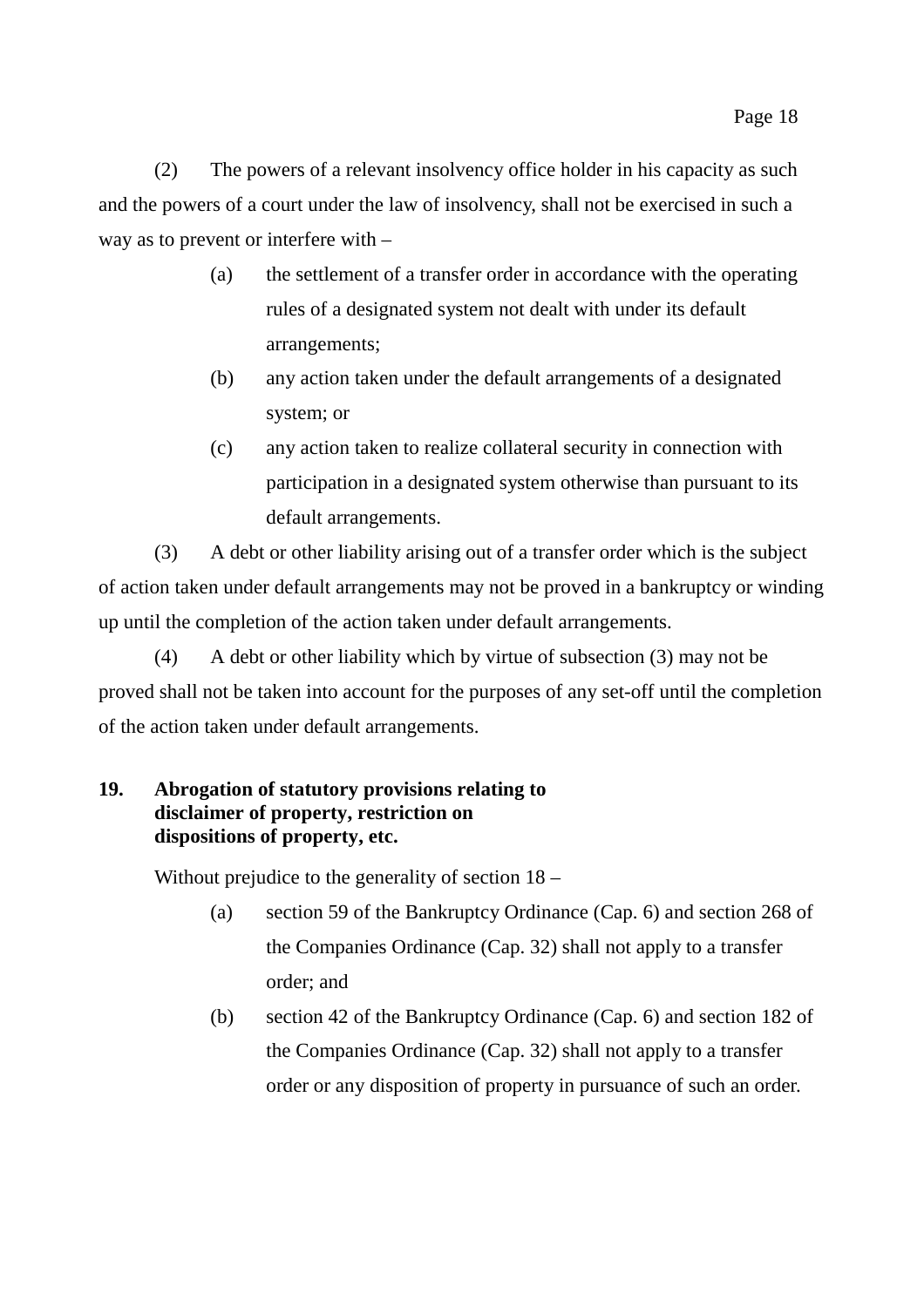(2) The powers of a relevant insolvency office holder in his capacity as such and the powers of a court under the law of insolvency, shall not be exercised in such a way as to prevent or interfere with –

(a) the settlement of a transfer order in accordance with the operating rules of a designated system not dealt with under its default arrangements;

(b) any action taken under the default arrangements of a designated system; or

(c) any action taken to realize collateral security in connection with participation in a designated system otherwise than pursuant to its default arrangements.

(3) A debt or other liability arising out of a transfer order which is the subject of action taken under default arrangements may not be proved in a bankruptcy or winding up until the completion of the action taken under default arrangements.

(4) A debt or other liability which by virtue of subsection (3) may not be proved shall not be taken into account for the purposes of any set-off until the completion of the action taken under default arrangements.

**19. Abrogation of statutory provisions relating to disclaimer of property, restriction on dispositions of property, etc.**

Without prejudice to the generality of section 18 –

(a) section 59 of the Bankruptcy Ordinance (Cap. 6) and section 268 of the Companies Ordinance (Cap. 32) shall not apply to a transfer order; and

(b) section 42 of the Bankruptcy Ordinance (Cap. 6) and section 182 of the Companies Ordinance (Cap. 32) shall not apply to a transfer order or any disposition of property in pursuance of such an order.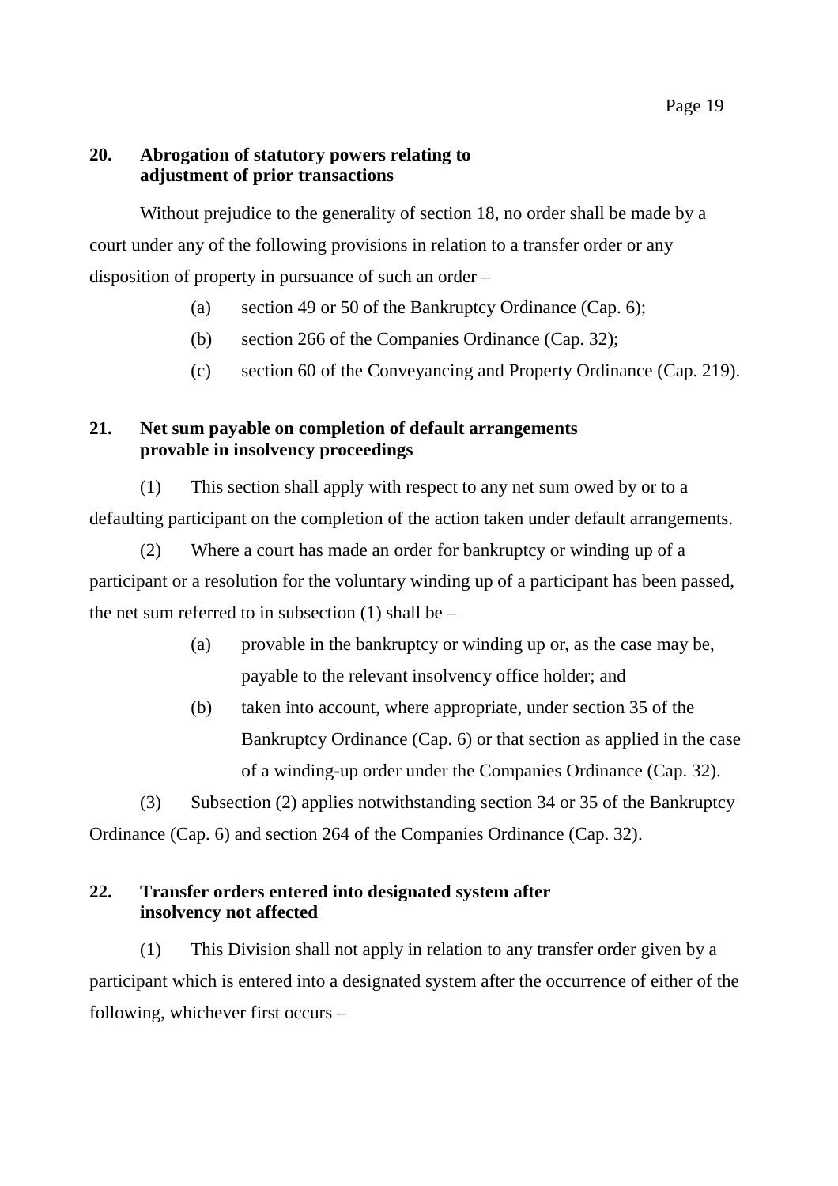**20. Abrogation of statutory powers relating to adjustment of prior transactions**

Without prejudice to the generality of section 18, no order shall be made by a court under any of the following provisions in relation to a transfer order or any disposition of property in pursuance of such an order –

(a) section 49 or 50 of the Bankruptcy Ordinance (Cap. 6);

(b) section 266 of the Companies Ordinance (Cap. 32);

(c) section 60 of the Conveyancing and Property Ordinance (Cap. 219).

**21. Net sum payable on completion of default arrangements provable in insolvency proceedings**

(1) This section shall apply with respect to any net sum owed by or to a defaulting participant on the completion of the action taken under default arrangements.

(2) Where a court has made an order for bankruptcy or winding up of a participant or a resolution for the voluntary winding up of a participant has been passed, the net sum referred to in subsection (1) shall be –

(a) provable in the bankruptcy or winding up or, as the case may be, payable to the relevant insolvency office holder; and

(b) taken into account, where appropriate, under section 35 of the Bankruptcy Ordinance (Cap. 6) or that section as applied in the case of a winding-up order under the Companies Ordinance (Cap. 32).

(3) Subsection (2) applies notwithstanding section 34 or 35 of the Bankruptcy Ordinance (Cap. 6) and section 264 of the Companies Ordinance (Cap. 32).

**22. Transfer orders entered into designated system after insolvency not affected**

(1) This Division shall not apply in relation to any transfer order given by a participant which is entered into a designated system after the occurrence of either of the following, whichever first occurs –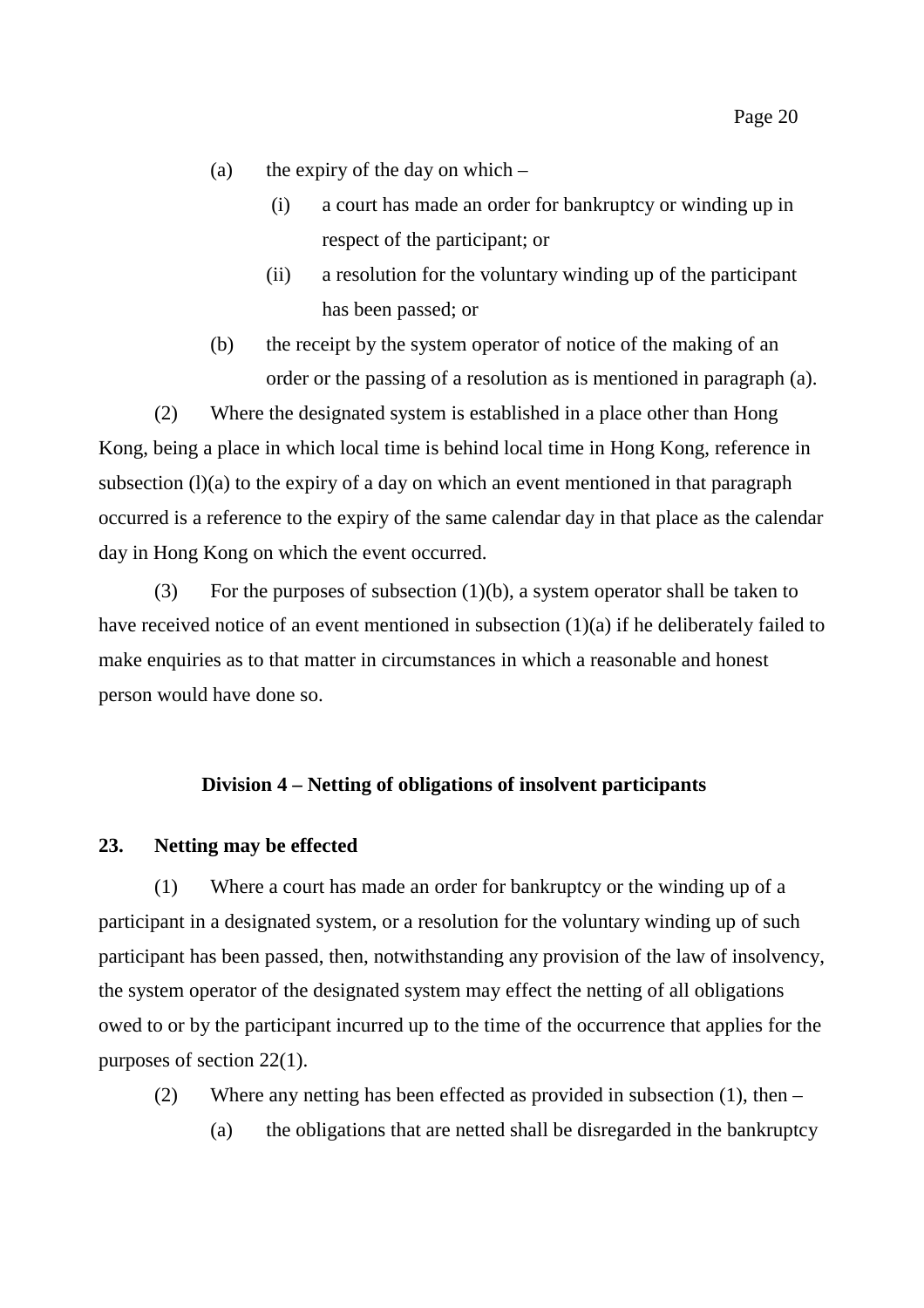(a) the expiry of the day on which –

  (i) a court has made an order for bankruptcy or winding up in respect of the participant; or

  (ii) a resolution for the voluntary winding up of the participant has been passed; or

(b) the receipt by the system operator of notice of the making of an order or the passing of a resolution as is mentioned in paragraph (a).

(2) Where the designated system is established in a place other than Hong Kong, being a place in which local time is behind local time in Hong Kong, reference in subsection (l)(a) to the expiry of a day on which an event mentioned in that paragraph occurred is a reference to the expiry of the same calendar day in that place as the calendar day in Hong Kong on which the event occurred.

(3) For the purposes of subsection (1)(b), a system operator shall be taken to have received notice of an event mentioned in subsection (1)(a) if he deliberately failed to make enquiries as to that matter in circumstances in which a reasonable and honest person would have done so.

### Division 4 – Netting of obligations of insolvent participants

**23. Netting may be effected**

(1) Where a court has made an order for bankruptcy or the winding up of a participant in a designated system, or a resolution for the voluntary winding up of such participant has been passed, then, notwithstanding any provision of the law of insolvency, the system operator of the designated system may effect the netting of all obligations owed to or by the participant incurred up to the time of the occurrence that applies for the purposes of section 22(1).

(2) Where any netting has been effected as provided in subsection (1), then –

(a) the obligations that are netted shall be disregarded in the bankruptcy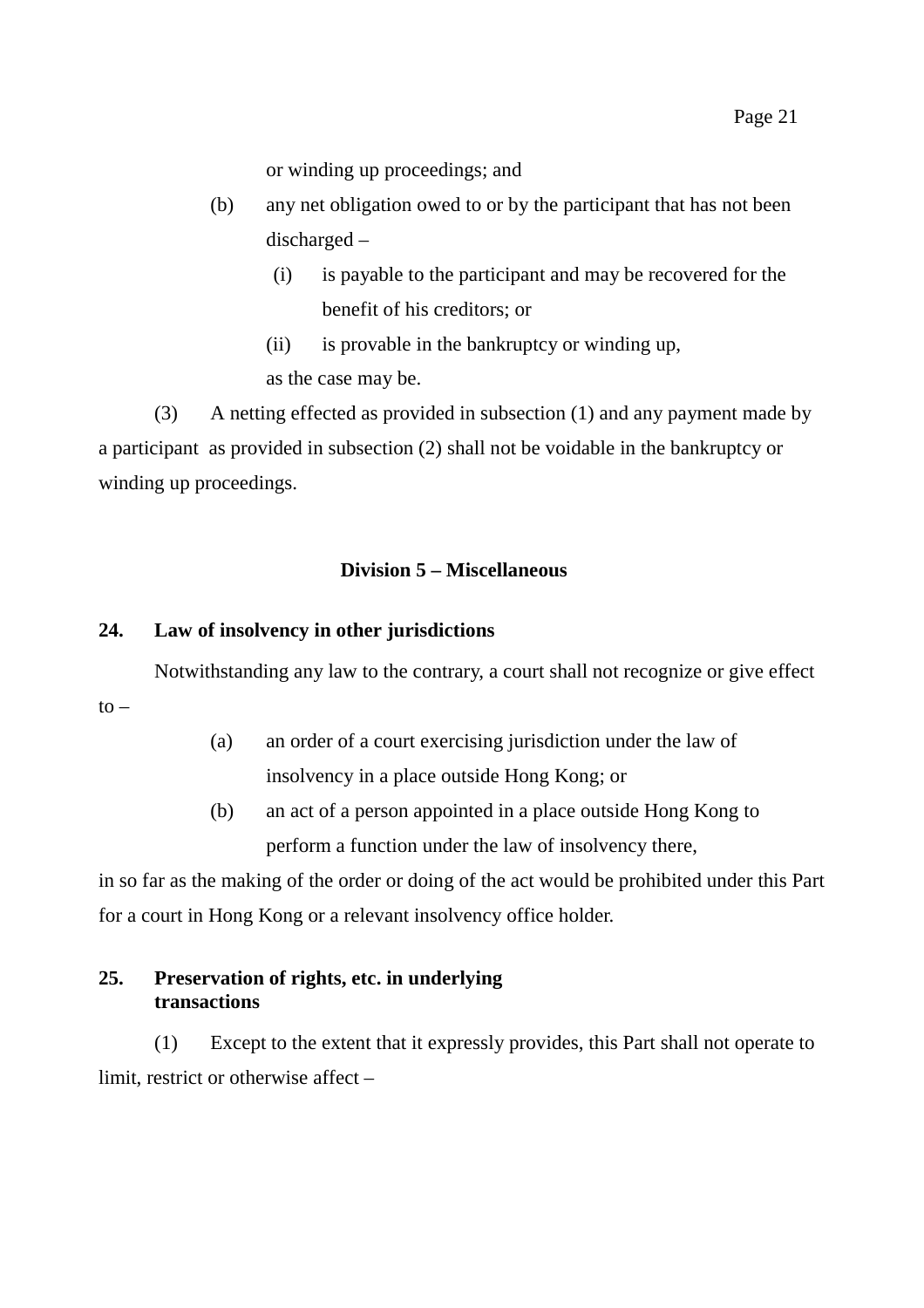or winding up proceedings; and

(b) any net obligation owed to or by the participant that has not been discharged –

(i) is payable to the participant and may be recovered for the benefit of his creditors; or

(ii) is provable in the bankruptcy or winding up,

as the case may be.

(3) A netting effected as provided in subsection (1) and any payment made by a participant as provided in subsection (2) shall not be voidable in the bankruptcy or winding up proceedings.

## Division 5 – Miscellaneous

**24. Law of insolvency in other jurisdictions**

Notwithstanding any law to the contrary, a court shall not recognize or give effect to –

(a) an order of a court exercising jurisdiction under the law of insolvency in a place outside Hong Kong; or

(b) an act of a person appointed in a place outside Hong Kong to perform a function under the law of insolvency there,

in so far as the making of the order or doing of the act would be prohibited under this Part for a court in Hong Kong or a relevant insolvency office holder.

**25. Preservation of rights, etc. in underlying transactions**

(1) Except to the extent that it expressly provides, this Part shall not operate to limit, restrict or otherwise affect –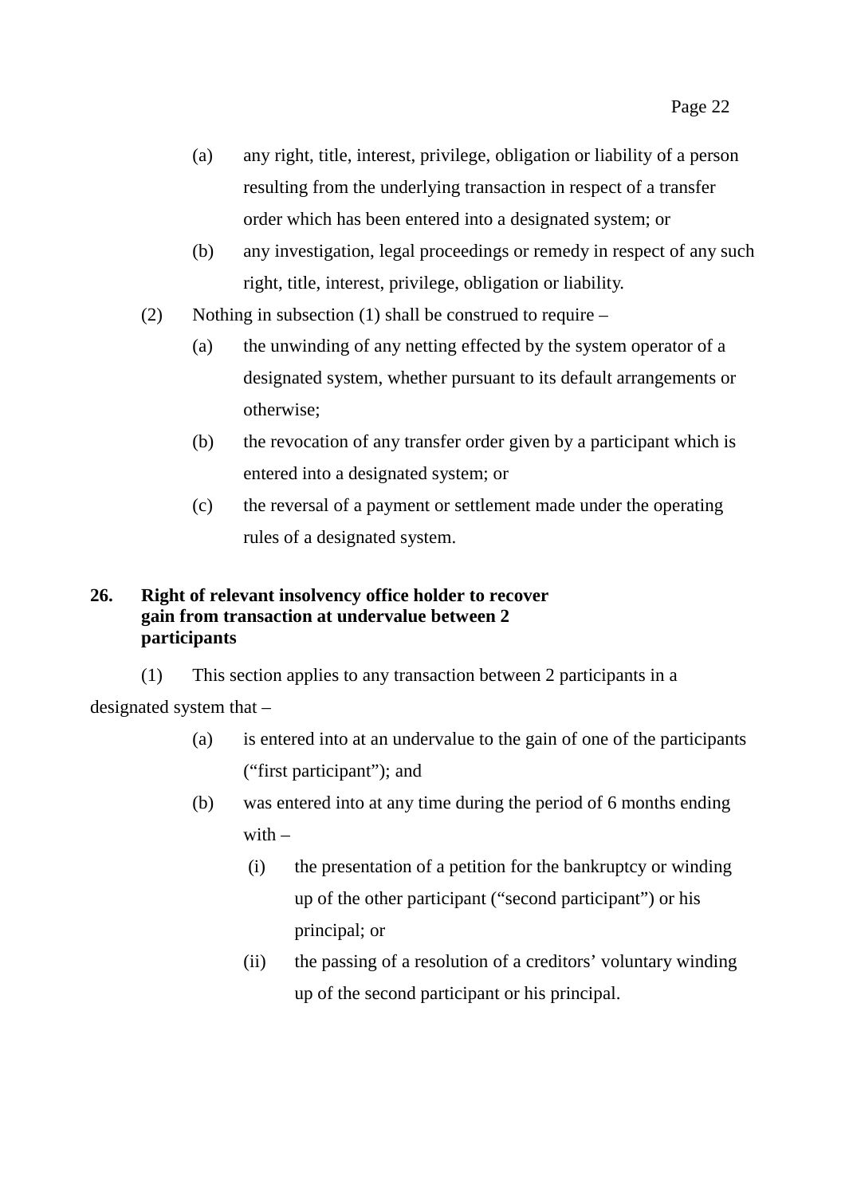(a) any right, title, interest, privilege, obligation or liability of a person resulting from the underlying transaction in respect of a transfer order which has been entered into a designated system; or

(b) any investigation, legal proceedings or remedy in respect of any such right, title, interest, privilege, obligation or liability.

(2) Nothing in subsection (1) shall be construed to require –

(a) the unwinding of any netting effected by the system operator of a designated system, whether pursuant to its default arrangements or otherwise;

(b) the revocation of any transfer order given by a participant which is entered into a designated system; or

(c) the reversal of a payment or settlement made under the operating rules of a designated system.

**26. Right of relevant insolvency office holder to recover gain from transaction at undervalue between 2 participants**

(1) This section applies to any transaction between 2 participants in a designated system that –

(a) is entered into at an undervalue to the gain of one of the participants ("first participant"); and

(b) was entered into at any time during the period of 6 months ending with –

(i) the presentation of a petition for the bankruptcy or winding up of the other participant ("second participant") or his principal; or

(ii) the passing of a resolution of a creditors' voluntary winding up of the second participant or his principal.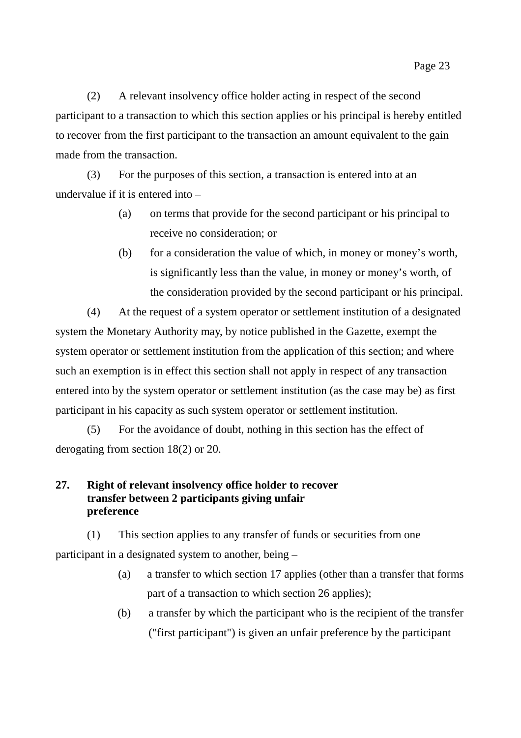(2) A relevant insolvency office holder acting in respect of the second participant to a transaction to which this section applies or his principal is hereby entitled to recover from the first participant to the transaction an amount equivalent to the gain made from the transaction.

(3) For the purposes of this section, a transaction is entered into at an undervalue if it is entered into –

- (a) on terms that provide for the second participant or his principal to receive no consideration; or
- (b) for a consideration the value of which, in money or money's worth, is significantly less than the value, in money or money's worth, of the consideration provided by the second participant or his principal.

(4) At the request of a system operator or settlement institution of a designated system the Monetary Authority may, by notice published in the Gazette, exempt the system operator or settlement institution from the application of this section; and where such an exemption is in effect this section shall not apply in respect of any transaction entered into by the system operator or settlement institution (as the case may be) as first participant in his capacity as such system operator or settlement institution.

(5) For the avoidance of doubt, nothing in this section has the effect of derogating from section 18(2) or 20.

**27. Right of relevant insolvency office holder to recover transfer between 2 participants giving unfair preference**

(1) This section applies to any transfer of funds or securities from one participant in a designated system to another, being –

- (a) a transfer to which section 17 applies (other than a transfer that forms part of a transaction to which section 26 applies);
- (b) a transfer by which the participant who is the recipient of the transfer ("first participant") is given an unfair preference by the participant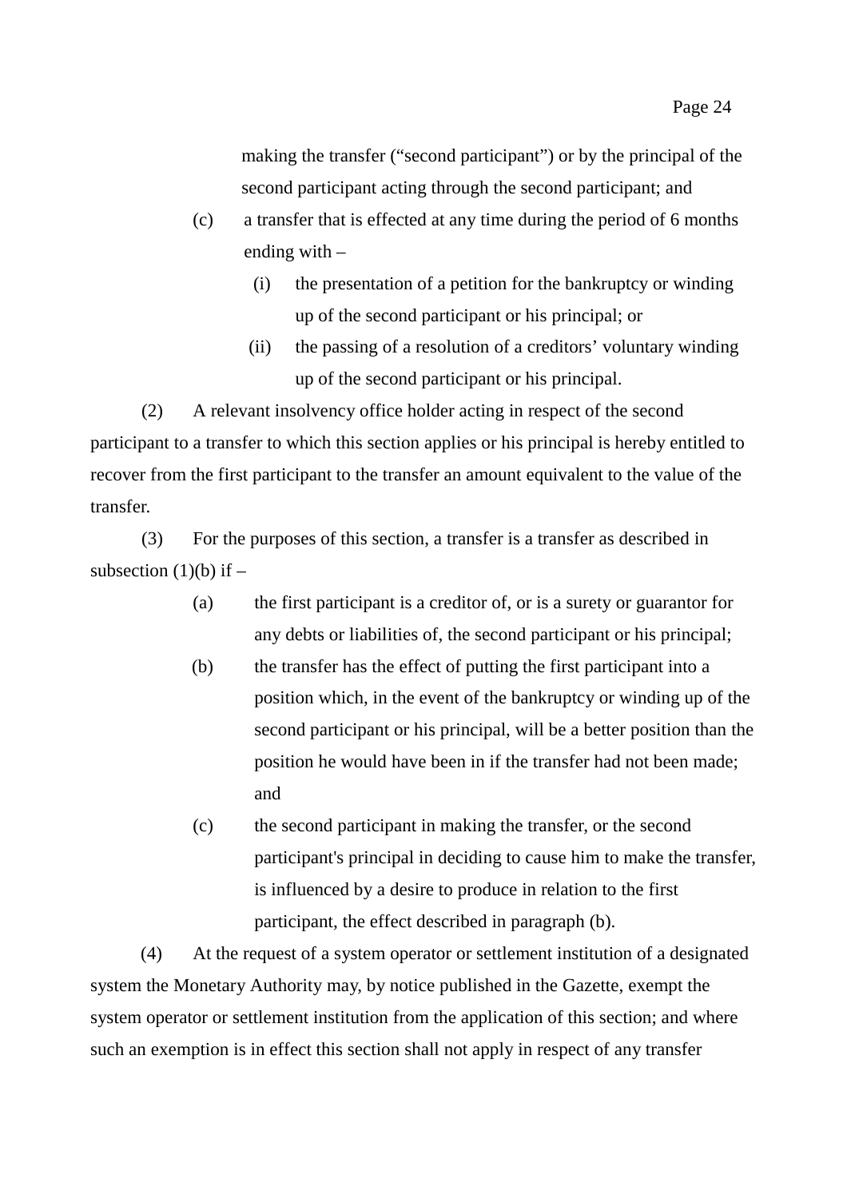making the transfer ("second participant") or by the principal of the second participant acting through the second participant; and

(c) a transfer that is effected at any time during the period of 6 months ending with –

(i) the presentation of a petition for the bankruptcy or winding up of the second participant or his principal; or

(ii) the passing of a resolution of a creditors' voluntary winding up of the second participant or his principal.

(2) A relevant insolvency office holder acting in respect of the second participant to a transfer to which this section applies or his principal is hereby entitled to recover from the first participant to the transfer an amount equivalent to the value of the transfer.

(3) For the purposes of this section, a transfer is a transfer as described in subsection (1)(b) if –

(a) the first participant is a creditor of, or is a surety or guarantor for any debts or liabilities of, the second participant or his principal;

(b) the transfer has the effect of putting the first participant into a position which, in the event of the bankruptcy or winding up of the second participant or his principal, will be a better position than the position he would have been in if the transfer had not been made; and

(c) the second participant in making the transfer, or the second participant's principal in deciding to cause him to make the transfer, is influenced by a desire to produce in relation to the first participant, the effect described in paragraph (b).

(4) At the request of a system operator or settlement institution of a designated system the Monetary Authority may, by notice published in the Gazette, exempt the system operator or settlement institution from the application of this section; and where such an exemption is in effect this section shall not apply in respect of any transfer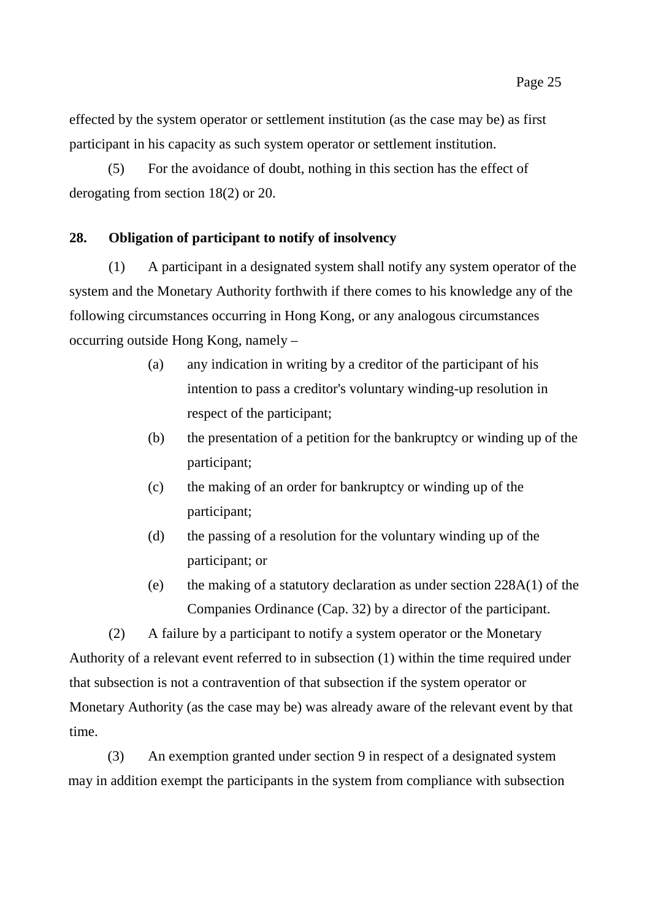effected by the system operator or settlement institution (as the case may be) as first participant in his capacity as such system operator or settlement institution.

(5) For the avoidance of doubt, nothing in this section has the effect of derogating from section 18(2) or 20.

**28. Obligation of participant to notify of insolvency**

(1) A participant in a designated system shall notify any system operator of the system and the Monetary Authority forthwith if there comes to his knowledge any of the following circumstances occurring in Hong Kong, or any analogous circumstances occurring outside Hong Kong, namely –

- (a) any indication in writing by a creditor of the participant of his intention to pass a creditor's voluntary winding-up resolution in respect of the participant;
- (b) the presentation of a petition for the bankruptcy or winding up of the participant;
- (c) the making of an order for bankruptcy or winding up of the participant;
- (d) the passing of a resolution for the voluntary winding up of the participant; or
- (e) the making of a statutory declaration as under section 228A(1) of the Companies Ordinance (Cap. 32) by a director of the participant.

(2) A failure by a participant to notify a system operator or the Monetary Authority of a relevant event referred to in subsection (1) within the time required under that subsection is not a contravention of that subsection if the system operator or Monetary Authority (as the case may be) was already aware of the relevant event by that time.

(3) An exemption granted under section 9 in respect of a designated system may in addition exempt the participants in the system from compliance with subsection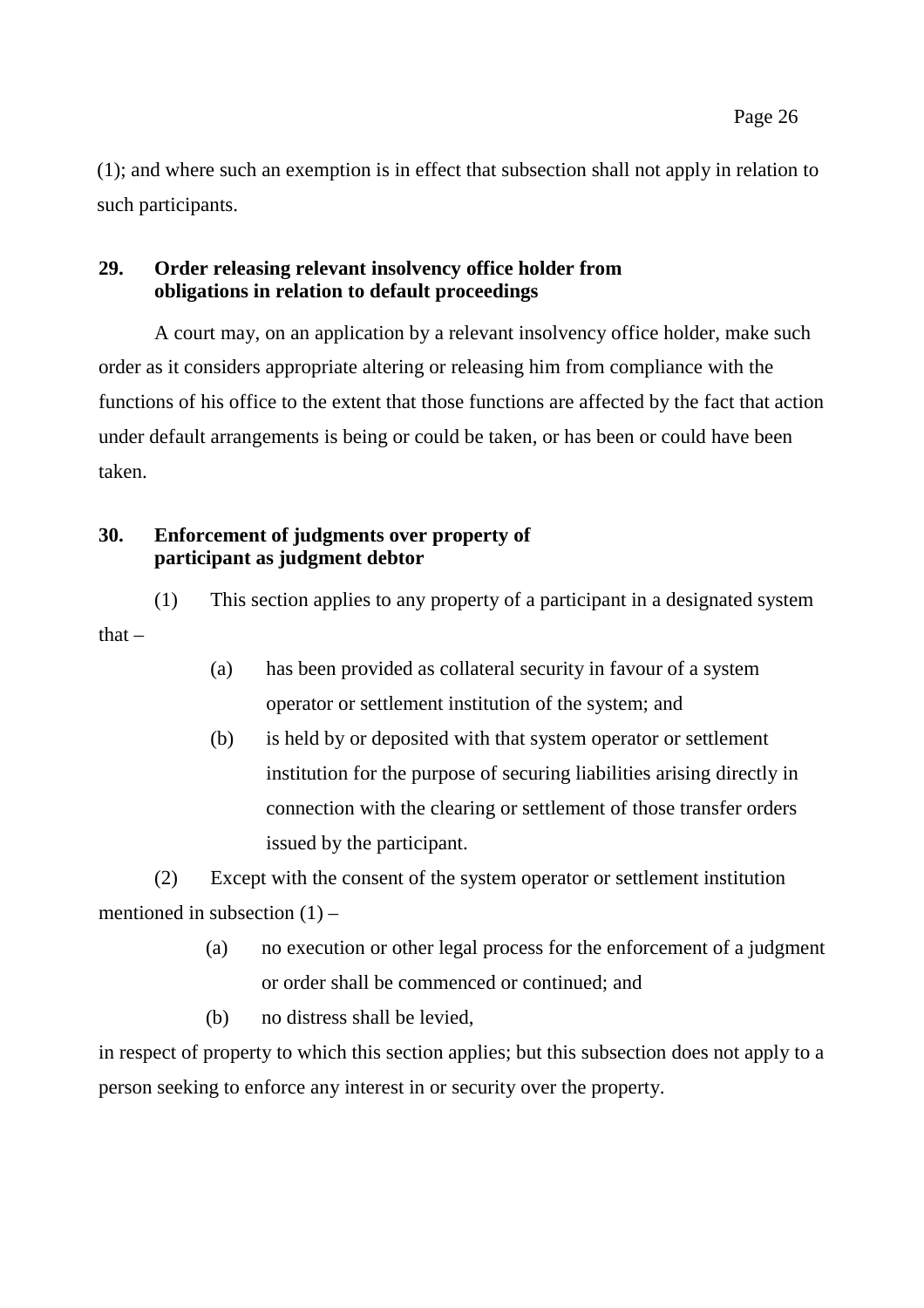(1); and where such an exemption is in effect that subsection shall not apply in relation to such participants.

### 29. Order releasing relevant insolvency office holder from obligations in relation to default proceedings

A court may, on an application by a relevant insolvency office holder, make such order as it considers appropriate altering or releasing him from compliance with the functions of his office to the extent that those functions are affected by the fact that action under default arrangements is being or could be taken, or has been or could have been taken.

### 30. Enforcement of judgments over property of participant as judgment debtor

(1) This section applies to any property of a participant in a designated system that –

- (a) has been provided as collateral security in favour of a system operator or settlement institution of the system; and
- (b) is held by or deposited with that system operator or settlement institution for the purpose of securing liabilities arising directly in connection with the clearing or settlement of those transfer orders issued by the participant.

(2) Except with the consent of the system operator or settlement institution mentioned in subsection (1) –

- (a) no execution or other legal process for the enforcement of a judgment or order shall be commenced or continued; and
- (b) no distress shall be levied,

in respect of property to which this section applies; but this subsection does not apply to a person seeking to enforce any interest in or security over the property.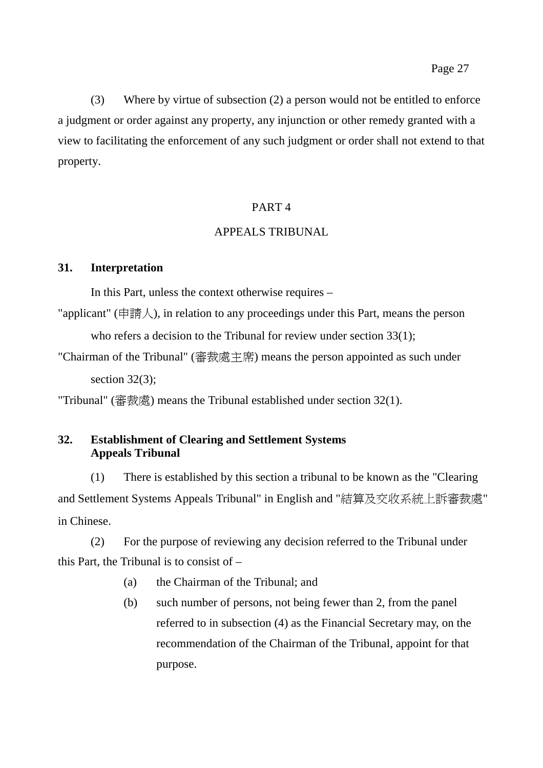(3) Where by virtue of subsection (2) a person would not be entitled to enforce a judgment or order against any property, any injunction or other remedy granted with a view to facilitating the enforcement of any such judgment or order shall not extend to that property.

## PART 4

## APPEALS TRIBUNAL

### 31. Interpretation

In this Part, unless the context otherwise requires –

"applicant" (申請人), in relation to any proceedings under this Part, means the person who refers a decision to the Tribunal for review under section 33(1);

"Chairman of the Tribunal" (審裁處主席) means the person appointed as such under section 32(3);

"Tribunal" (審裁處) means the Tribunal established under section 32(1).

### 32. Establishment of Clearing and Settlement Systems Appeals Tribunal

(1) There is established by this section a tribunal to be known as the "Clearing and Settlement Systems Appeals Tribunal" in English and "結算及交收系統上訴審裁處" in Chinese.

(2) For the purpose of reviewing any decision referred to the Tribunal under this Part, the Tribunal is to consist of –

- (a) the Chairman of the Tribunal; and
- (b) such number of persons, not being fewer than 2, from the panel referred to in subsection (4) as the Financial Secretary may, on the recommendation of the Chairman of the Tribunal, appoint for that purpose.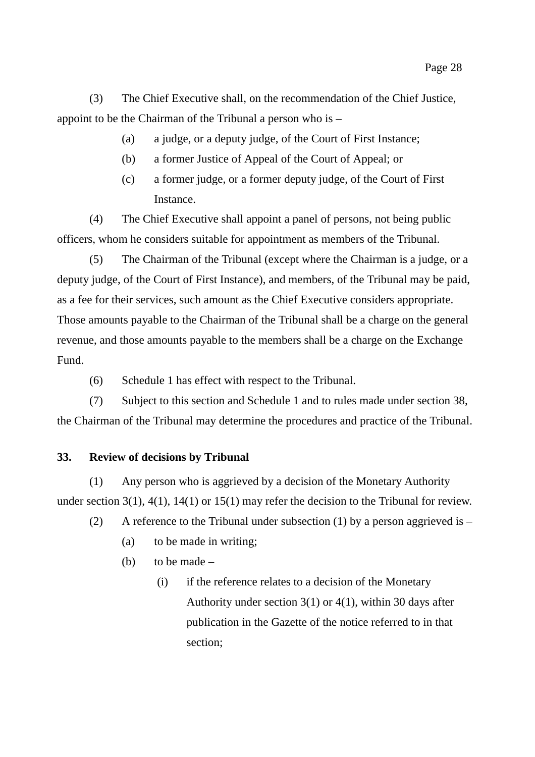(3) The Chief Executive shall, on the recommendation of the Chief Justice, appoint to be the Chairman of the Tribunal a person who is –

(a) a judge, or a deputy judge, of the Court of First Instance;

(b) a former Justice of Appeal of the Court of Appeal; or

(c) a former judge, or a former deputy judge, of the Court of First Instance.

(4) The Chief Executive shall appoint a panel of persons, not being public officers, whom he considers suitable for appointment as members of the Tribunal.

(5) The Chairman of the Tribunal (except where the Chairman is a judge, or a deputy judge, of the Court of First Instance), and members, of the Tribunal may be paid, as a fee for their services, such amount as the Chief Executive considers appropriate. Those amounts payable to the Chairman of the Tribunal shall be a charge on the general revenue, and those amounts payable to the members shall be a charge on the Exchange Fund.

(6) Schedule 1 has effect with respect to the Tribunal.

(7) Subject to this section and Schedule 1 and to rules made under section 38, the Chairman of the Tribunal may determine the procedures and practice of the Tribunal.

**33. Review of decisions by Tribunal**

(1) Any person who is aggrieved by a decision of the Monetary Authority under section 3(1), 4(1), 14(1) or 15(1) may refer the decision to the Tribunal for review.

(2) A reference to the Tribunal under subsection (1) by a person aggrieved is –

(a) to be made in writing;

(b) to be made –

(i) if the reference relates to a decision of the Monetary Authority under section 3(1) or 4(1), within 30 days after publication in the Gazette of the notice referred to in that section;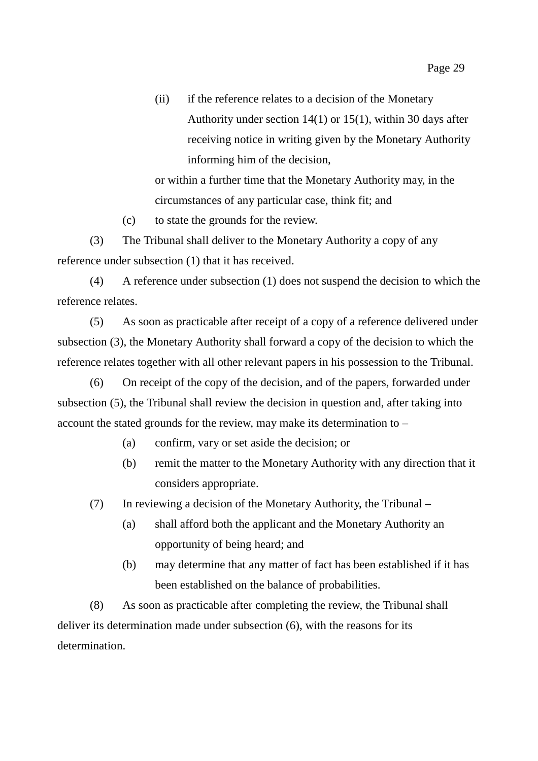(ii) if the reference relates to a decision of the Monetary Authority under section 14(1) or 15(1), within 30 days after receiving notice in writing given by the Monetary Authority informing him of the decision,

or within a further time that the Monetary Authority may, in the circumstances of any particular case, think fit; and

(c) to state the grounds for the review.

(3) The Tribunal shall deliver to the Monetary Authority a copy of any reference under subsection (1) that it has received.

(4) A reference under subsection (1) does not suspend the decision to which the reference relates.

(5) As soon as practicable after receipt of a copy of a reference delivered under subsection (3), the Monetary Authority shall forward a copy of the decision to which the reference relates together with all other relevant papers in his possession to the Tribunal.

(6) On receipt of the copy of the decision, and of the papers, forwarded under subsection (5), the Tribunal shall review the decision in question and, after taking into account the stated grounds for the review, may make its determination to –

(a) confirm, vary or set aside the decision; or

(b) remit the matter to the Monetary Authority with any direction that it considers appropriate.

(7) In reviewing a decision of the Monetary Authority, the Tribunal –

(a) shall afford both the applicant and the Monetary Authority an opportunity of being heard; and

(b) may determine that any matter of fact has been established if it has been established on the balance of probabilities.

(8) As soon as practicable after completing the review, the Tribunal shall deliver its determination made under subsection (6), with the reasons for its determination.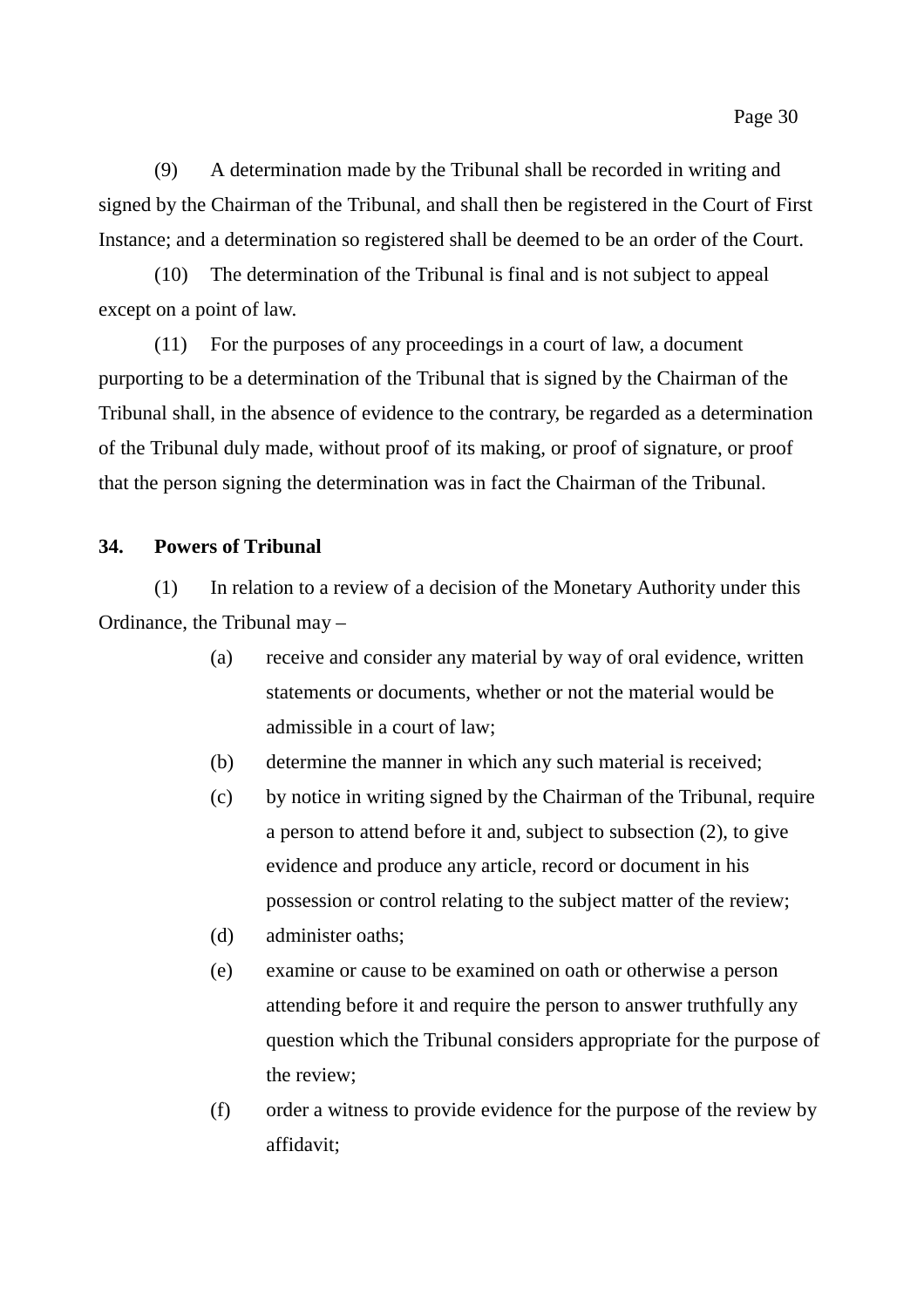(9) A determination made by the Tribunal shall be recorded in writing and signed by the Chairman of the Tribunal, and shall then be registered in the Court of First Instance; and a determination so registered shall be deemed to be an order of the Court.

(10) The determination of the Tribunal is final and is not subject to appeal except on a point of law.

(11) For the purposes of any proceedings in a court of law, a document purporting to be a determination of the Tribunal that is signed by the Chairman of the Tribunal shall, in the absence of evidence to the contrary, be regarded as a determination of the Tribunal duly made, without proof of its making, or proof of signature, or proof that the person signing the determination was in fact the Chairman of the Tribunal.

**34. Powers of Tribunal**

(1) In relation to a review of a decision of the Monetary Authority under this Ordinance, the Tribunal may –

- (a) receive and consider any material by way of oral evidence, written statements or documents, whether or not the material would be admissible in a court of law;
- (b) determine the manner in which any such material is received;
- (c) by notice in writing signed by the Chairman of the Tribunal, require a person to attend before it and, subject to subsection (2), to give evidence and produce any article, record or document in his possession or control relating to the subject matter of the review;
- (d) administer oaths;
- (e) examine or cause to be examined on oath or otherwise a person attending before it and require the person to answer truthfully any question which the Tribunal considers appropriate for the purpose of the review;
- (f) order a witness to provide evidence for the purpose of the review by affidavit;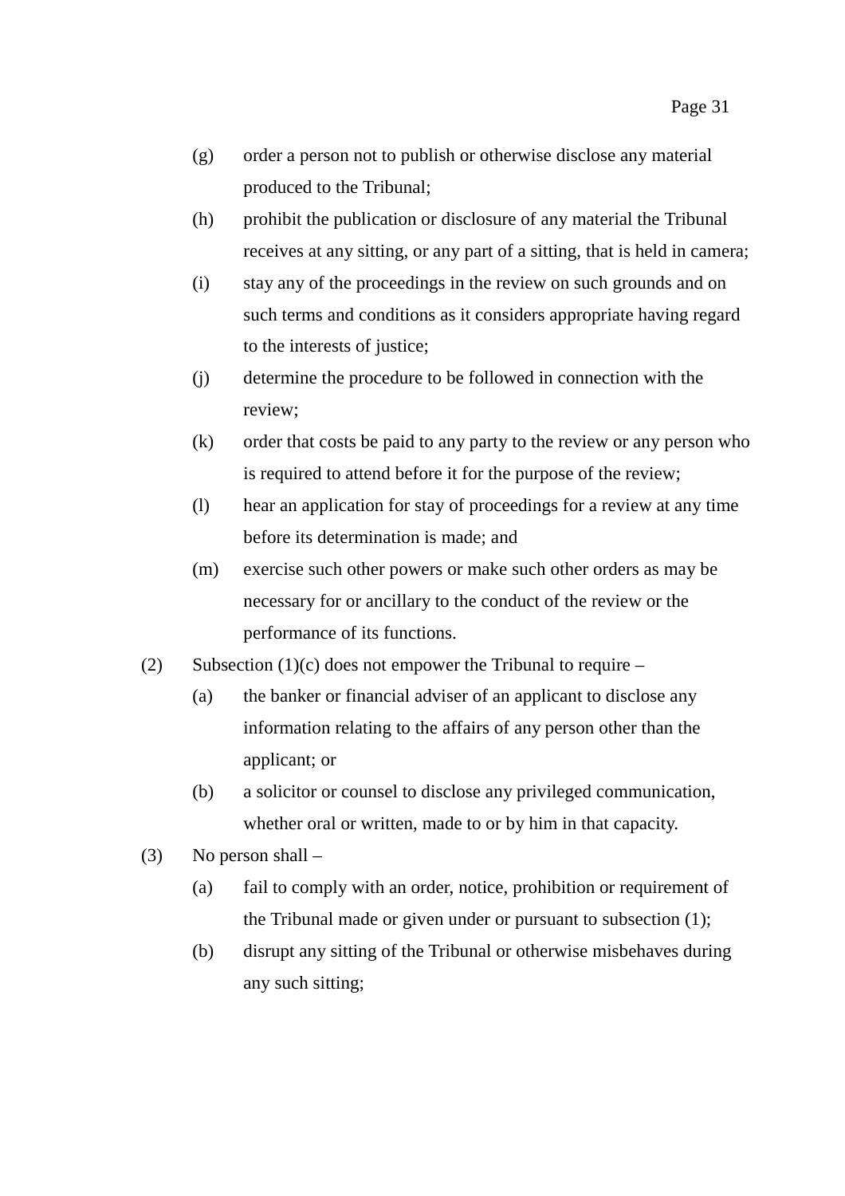(g) order a person not to publish or otherwise disclose any material produced to the Tribunal;

(h) prohibit the publication or disclosure of any material the Tribunal receives at any sitting, or any part of a sitting, that is held in camera;

(i) stay any of the proceedings in the review on such grounds and on such terms and conditions as it considers appropriate having regard to the interests of justice;

(j) determine the procedure to be followed in connection with the review;

(k) order that costs be paid to any party to the review or any person who is required to attend before it for the purpose of the review;

(l) hear an application for stay of proceedings for a review at any time before its determination is made; and

(m) exercise such other powers or make such other orders as may be necessary for or ancillary to the conduct of the review or the performance of its functions.

(2) Subsection (1)(c) does not empower the Tribunal to require –

(a) the banker or financial adviser of an applicant to disclose any information relating to the affairs of any person other than the applicant; or

(b) a solicitor or counsel to disclose any privileged communication, whether oral or written, made to or by him in that capacity.

(3) No person shall –

(a) fail to comply with an order, notice, prohibition or requirement of the Tribunal made or given under or pursuant to subsection (1);

(b) disrupt any sitting of the Tribunal or otherwise misbehaves during any such sitting;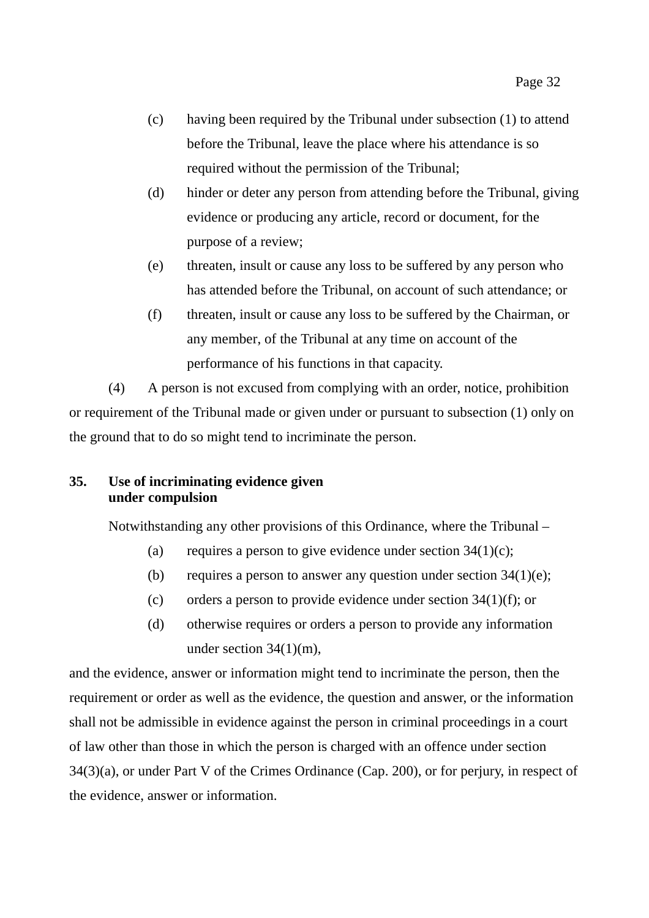(c) having been required by the Tribunal under subsection (1) to attend before the Tribunal, leave the place where his attendance is so required without the permission of the Tribunal;

(d) hinder or deter any person from attending before the Tribunal, giving evidence or producing any article, record or document, for the purpose of a review;

(e) threaten, insult or cause any loss to be suffered by any person who has attended before the Tribunal, on account of such attendance; or

(f) threaten, insult or cause any loss to be suffered by the Chairman, or any member, of the Tribunal at any time on account of the performance of his functions in that capacity.

(4) A person is not excused from complying with an order, notice, prohibition or requirement of the Tribunal made or given under or pursuant to subsection (1) only on the ground that to do so might tend to incriminate the person.

**35. Use of incriminating evidence given under compulsion**

Notwithstanding any other provisions of this Ordinance, where the Tribunal –

(a) requires a person to give evidence under section 34(1)(c);

(b) requires a person to answer any question under section 34(1)(e);

(c) orders a person to provide evidence under section 34(1)(f); or

(d) otherwise requires or orders a person to provide any information under section 34(1)(m),

and the evidence, answer or information might tend to incriminate the person, then the requirement or order as well as the evidence, the question and answer, or the information shall not be admissible in evidence against the person in criminal proceedings in a court of law other than those in which the person is charged with an offence under section 34(3)(a), or under Part V of the Crimes Ordinance (Cap. 200), or for perjury, in respect of the evidence, answer or information.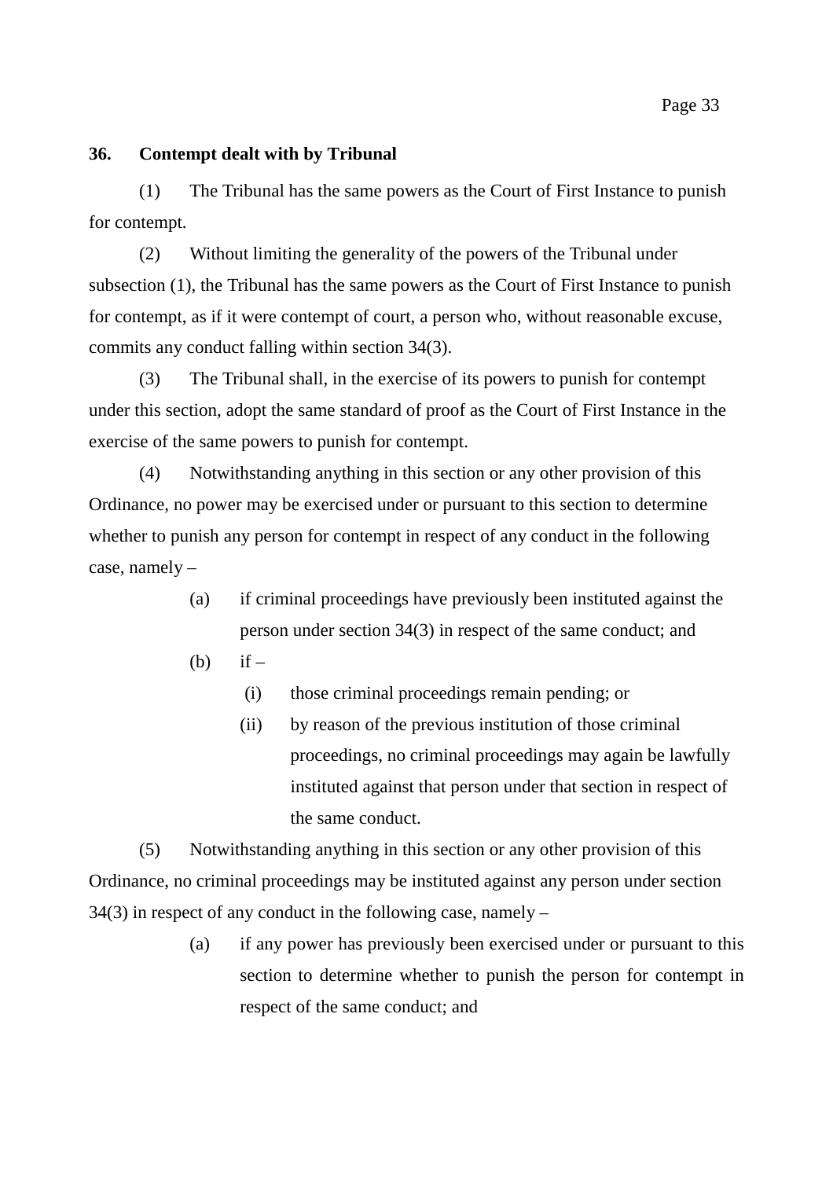**36. Contempt dealt with by Tribunal**

(1) The Tribunal has the same powers as the Court of First Instance to punish for contempt.

(2) Without limiting the generality of the powers of the Tribunal under subsection (1), the Tribunal has the same powers as the Court of First Instance to punish for contempt, as if it were contempt of court, a person who, without reasonable excuse, commits any conduct falling within section 34(3).

(3) The Tribunal shall, in the exercise of its powers to punish for contempt under this section, adopt the same standard of proof as the Court of First Instance in the exercise of the same powers to punish for contempt.

(4) Notwithstanding anything in this section or any other provision of this Ordinance, no power may be exercised under or pursuant to this section to determine whether to punish any person for contempt in respect of any conduct in the following case, namely –

- (a) if criminal proceedings have previously been instituted against the person under section 34(3) in respect of the same conduct; and
- (b) if –
  - (i) those criminal proceedings remain pending; or
  - (ii) by reason of the previous institution of those criminal proceedings, no criminal proceedings may again be lawfully instituted against that person under that section in respect of the same conduct.

(5) Notwithstanding anything in this section or any other provision of this Ordinance, no criminal proceedings may be instituted against any person under section 34(3) in respect of any conduct in the following case, namely –

- (a) if any power has previously been exercised under or pursuant to this section to determine whether to punish the person for contempt in respect of the same conduct; and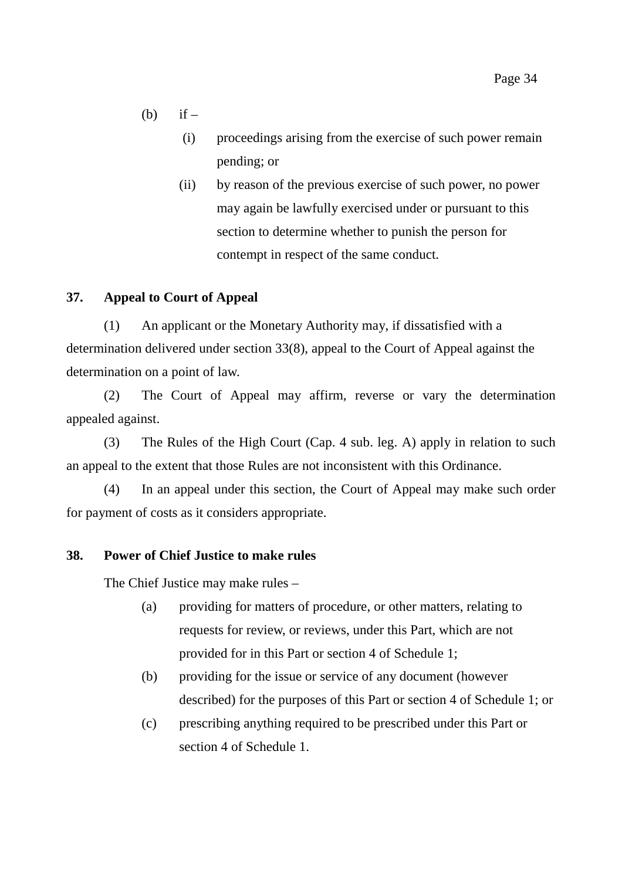(b) if –

 (i) proceedings arising from the exercise of such power remain pending; or

 (ii) by reason of the previous exercise of such power, no power may again be lawfully exercised under or pursuant to this section to determine whether to punish the person for contempt in respect of the same conduct.

**37. Appeal to Court of Appeal**

(1) An applicant or the Monetary Authority may, if dissatisfied with a determination delivered under section 33(8), appeal to the Court of Appeal against the determination on a point of law.

(2) The Court of Appeal may affirm, reverse or vary the determination appealed against.

(3) The Rules of the High Court (Cap. 4 sub. leg. A) apply in relation to such an appeal to the extent that those Rules are not inconsistent with this Ordinance.

(4) In an appeal under this section, the Court of Appeal may make such order for payment of costs as it considers appropriate.

**38. Power of Chief Justice to make rules**

The Chief Justice may make rules –

(a) providing for matters of procedure, or other matters, relating to requests for review, or reviews, under this Part, which are not provided for in this Part or section 4 of Schedule 1;

(b) providing for the issue or service of any document (however described) for the purposes of this Part or section 4 of Schedule 1; or

(c) prescribing anything required to be prescribed under this Part or section 4 of Schedule 1.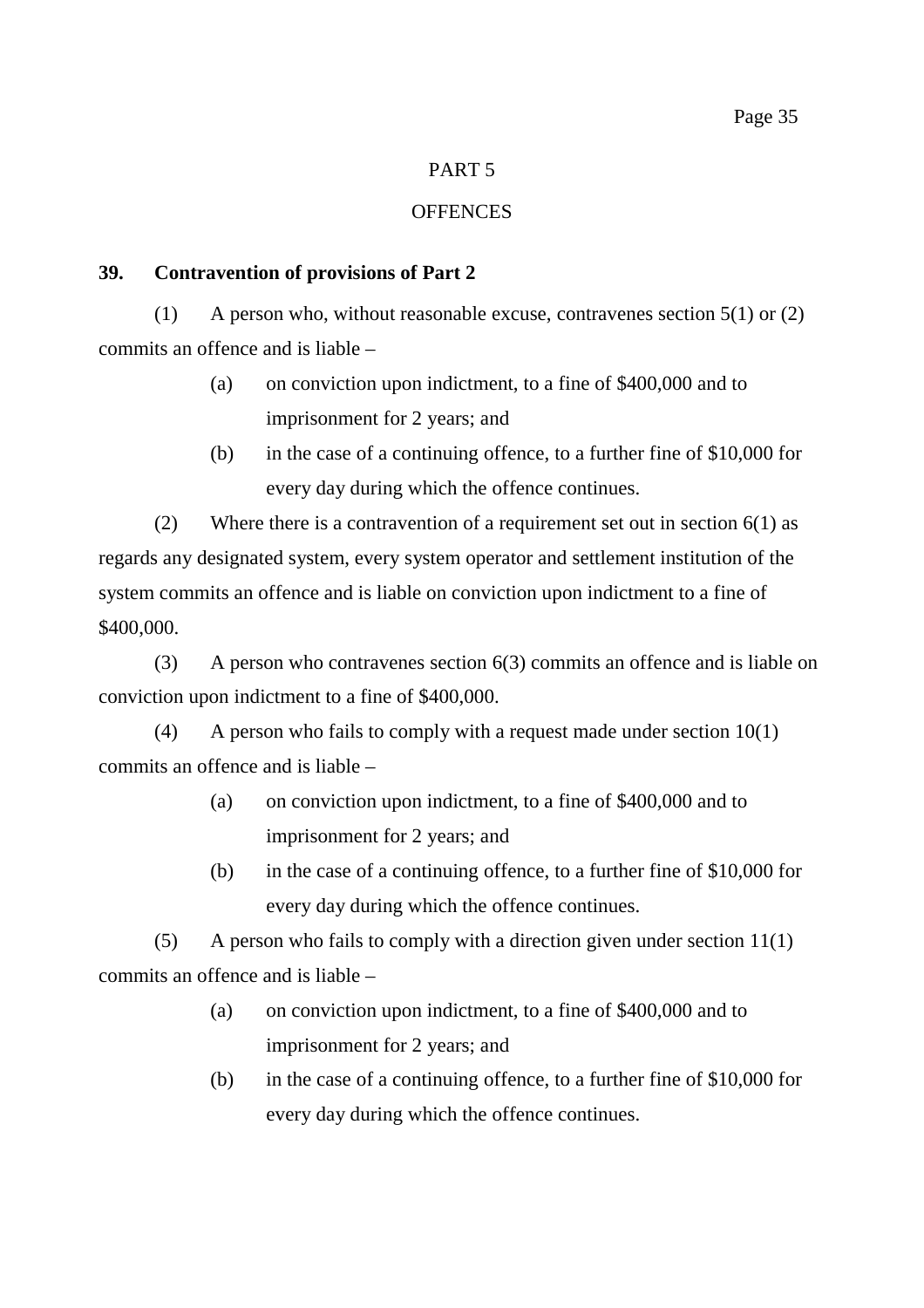## PART 5

## OFFENCES

**39. Contravention of provisions of Part 2**

(1) A person who, without reasonable excuse, contravenes section 5(1) or (2) commits an offence and is liable –

(a) on conviction upon indictment, to a fine of $400,000 and to imprisonment for 2 years; and

(b) in the case of a continuing offence, to a further fine of $10,000 for every day during which the offence continues.

(2) Where there is a contravention of a requirement set out in section 6(1) as regards any designated system, every system operator and settlement institution of the system commits an offence and is liable on conviction upon indictment to a fine of $400,000.

(3) A person who contravenes section 6(3) commits an offence and is liable on conviction upon indictment to a fine of $400,000.

(4) A person who fails to comply with a request made under section 10(1) commits an offence and is liable –

(a) on conviction upon indictment, to a fine of $400,000 and to imprisonment for 2 years; and

(b) in the case of a continuing offence, to a further fine of $10,000 for every day during which the offence continues.

(5) A person who fails to comply with a direction given under section 11(1) commits an offence and is liable –

(a) on conviction upon indictment, to a fine of $400,000 and to imprisonment for 2 years; and

(b) in the case of a continuing offence, to a further fine of $10,000 for every day during which the offence continues.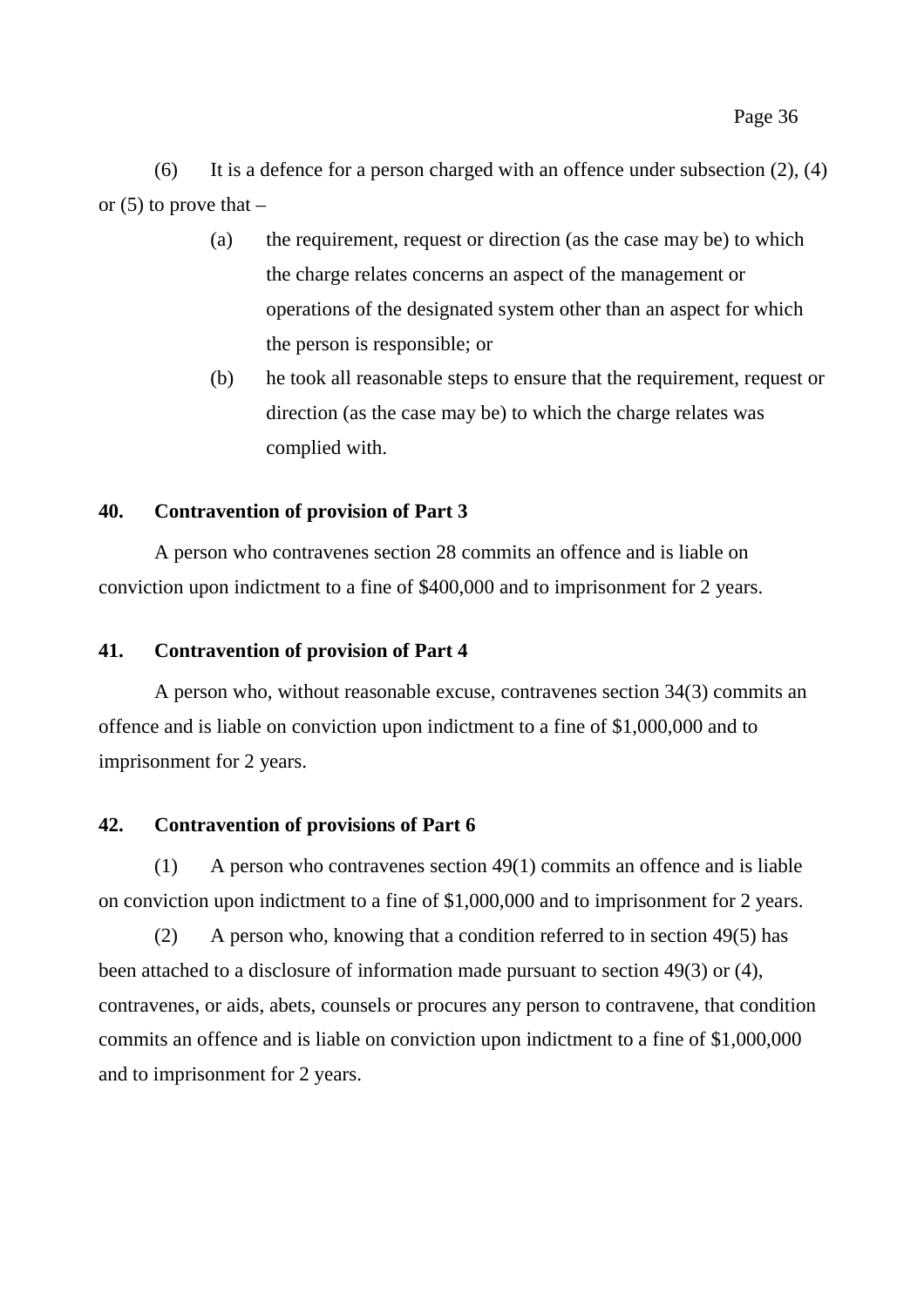(6) It is a defence for a person charged with an offence under subsection (2), (4) or (5) to prove that –

(a) the requirement, request or direction (as the case may be) to which the charge relates concerns an aspect of the management or operations of the designated system other than an aspect for which the person is responsible; or

(b) he took all reasonable steps to ensure that the requirement, request or direction (as the case may be) to which the charge relates was complied with.

**40. Contravention of provision of Part 3**

A person who contravenes section 28 commits an offence and is liable on conviction upon indictment to a fine of $400,000 and to imprisonment for 2 years.

**41. Contravention of provision of Part 4**

A person who, without reasonable excuse, contravenes section 34(3) commits an offence and is liable on conviction upon indictment to a fine of $1,000,000 and to imprisonment for 2 years.

**42. Contravention of provisions of Part 6**

(1) A person who contravenes section 49(1) commits an offence and is liable on conviction upon indictment to a fine of $1,000,000 and to imprisonment for 2 years.

(2) A person who, knowing that a condition referred to in section 49(5) has been attached to a disclosure of information made pursuant to section 49(3) or (4), contravenes, or aids, abets, counsels or procures any person to contravene, that condition commits an offence and is liable on conviction upon indictment to a fine of $1,000,000 and to imprisonment for 2 years.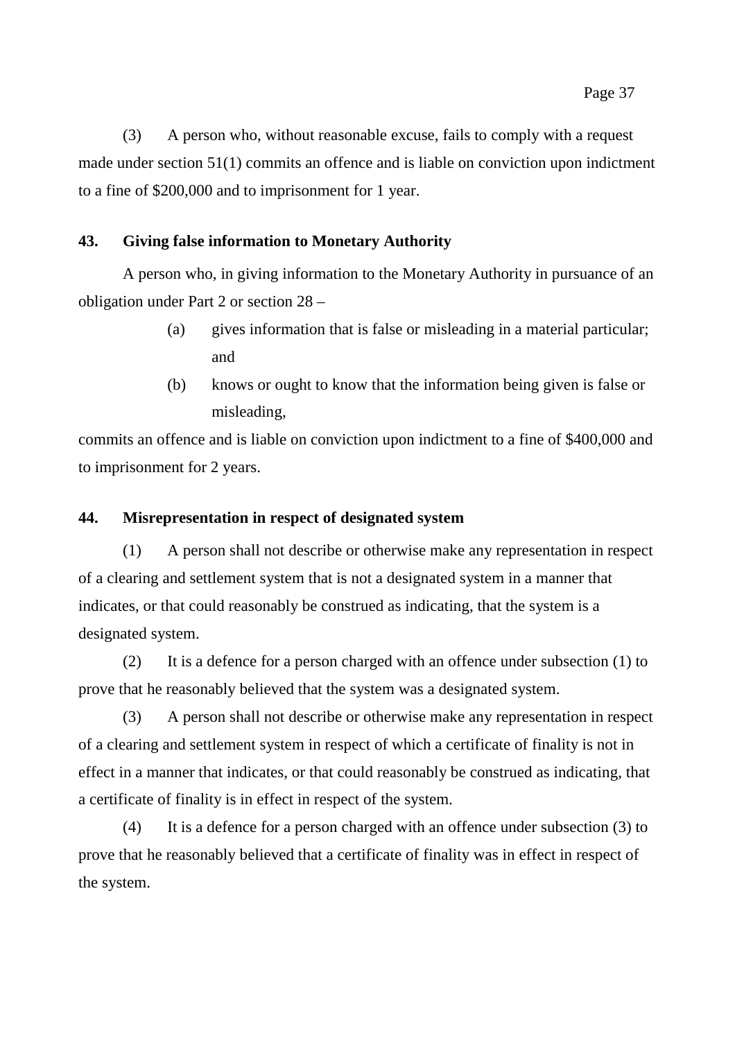(3) A person who, without reasonable excuse, fails to comply with a request made under section 51(1) commits an offence and is liable on conviction upon indictment to a fine of $200,000 and to imprisonment for 1 year.

**43. Giving false information to Monetary Authority**

A person who, in giving information to the Monetary Authority in pursuance of an obligation under Part 2 or section 28 –

(a) gives information that is false or misleading in a material particular; and

(b) knows or ought to know that the information being given is false or misleading,

commits an offence and is liable on conviction upon indictment to a fine of $400,000 and to imprisonment for 2 years.

**44. Misrepresentation in respect of designated system**

(1) A person shall not describe or otherwise make any representation in respect of a clearing and settlement system that is not a designated system in a manner that indicates, or that could reasonably be construed as indicating, that the system is a designated system.

(2) It is a defence for a person charged with an offence under subsection (1) to prove that he reasonably believed that the system was a designated system.

(3) A person shall not describe or otherwise make any representation in respect of a clearing and settlement system in respect of which a certificate of finality is not in effect in a manner that indicates, or that could reasonably be construed as indicating, that a certificate of finality is in effect in respect of the system.

(4) It is a defence for a person charged with an offence under subsection (3) to prove that he reasonably believed that a certificate of finality was in effect in respect of the system.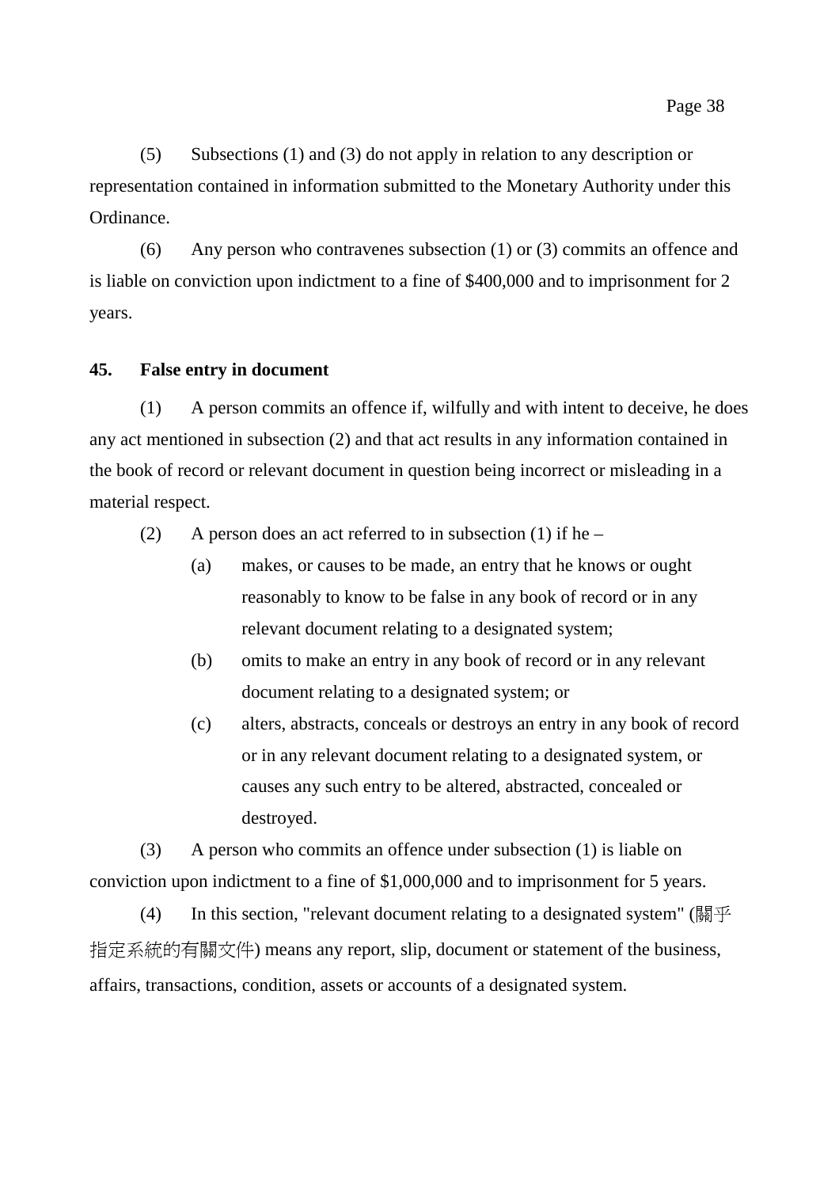(5) Subsections (1) and (3) do not apply in relation to any description or representation contained in information submitted to the Monetary Authority under this Ordinance.

(6) Any person who contravenes subsection (1) or (3) commits an offence and is liable on conviction upon indictment to a fine of $400,000 and to imprisonment for 2 years.

**45. False entry in document**

(1) A person commits an offence if, wilfully and with intent to deceive, he does any act mentioned in subsection (2) and that act results in any information contained in the book of record or relevant document in question being incorrect or misleading in a material respect.

(2) A person does an act referred to in subsection (1) if he –

- (a) makes, or causes to be made, an entry that he knows or ought reasonably to know to be false in any book of record or in any relevant document relating to a designated system;
- (b) omits to make an entry in any book of record or in any relevant document relating to a designated system; or
- (c) alters, abstracts, conceals or destroys an entry in any book of record or in any relevant document relating to a designated system, or causes any such entry to be altered, abstracted, concealed or destroyed.

(3) A person who commits an offence under subsection (1) is liable on conviction upon indictment to a fine of $1,000,000 and to imprisonment for 5 years.

(4) In this section, "relevant document relating to a designated system" (關乎指定系統的有關文件) means any report, slip, document or statement of the business, affairs, transactions, condition, assets or accounts of a designated system.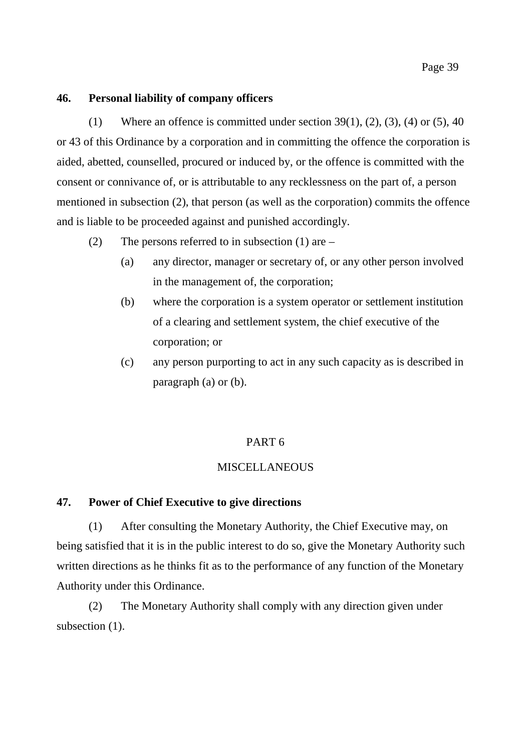### 46. Personal liability of company officers

(1) Where an offence is committed under section 39(1), (2), (3), (4) or (5), 40 or 43 of this Ordinance by a corporation and in committing the offence the corporation is aided, abetted, counselled, procured or induced by, or the offence is committed with the consent or connivance of, or is attributable to any recklessness on the part of, a person mentioned in subsection (2), that person (as well as the corporation) commits the offence and is liable to be proceeded against and punished accordingly.

(2) The persons referred to in subsection (1) are –

- (a) any director, manager or secretary of, or any other person involved in the management of, the corporation;
- (b) where the corporation is a system operator or settlement institution of a clearing and settlement system, the chief executive of the corporation; or
- (c) any person purporting to act in any such capacity as is described in paragraph (a) or (b).

## PART 6

## MISCELLANEOUS

### 47. Power of Chief Executive to give directions

(1) After consulting the Monetary Authority, the Chief Executive may, on being satisfied that it is in the public interest to do so, give the Monetary Authority such written directions as he thinks fit as to the performance of any function of the Monetary Authority under this Ordinance.

(2) The Monetary Authority shall comply with any direction given under subsection (1).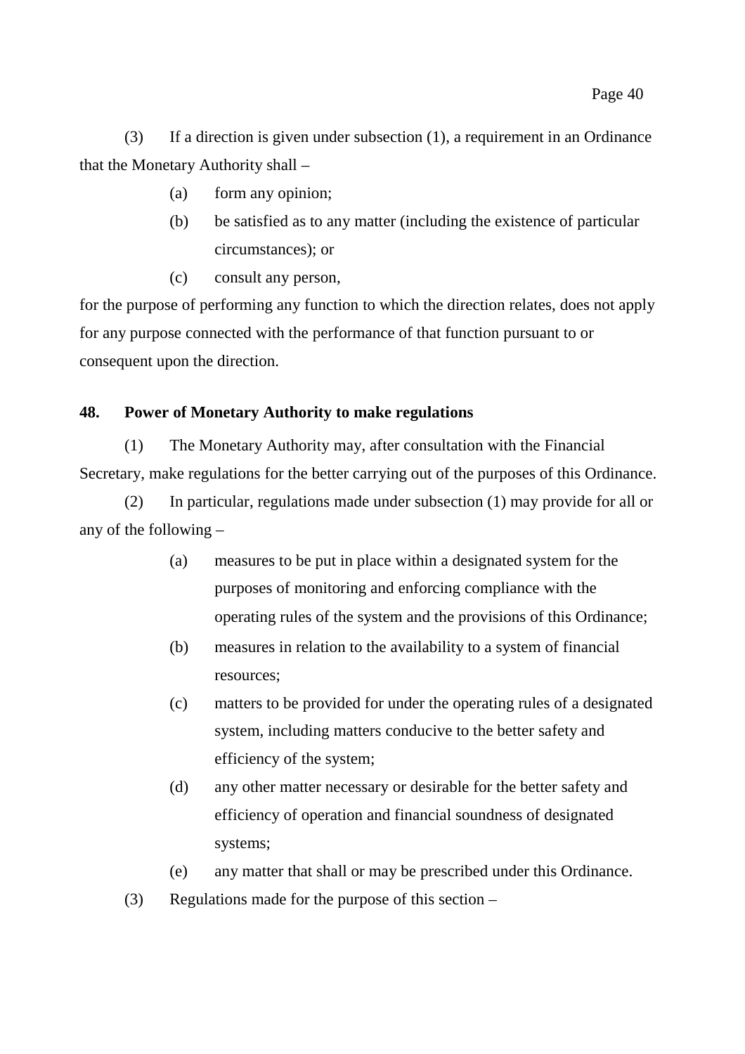(3) If a direction is given under subsection (1), a requirement in an Ordinance that the Monetary Authority shall –

(a) form any opinion;

(b) be satisfied as to any matter (including the existence of particular circumstances); or

(c) consult any person,

for the purpose of performing any function to which the direction relates, does not apply for any purpose connected with the performance of that function pursuant to or consequent upon the direction.

**48. Power of Monetary Authority to make regulations**

(1) The Monetary Authority may, after consultation with the Financial Secretary, make regulations for the better carrying out of the purposes of this Ordinance.

(2) In particular, regulations made under subsection (1) may provide for all or any of the following –

(a) measures to be put in place within a designated system for the purposes of monitoring and enforcing compliance with the operating rules of the system and the provisions of this Ordinance;

(b) measures in relation to the availability to a system of financial resources;

(c) matters to be provided for under the operating rules of a designated system, including matters conducive to the better safety and efficiency of the system;

(d) any other matter necessary or desirable for the better safety and efficiency of operation and financial soundness of designated systems;

(e) any matter that shall or may be prescribed under this Ordinance.

(3) Regulations made for the purpose of this section –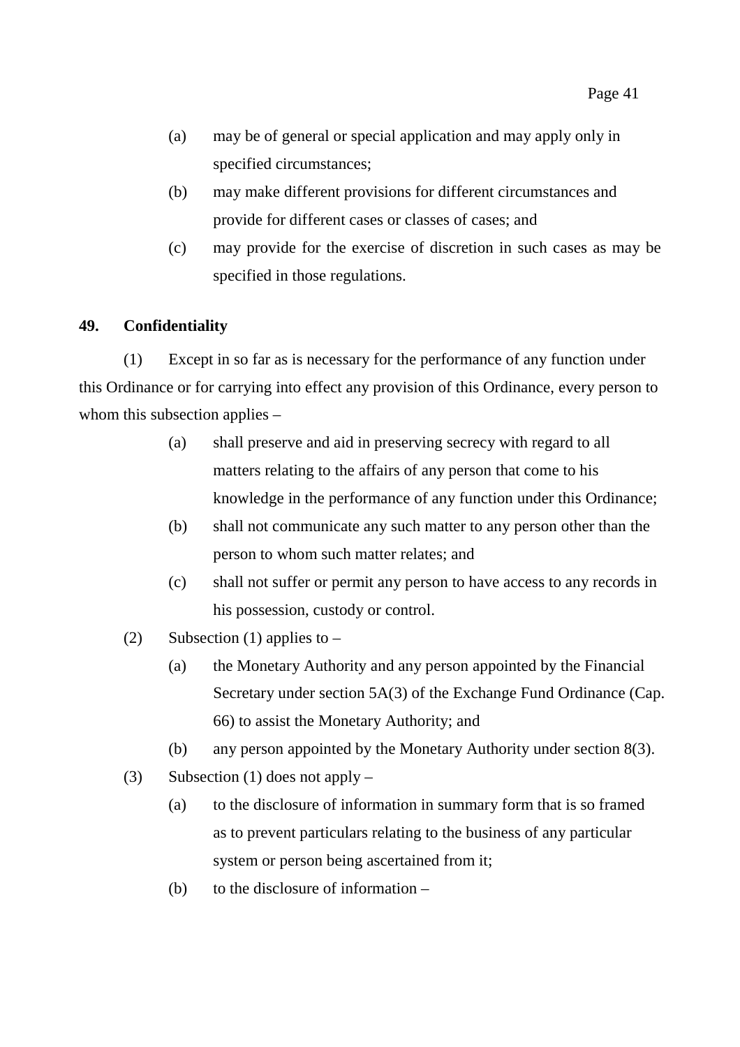(a) may be of general or special application and may apply only in specified circumstances;

(b) may make different provisions for different circumstances and provide for different cases or classes of cases; and

(c) may provide for the exercise of discretion in such cases as may be specified in those regulations.

**49. Confidentiality**

(1) Except in so far as is necessary for the performance of any function under this Ordinance or for carrying into effect any provision of this Ordinance, every person to whom this subsection applies –

(a) shall preserve and aid in preserving secrecy with regard to all matters relating to the affairs of any person that come to his knowledge in the performance of any function under this Ordinance;

(b) shall not communicate any such matter to any person other than the person to whom such matter relates; and

(c) shall not suffer or permit any person to have access to any records in his possession, custody or control.

(2) Subsection (1) applies to –

(a) the Monetary Authority and any person appointed by the Financial Secretary under section 5A(3) of the Exchange Fund Ordinance (Cap. 66) to assist the Monetary Authority; and

(b) any person appointed by the Monetary Authority under section 8(3).

(3) Subsection (1) does not apply –

(a) to the disclosure of information in summary form that is so framed as to prevent particulars relating to the business of any particular system or person being ascertained from it;

(b) to the disclosure of information –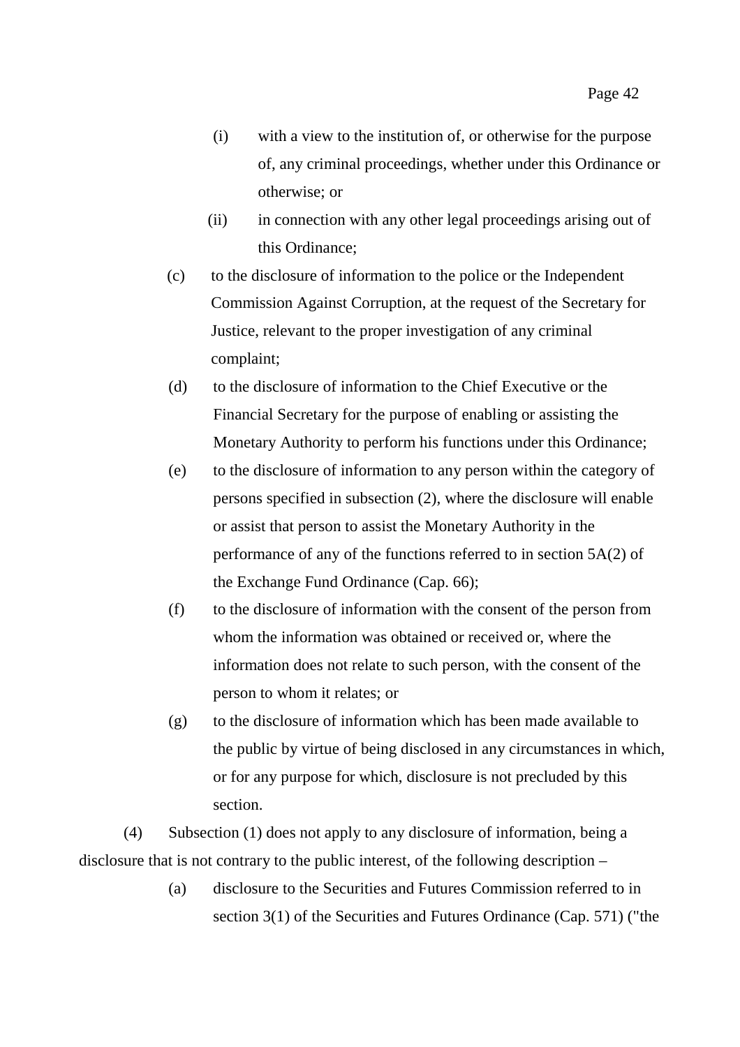(i) with a view to the institution of, or otherwise for the purpose of, any criminal proceedings, whether under this Ordinance or otherwise; or

(ii) in connection with any other legal proceedings arising out of this Ordinance;

(c) to the disclosure of information to the police or the Independent Commission Against Corruption, at the request of the Secretary for Justice, relevant to the proper investigation of any criminal complaint;

(d) to the disclosure of information to the Chief Executive or the Financial Secretary for the purpose of enabling or assisting the Monetary Authority to perform his functions under this Ordinance;

(e) to the disclosure of information to any person within the category of persons specified in subsection (2), where the disclosure will enable or assist that person to assist the Monetary Authority in the performance of any of the functions referred to in section 5A(2) of the Exchange Fund Ordinance (Cap. 66);

(f) to the disclosure of information with the consent of the person from whom the information was obtained or received or, where the information does not relate to such person, with the consent of the person to whom it relates; or

(g) to the disclosure of information which has been made available to the public by virtue of being disclosed in any circumstances in which, or for any purpose for which, disclosure is not precluded by this section.

(4) Subsection (1) does not apply to any disclosure of information, being a disclosure that is not contrary to the public interest, of the following description –

(a) disclosure to the Securities and Futures Commission referred to in section 3(1) of the Securities and Futures Ordinance (Cap. 571) ("the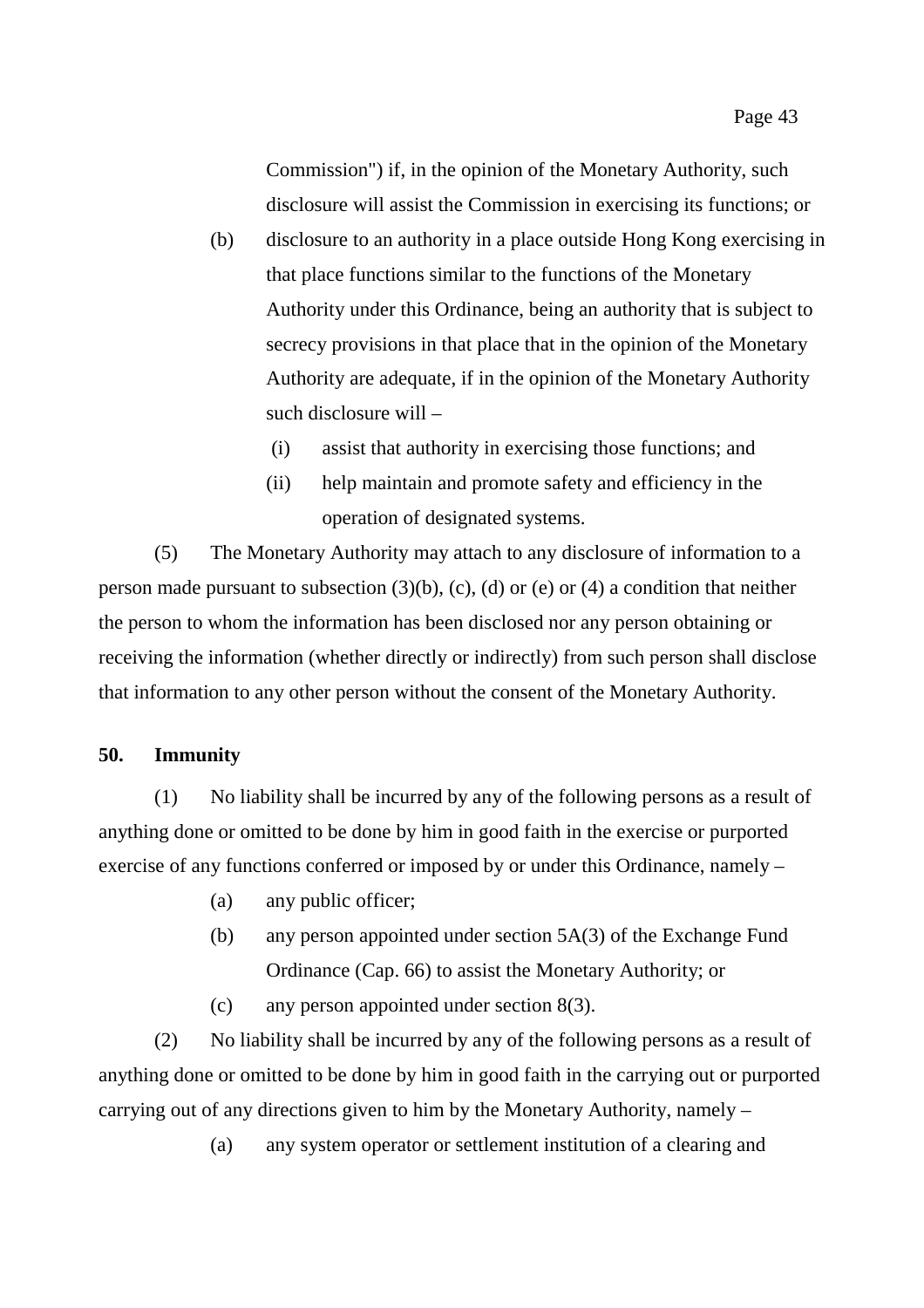Commission") if, in the opinion of the Monetary Authority, such disclosure will assist the Commission in exercising its functions; or

(b) disclosure to an authority in a place outside Hong Kong exercising in that place functions similar to the functions of the Monetary Authority under this Ordinance, being an authority that is subject to secrecy provisions in that place that in the opinion of the Monetary Authority are adequate, if in the opinion of the Monetary Authority such disclosure will –

(i) assist that authority in exercising those functions; and

(ii) help maintain and promote safety and efficiency in the operation of designated systems.

(5) The Monetary Authority may attach to any disclosure of information to a person made pursuant to subsection (3)(b), (c), (d) or (e) or (4) a condition that neither the person to whom the information has been disclosed nor any person obtaining or receiving the information (whether directly or indirectly) from such person shall disclose that information to any other person without the consent of the Monetary Authority.

**50. Immunity**

(1) No liability shall be incurred by any of the following persons as a result of anything done or omitted to be done by him in good faith in the exercise or purported exercise of any functions conferred or imposed by or under this Ordinance, namely –

(a) any public officer;

(b) any person appointed under section 5A(3) of the Exchange Fund Ordinance (Cap. 66) to assist the Monetary Authority; or

(c) any person appointed under section 8(3).

(2) No liability shall be incurred by any of the following persons as a result of anything done or omitted to be done by him in good faith in the carrying out or purported carrying out of any directions given to him by the Monetary Authority, namely –

(a) any system operator or settlement institution of a clearing and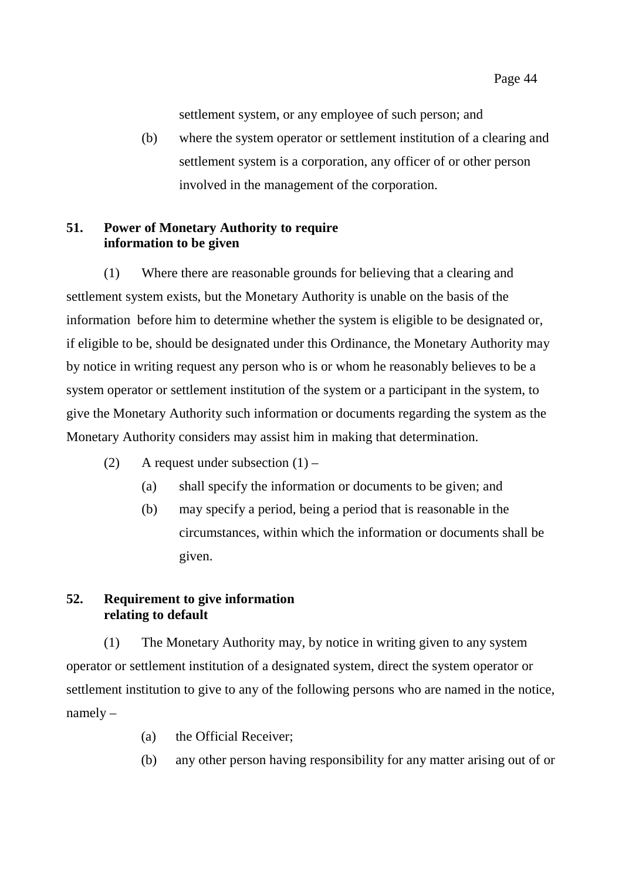settlement system, or any employee of such person; and

(b) where the system operator or settlement institution of a clearing and settlement system is a corporation, any officer of or other person involved in the management of the corporation.

### 51. Power of Monetary Authority to require information to be given

(1) Where there are reasonable grounds for believing that a clearing and settlement system exists, but the Monetary Authority is unable on the basis of the information before him to determine whether the system is eligible to be designated or, if eligible to be, should be designated under this Ordinance, the Monetary Authority may by notice in writing request any person who is or whom he reasonably believes to be a system operator or settlement institution of the system or a participant in the system, to give the Monetary Authority such information or documents regarding the system as the Monetary Authority considers may assist him in making that determination.

(2) A request under subsection (1) –

(a) shall specify the information or documents to be given; and

(b) may specify a period, being a period that is reasonable in the circumstances, within which the information or documents shall be given.

### 52. Requirement to give information relating to default

(1) The Monetary Authority may, by notice in writing given to any system operator or settlement institution of a designated system, direct the system operator or settlement institution to give to any of the following persons who are named in the notice, namely –

(a) the Official Receiver;

(b) any other person having responsibility for any matter arising out of or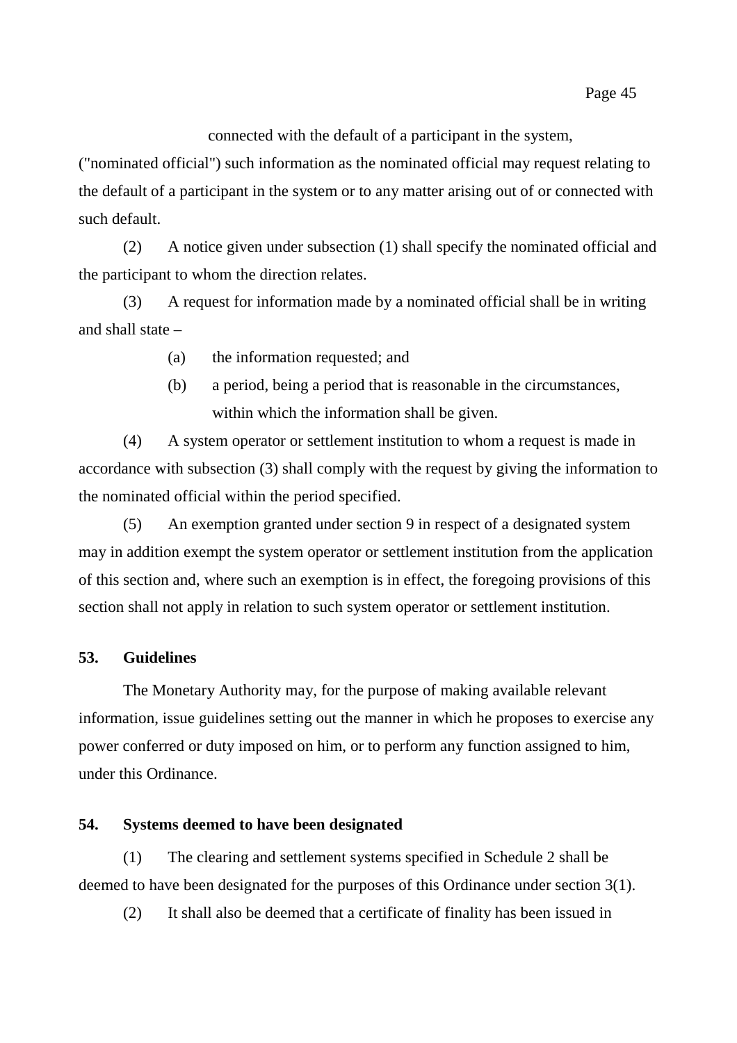connected with the default of a participant in the system,

("nominated official") such information as the nominated official may request relating to the default of a participant in the system or to any matter arising out of or connected with such default.

(2) A notice given under subsection (1) shall specify the nominated official and the participant to whom the direction relates.

(3) A request for information made by a nominated official shall be in writing and shall state –

(a) the information requested; and

(b) a period, being a period that is reasonable in the circumstances, within which the information shall be given.

(4) A system operator or settlement institution to whom a request is made in accordance with subsection (3) shall comply with the request by giving the information to the nominated official within the period specified.

(5) An exemption granted under section 9 in respect of a designated system may in addition exempt the system operator or settlement institution from the application of this section and, where such an exemption is in effect, the foregoing provisions of this section shall not apply in relation to such system operator or settlement institution.

**53. Guidelines**

The Monetary Authority may, for the purpose of making available relevant information, issue guidelines setting out the manner in which he proposes to exercise any power conferred or duty imposed on him, or to perform any function assigned to him, under this Ordinance.

**54. Systems deemed to have been designated**

(1) The clearing and settlement systems specified in Schedule 2 shall be deemed to have been designated for the purposes of this Ordinance under section 3(1).

(2) It shall also be deemed that a certificate of finality has been issued in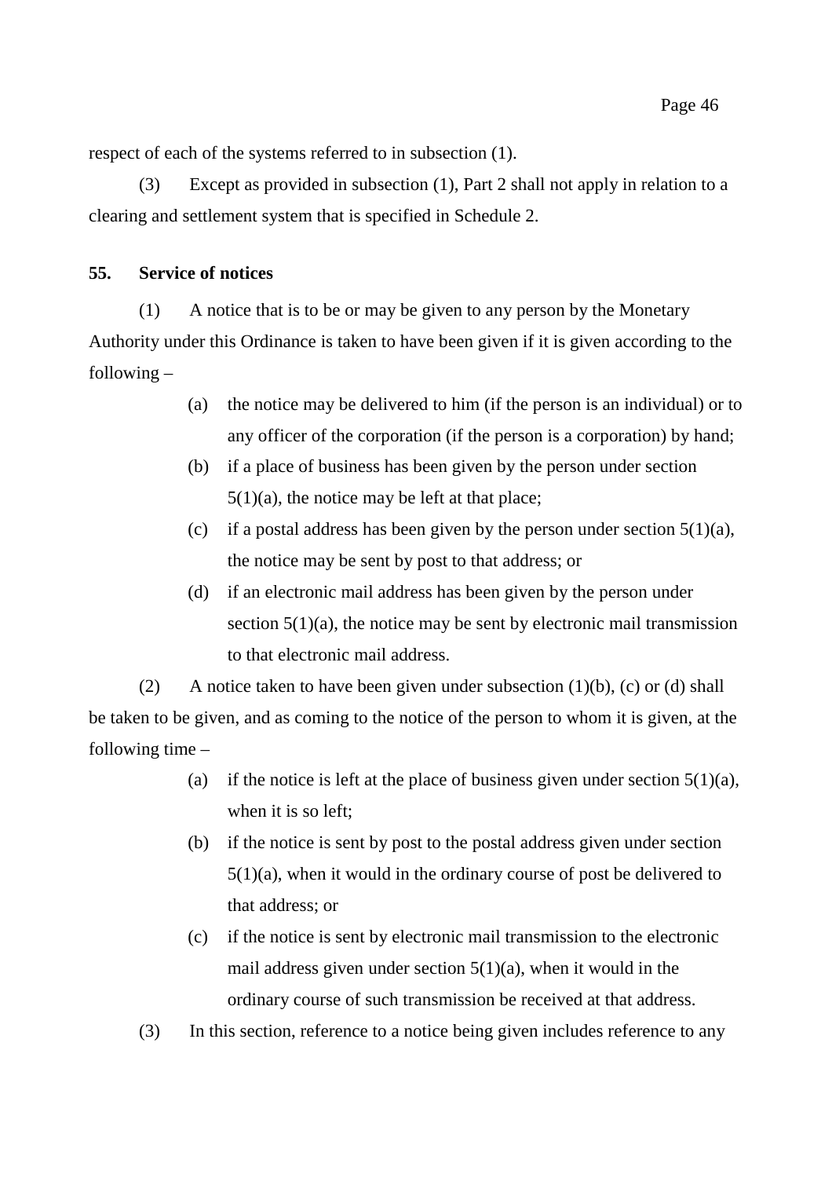respect of each of the systems referred to in subsection (1).

(3) Except as provided in subsection (1), Part 2 shall not apply in relation to a clearing and settlement system that is specified in Schedule 2.

**55. Service of notices**

(1) A notice that is to be or may be given to any person by the Monetary Authority under this Ordinance is taken to have been given if it is given according to the following –

(a) the notice may be delivered to him (if the person is an individual) or to any officer of the corporation (if the person is a corporation) by hand;

(b) if a place of business has been given by the person under section 5(1)(a), the notice may be left at that place;

(c) if a postal address has been given by the person under section 5(1)(a), the notice may be sent by post to that address; or

(d) if an electronic mail address has been given by the person under section 5(1)(a), the notice may be sent by electronic mail transmission to that electronic mail address.

(2) A notice taken to have been given under subsection (1)(b), (c) or (d) shall be taken to be given, and as coming to the notice of the person to whom it is given, at the following time –

(a) if the notice is left at the place of business given under section 5(1)(a), when it is so left;

(b) if the notice is sent by post to the postal address given under section 5(1)(a), when it would in the ordinary course of post be delivered to that address; or

(c) if the notice is sent by electronic mail transmission to the electronic mail address given under section 5(1)(a), when it would in the ordinary course of such transmission be received at that address.

(3) In this section, reference to a notice being given includes reference to any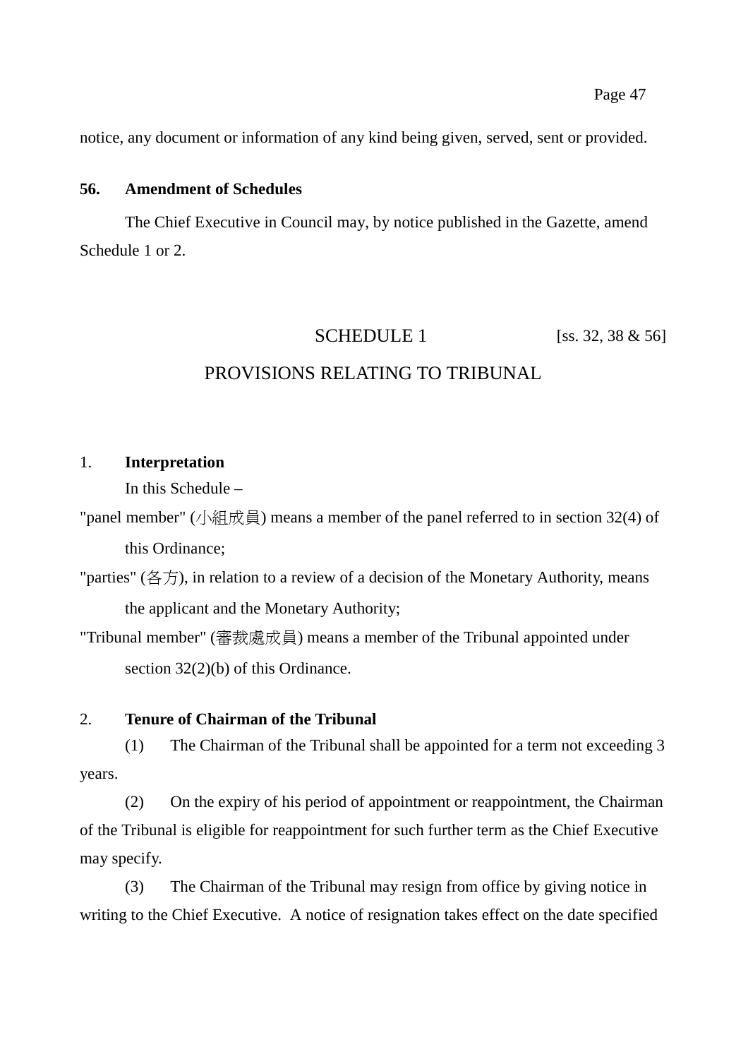notice, any document or information of any kind being given, served, sent or provided.

**56. Amendment of Schedules**

The Chief Executive in Council may, by notice published in the Gazette, amend Schedule 1 or 2.

## SCHEDULE 1 [ss. 32, 38 & 56]

## PROVISIONS RELATING TO TRIBUNAL

1. **Interpretation**

In this Schedule –

"panel member" (小組成員) means a member of the panel referred to in section 32(4) of this Ordinance;

"parties" (各方), in relation to a review of a decision of the Monetary Authority, means the applicant and the Monetary Authority;

"Tribunal member" (審裁處成員) means a member of the Tribunal appointed under section 32(2)(b) of this Ordinance.

2. **Tenure of Chairman of the Tribunal**

(1) The Chairman of the Tribunal shall be appointed for a term not exceeding 3 years.

(2) On the expiry of his period of appointment or reappointment, the Chairman of the Tribunal is eligible for reappointment for such further term as the Chief Executive may specify.

(3) The Chairman of the Tribunal may resign from office by giving notice in writing to the Chief Executive. A notice of resignation takes effect on the date specified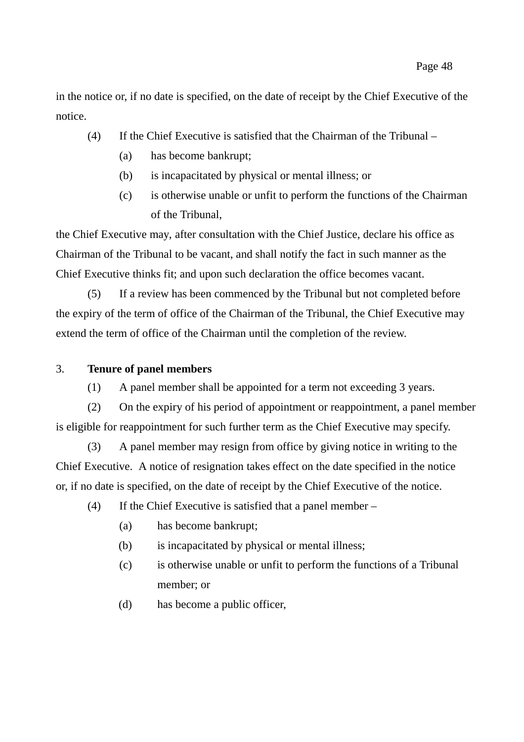in the notice or, if no date is specified, on the date of receipt by the Chief Executive of the notice.

(4) If the Chief Executive is satisfied that the Chairman of the Tribunal –

(a) has become bankrupt;

(b) is incapacitated by physical or mental illness; or

(c) is otherwise unable or unfit to perform the functions of the Chairman of the Tribunal,

the Chief Executive may, after consultation with the Chief Justice, declare his office as Chairman of the Tribunal to be vacant, and shall notify the fact in such manner as the Chief Executive thinks fit; and upon such declaration the office becomes vacant.

(5) If a review has been commenced by the Tribunal but not completed before the expiry of the term of office of the Chairman of the Tribunal, the Chief Executive may extend the term of office of the Chairman until the completion of the review.

3. **Tenure of panel members**

(1) A panel member shall be appointed for a term not exceeding 3 years.

(2) On the expiry of his period of appointment or reappointment, a panel member is eligible for reappointment for such further term as the Chief Executive may specify.

(3) A panel member may resign from office by giving notice in writing to the Chief Executive. A notice of resignation takes effect on the date specified in the notice or, if no date is specified, on the date of receipt by the Chief Executive of the notice.

(4) If the Chief Executive is satisfied that a panel member –

(a) has become bankrupt;

(b) is incapacitated by physical or mental illness;

(c) is otherwise unable or unfit to perform the functions of a Tribunal member; or

(d) has become a public officer,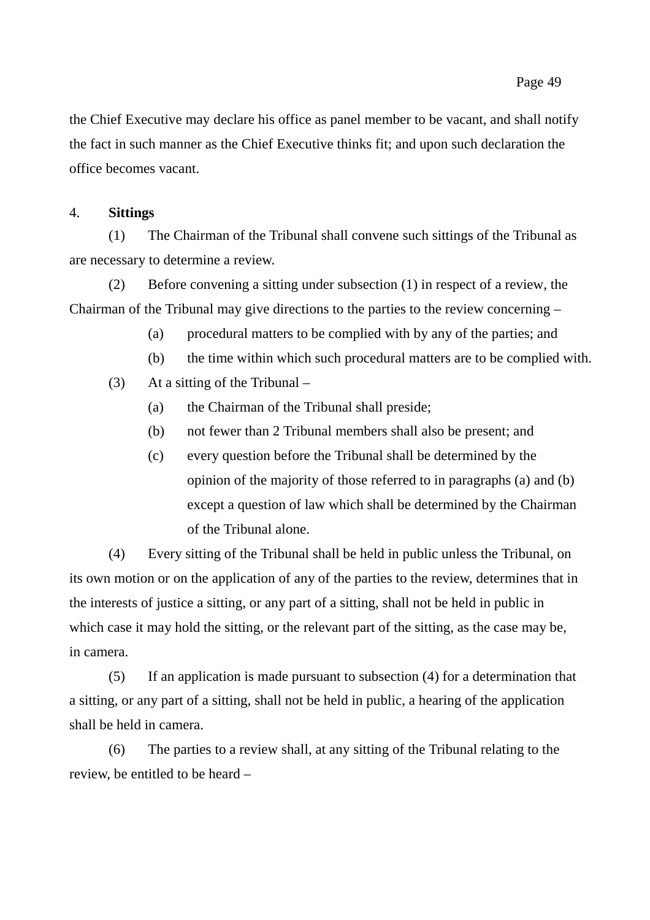the Chief Executive may declare his office as panel member to be vacant, and shall notify the fact in such manner as the Chief Executive thinks fit; and upon such declaration the office becomes vacant.

4. **Sittings**

(1) The Chairman of the Tribunal shall convene such sittings of the Tribunal as are necessary to determine a review.

(2) Before convening a sitting under subsection (1) in respect of a review, the Chairman of the Tribunal may give directions to the parties to the review concerning –

- (a) procedural matters to be complied with by any of the parties; and
- (b) the time within which such procedural matters are to be complied with.

(3) At a sitting of the Tribunal –

- (a) the Chairman of the Tribunal shall preside;
- (b) not fewer than 2 Tribunal members shall also be present; and
- (c) every question before the Tribunal shall be determined by the opinion of the majority of those referred to in paragraphs (a) and (b) except a question of law which shall be determined by the Chairman of the Tribunal alone.

(4) Every sitting of the Tribunal shall be held in public unless the Tribunal, on its own motion or on the application of any of the parties to the review, determines that in the interests of justice a sitting, or any part of a sitting, shall not be held in public in which case it may hold the sitting, or the relevant part of the sitting, as the case may be, in camera.

(5) If an application is made pursuant to subsection (4) for a determination that a sitting, or any part of a sitting, shall not be held in public, a hearing of the application shall be held in camera.

(6) The parties to a review shall, at any sitting of the Tribunal relating to the review, be entitled to be heard –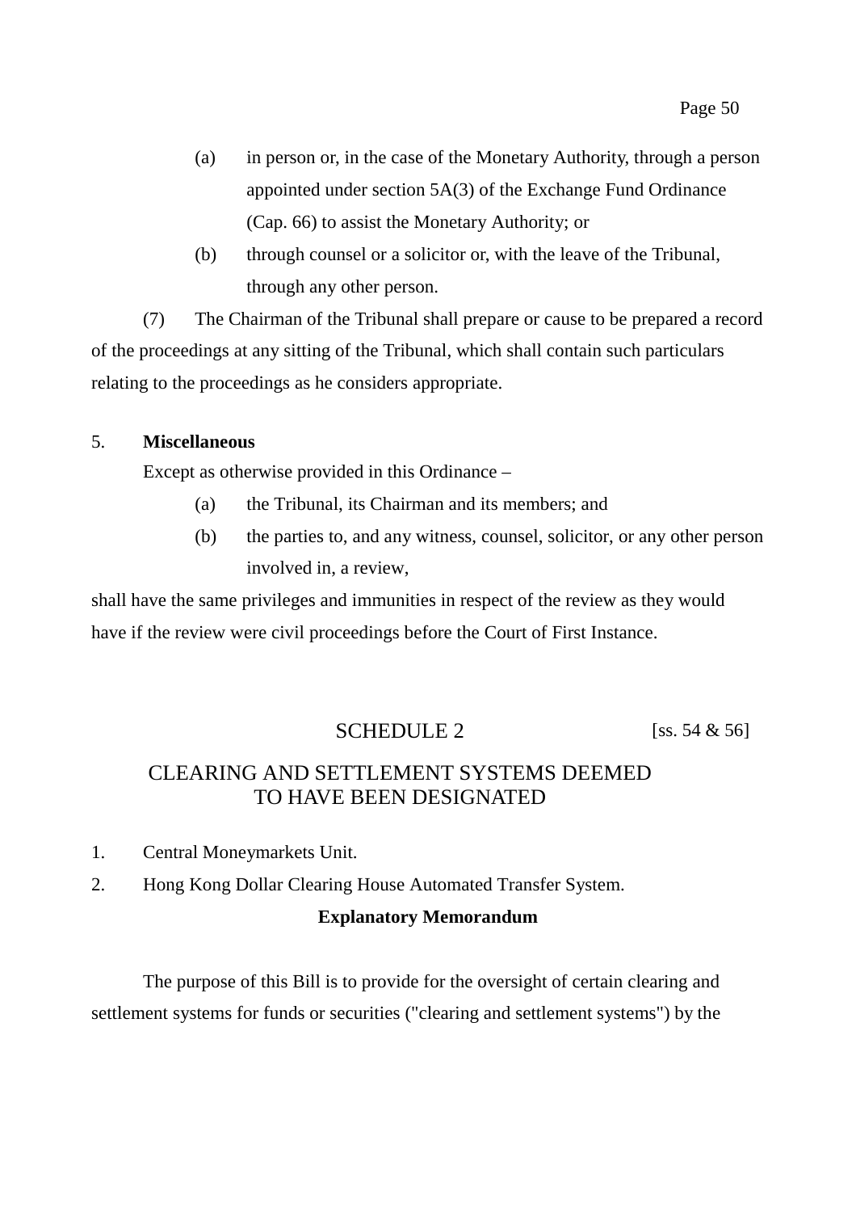(a) in person or, in the case of the Monetary Authority, through a person appointed under section 5A(3) of the Exchange Fund Ordinance (Cap. 66) to assist the Monetary Authority; or

(b) through counsel or a solicitor or, with the leave of the Tribunal, through any other person.

(7) The Chairman of the Tribunal shall prepare or cause to be prepared a record of the proceedings at any sitting of the Tribunal, which shall contain such particulars relating to the proceedings as he considers appropriate.

5. **Miscellaneous**

Except as otherwise provided in this Ordinance –

(a) the Tribunal, its Chairman and its members; and

(b) the parties to, and any witness, counsel, solicitor, or any other person involved in, a review,

shall have the same privileges and immunities in respect of the review as they would have if the review were civil proceedings before the Court of First Instance.

## SCHEDULE 2 [ss. 54 & 56]

## CLEARING AND SETTLEMENT SYSTEMS DEEMED TO HAVE BEEN DESIGNATED

1. Central Moneymarkets Unit.
2. Hong Kong Dollar Clearing House Automated Transfer System.

**Explanatory Memorandum**

The purpose of this Bill is to provide for the oversight of certain clearing and settlement systems for funds or securities ("clearing and settlement systems") by the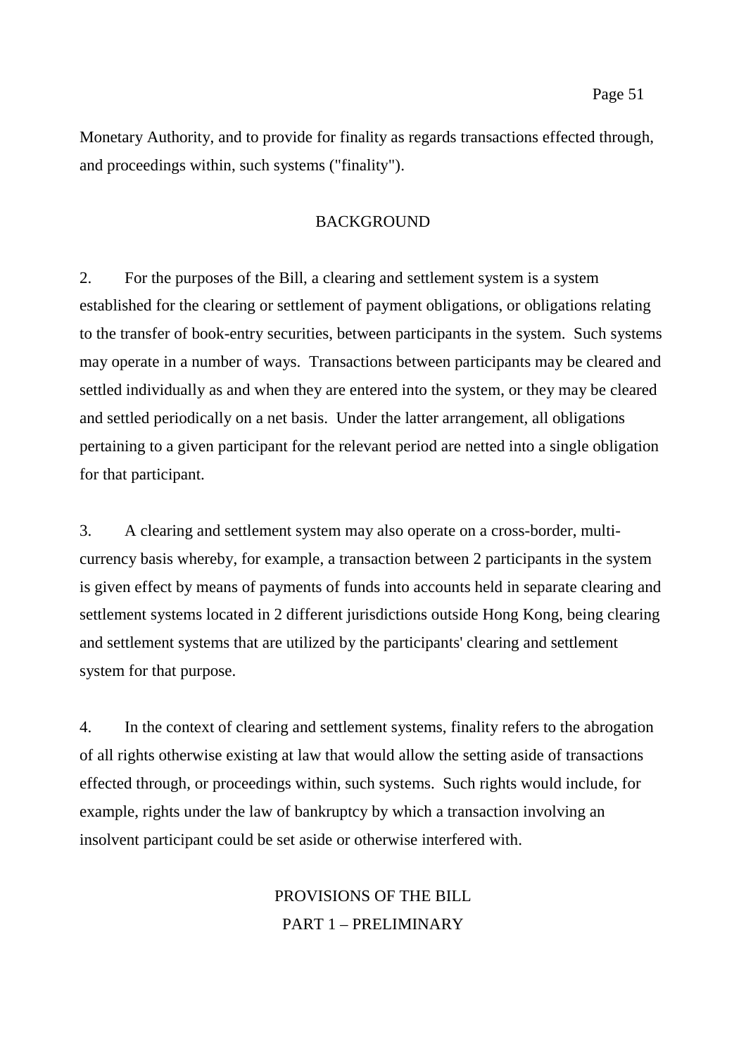Monetary Authority, and to provide for finality as regards transactions effected through, and proceedings within, such systems ("finality").

## BACKGROUND

2. For the purposes of the Bill, a clearing and settlement system is a system established for the clearing or settlement of payment obligations, or obligations relating to the transfer of book-entry securities, between participants in the system. Such systems may operate in a number of ways. Transactions between participants may be cleared and settled individually as and when they are entered into the system, or they may be cleared and settled periodically on a net basis. Under the latter arrangement, all obligations pertaining to a given participant for the relevant period are netted into a single obligation for that participant.

3. A clearing and settlement system may also operate on a cross-border, multi-currency basis whereby, for example, a transaction between 2 participants in the system is given effect by means of payments of funds into accounts held in separate clearing and settlement systems located in 2 different jurisdictions outside Hong Kong, being clearing and settlement systems that are utilized by the participants' clearing and settlement system for that purpose.

4. In the context of clearing and settlement systems, finality refers to the abrogation of all rights otherwise existing at law that would allow the setting aside of transactions effected through, or proceedings within, such systems. Such rights would include, for example, rights under the law of bankruptcy by which a transaction involving an insolvent participant could be set aside or otherwise interfered with.

## PROVISIONS OF THE BILL

### PART 1 – PRELIMINARY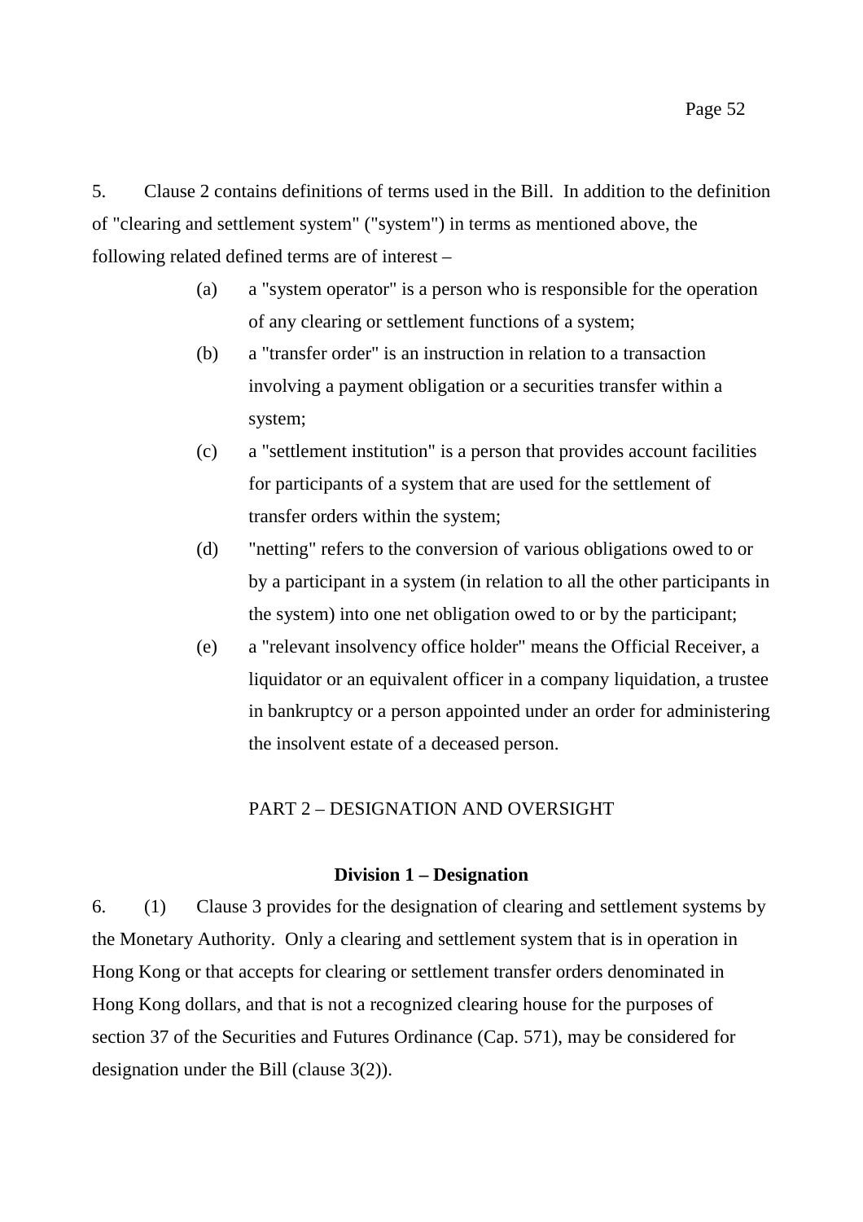5. Clause 2 contains definitions of terms used in the Bill. In addition to the definition of "clearing and settlement system" ("system") in terms as mentioned above, the following related defined terms are of interest –

(a) a "system operator" is a person who is responsible for the operation of any clearing or settlement functions of a system;

(b) a "transfer order" is an instruction in relation to a transaction involving a payment obligation or a securities transfer within a system;

(c) a "settlement institution" is a person that provides account facilities for participants of a system that are used for the settlement of transfer orders within the system;

(d) "netting" refers to the conversion of various obligations owed to or by a participant in a system (in relation to all the other participants in the system) into one net obligation owed to or by the participant;

(e) a "relevant insolvency office holder" means the Official Receiver, a liquidator or an equivalent officer in a company liquidation, a trustee in bankruptcy or a person appointed under an order for administering the insolvent estate of a deceased person.

## PART 2 – DESIGNATION AND OVERSIGHT

### Division 1 – Designation

6. (1) Clause 3 provides for the designation of clearing and settlement systems by the Monetary Authority. Only a clearing and settlement system that is in operation in Hong Kong or that accepts for clearing or settlement transfer orders denominated in Hong Kong dollars, and that is not a recognized clearing house for the purposes of section 37 of the Securities and Futures Ordinance (Cap. 571), may be considered for designation under the Bill (clause 3(2)).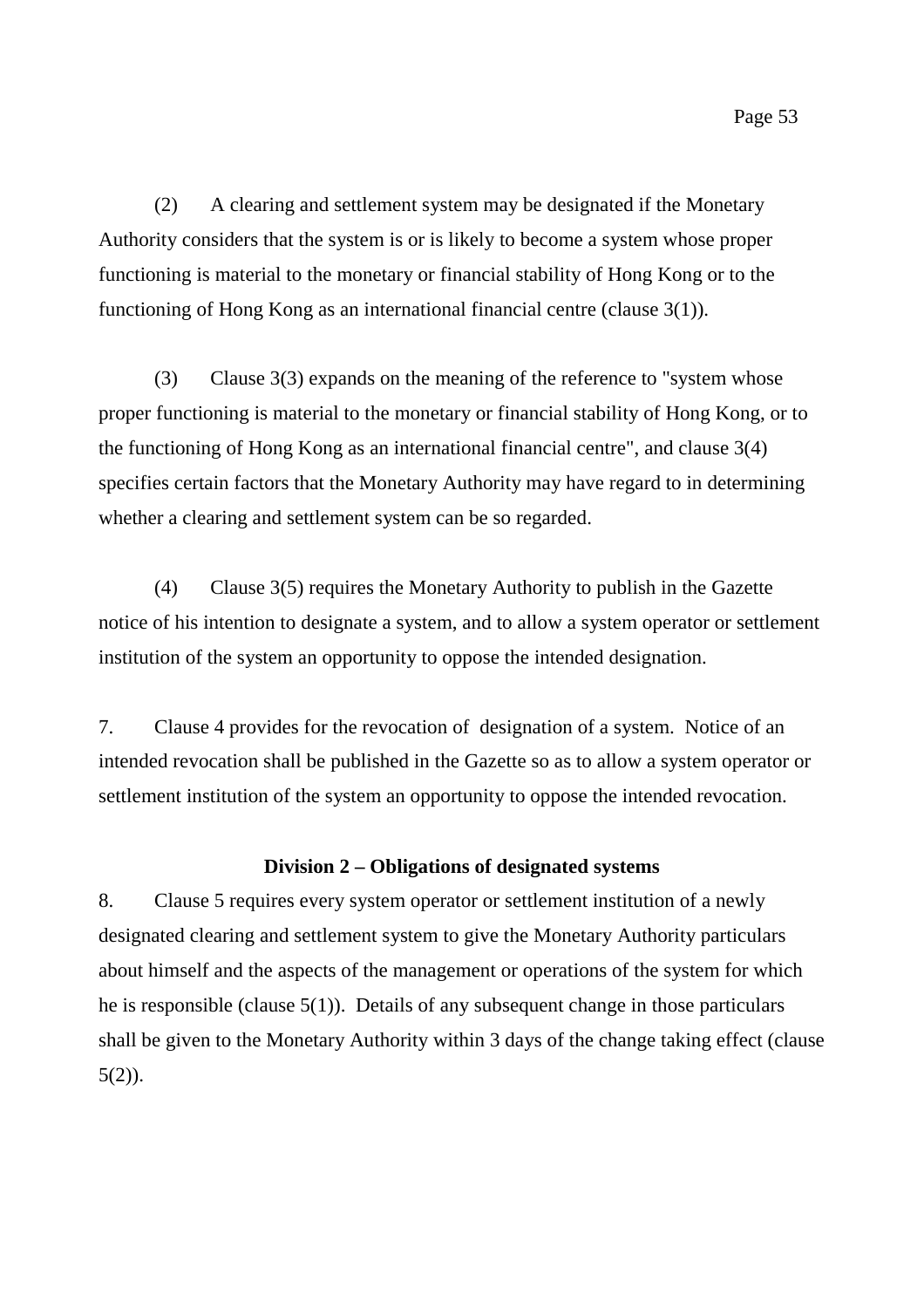(2) A clearing and settlement system may be designated if the Monetary Authority considers that the system is or is likely to become a system whose proper functioning is material to the monetary or financial stability of Hong Kong or to the functioning of Hong Kong as an international financial centre (clause 3(1)).

(3) Clause 3(3) expands on the meaning of the reference to "system whose proper functioning is material to the monetary or financial stability of Hong Kong, or to the functioning of Hong Kong as an international financial centre", and clause 3(4) specifies certain factors that the Monetary Authority may have regard to in determining whether a clearing and settlement system can be so regarded.

(4) Clause 3(5) requires the Monetary Authority to publish in the Gazette notice of his intention to designate a system, and to allow a system operator or settlement institution of the system an opportunity to oppose the intended designation.

7. Clause 4 provides for the revocation of designation of a system. Notice of an intended revocation shall be published in the Gazette so as to allow a system operator or settlement institution of the system an opportunity to oppose the intended revocation.

**Division 2 – Obligations of designated systems**

8. Clause 5 requires every system operator or settlement institution of a newly designated clearing and settlement system to give the Monetary Authority particulars about himself and the aspects of the management or operations of the system for which he is responsible (clause 5(1)). Details of any subsequent change in those particulars shall be given to the Monetary Authority within 3 days of the change taking effect (clause 5(2)).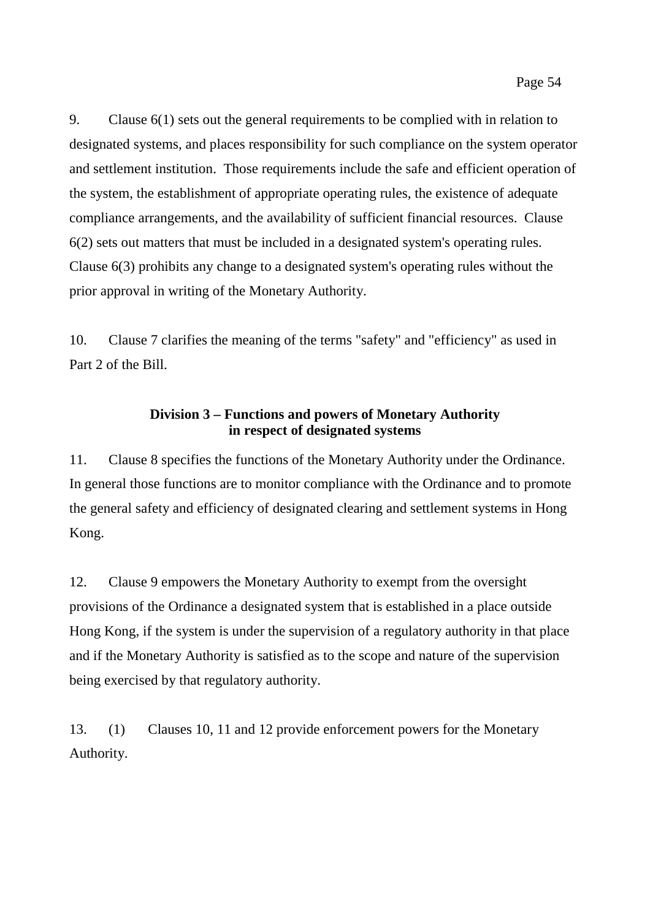9. Clause 6(1) sets out the general requirements to be complied with in relation to designated systems, and places responsibility for such compliance on the system operator and settlement institution. Those requirements include the safe and efficient operation of the system, the establishment of appropriate operating rules, the existence of adequate compliance arrangements, and the availability of sufficient financial resources. Clause 6(2) sets out matters that must be included in a designated system's operating rules. Clause 6(3) prohibits any change to a designated system's operating rules without the prior approval in writing of the Monetary Authority.

10. Clause 7 clarifies the meaning of the terms "safety" and "efficiency" as used in Part 2 of the Bill.

### Division 3 – Functions and powers of Monetary Authority in respect of designated systems

11. Clause 8 specifies the functions of the Monetary Authority under the Ordinance. In general those functions are to monitor compliance with the Ordinance and to promote the general safety and efficiency of designated clearing and settlement systems in Hong Kong.

12. Clause 9 empowers the Monetary Authority to exempt from the oversight provisions of the Ordinance a designated system that is established in a place outside Hong Kong, if the system is under the supervision of a regulatory authority in that place and if the Monetary Authority is satisfied as to the scope and nature of the supervision being exercised by that regulatory authority.

13. (1) Clauses 10, 11 and 12 provide enforcement powers for the Monetary Authority.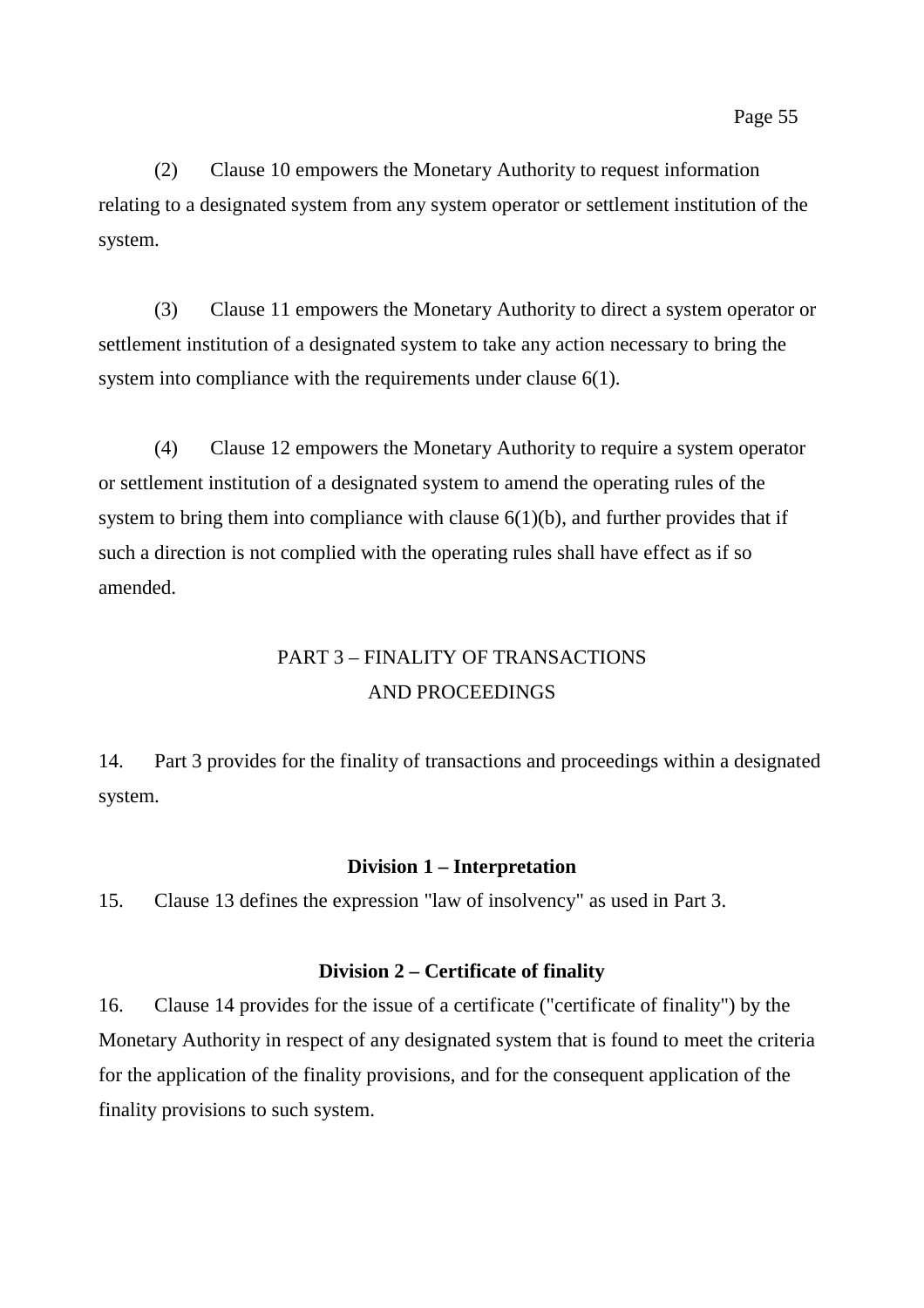(2) Clause 10 empowers the Monetary Authority to request information relating to a designated system from any system operator or settlement institution of the system.

(3) Clause 11 empowers the Monetary Authority to direct a system operator or settlement institution of a designated system to take any action necessary to bring the system into compliance with the requirements under clause 6(1).

(4) Clause 12 empowers the Monetary Authority to require a system operator or settlement institution of a designated system to amend the operating rules of the system to bring them into compliance with clause 6(1)(b), and further provides that if such a direction is not complied with the operating rules shall have effect as if so amended.

## PART 3 – FINALITY OF TRANSACTIONS AND PROCEEDINGS

14. Part 3 provides for the finality of transactions and proceedings within a designated system.

### Division 1 – Interpretation

15. Clause 13 defines the expression "law of insolvency" as used in Part 3.

### Division 2 – Certificate of finality

16. Clause 14 provides for the issue of a certificate ("certificate of finality") by the Monetary Authority in respect of any designated system that is found to meet the criteria for the application of the finality provisions, and for the consequent application of the finality provisions to such system.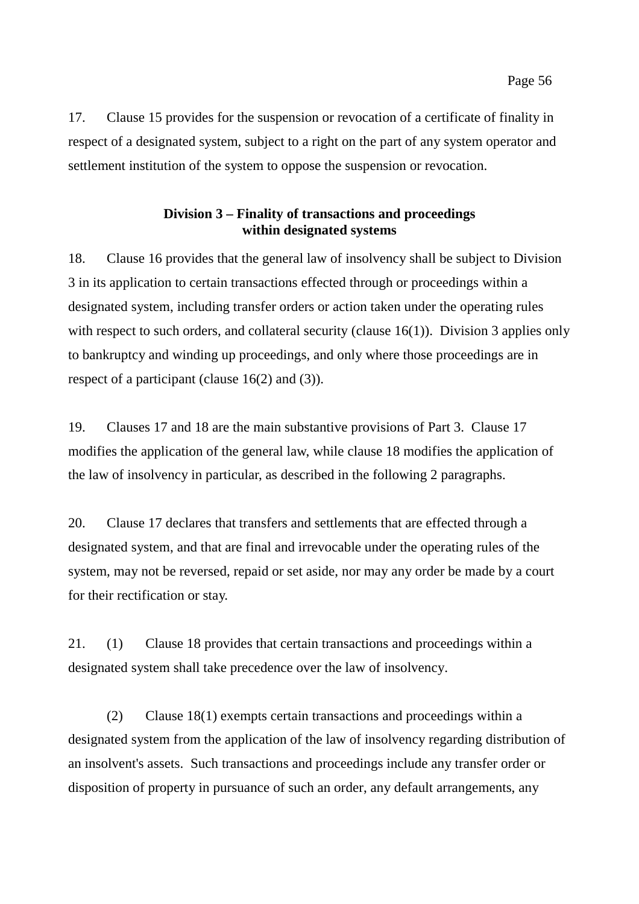17. Clause 15 provides for the suspension or revocation of a certificate of finality in respect of a designated system, subject to a right on the part of any system operator and settlement institution of the system to oppose the suspension or revocation.

### Division 3 – Finality of transactions and proceedings within designated systems

18. Clause 16 provides that the general law of insolvency shall be subject to Division 3 in its application to certain transactions effected through or proceedings within a designated system, including transfer orders or action taken under the operating rules with respect to such orders, and collateral security (clause 16(1)). Division 3 applies only to bankruptcy and winding up proceedings, and only where those proceedings are in respect of a participant (clause 16(2) and (3)).

19. Clauses 17 and 18 are the main substantive provisions of Part 3. Clause 17 modifies the application of the general law, while clause 18 modifies the application of the law of insolvency in particular, as described in the following 2 paragraphs.

20. Clause 17 declares that transfers and settlements that are effected through a designated system, and that are final and irrevocable under the operating rules of the system, may not be reversed, repaid or set aside, nor may any order be made by a court for their rectification or stay.

21. (1) Clause 18 provides that certain transactions and proceedings within a designated system shall take precedence over the law of insolvency.

(2) Clause 18(1) exempts certain transactions and proceedings within a designated system from the application of the law of insolvency regarding distribution of an insolvent's assets. Such transactions and proceedings include any transfer order or disposition of property in pursuance of such an order, any default arrangements, any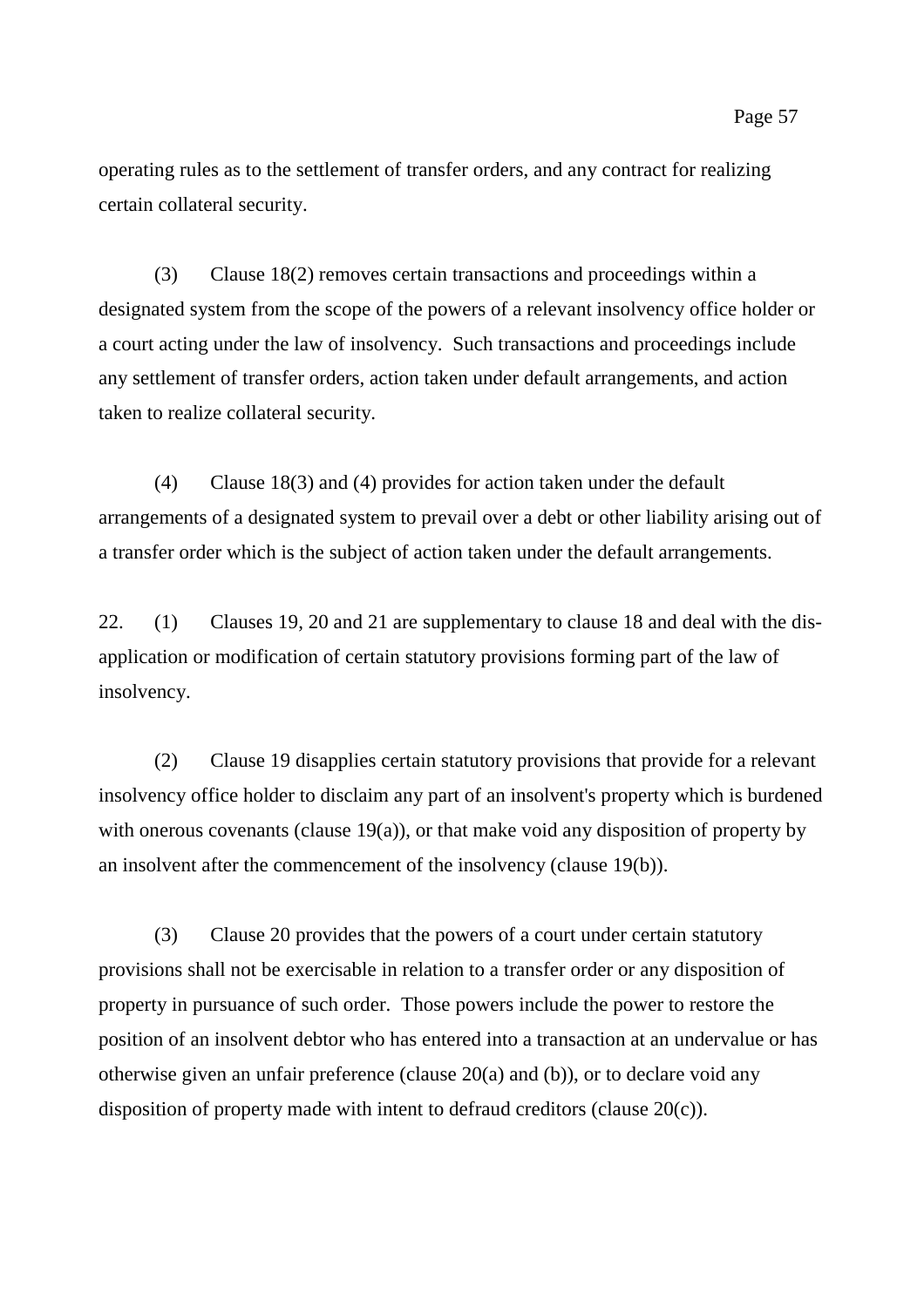operating rules as to the settlement of transfer orders, and any contract for realizing certain collateral security.

(3) Clause 18(2) removes certain transactions and proceedings within a designated system from the scope of the powers of a relevant insolvency office holder or a court acting under the law of insolvency. Such transactions and proceedings include any settlement of transfer orders, action taken under default arrangements, and action taken to realize collateral security.

(4) Clause 18(3) and (4) provides for action taken under the default arrangements of a designated system to prevail over a debt or other liability arising out of a transfer order which is the subject of action taken under the default arrangements.

22. (1) Clauses 19, 20 and 21 are supplementary to clause 18 and deal with the dis-application or modification of certain statutory provisions forming part of the law of insolvency.

(2) Clause 19 disapplies certain statutory provisions that provide for a relevant insolvency office holder to disclaim any part of an insolvent's property which is burdened with onerous covenants (clause 19(a)), or that make void any disposition of property by an insolvent after the commencement of the insolvency (clause 19(b)).

(3) Clause 20 provides that the powers of a court under certain statutory provisions shall not be exercisable in relation to a transfer order or any disposition of property in pursuance of such order. Those powers include the power to restore the position of an insolvent debtor who has entered into a transaction at an undervalue or has otherwise given an unfair preference (clause 20(a) and (b)), or to declare void any disposition of property made with intent to defraud creditors (clause 20(c)).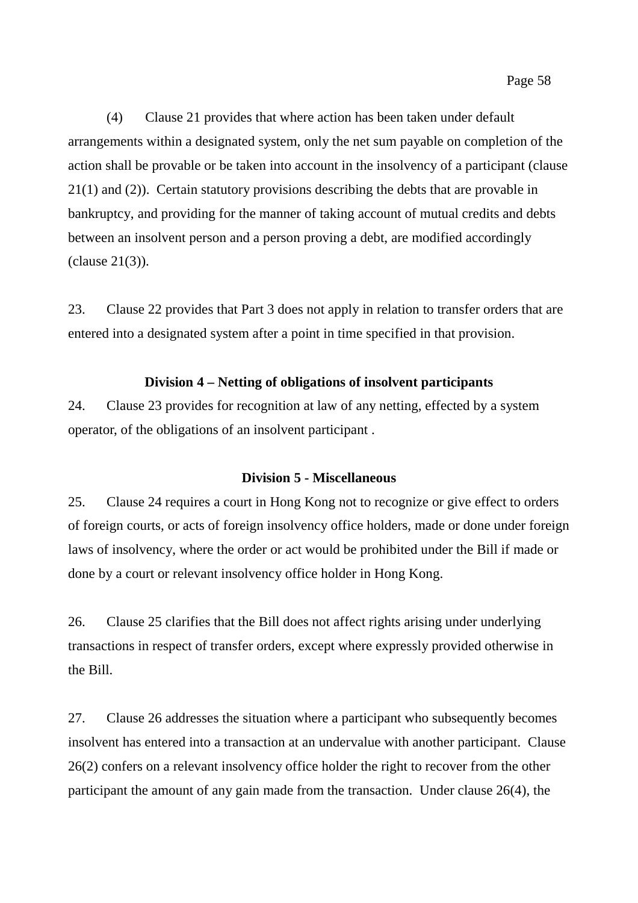(4) Clause 21 provides that where action has been taken under default arrangements within a designated system, only the net sum payable on completion of the action shall be provable or be taken into account in the insolvency of a participant (clause 21(1) and (2)). Certain statutory provisions describing the debts that are provable in bankruptcy, and providing for the manner of taking account of mutual credits and debts between an insolvent person and a person proving a debt, are modified accordingly (clause 21(3)).

23. Clause 22 provides that Part 3 does not apply in relation to transfer orders that are entered into a designated system after a point in time specified in that provision.

### Division 4 – Netting of obligations of insolvent participants

24. Clause 23 provides for recognition at law of any netting, effected by a system operator, of the obligations of an insolvent participant .

### Division 5 - Miscellaneous

25. Clause 24 requires a court in Hong Kong not to recognize or give effect to orders of foreign courts, or acts of foreign insolvency office holders, made or done under foreign laws of insolvency, where the order or act would be prohibited under the Bill if made or done by a court or relevant insolvency office holder in Hong Kong.

26. Clause 25 clarifies that the Bill does not affect rights arising under underlying transactions in respect of transfer orders, except where expressly provided otherwise in the Bill.

27. Clause 26 addresses the situation where a participant who subsequently becomes insolvent has entered into a transaction at an undervalue with another participant. Clause 26(2) confers on a relevant insolvency office holder the right to recover from the other participant the amount of any gain made from the transaction. Under clause 26(4), the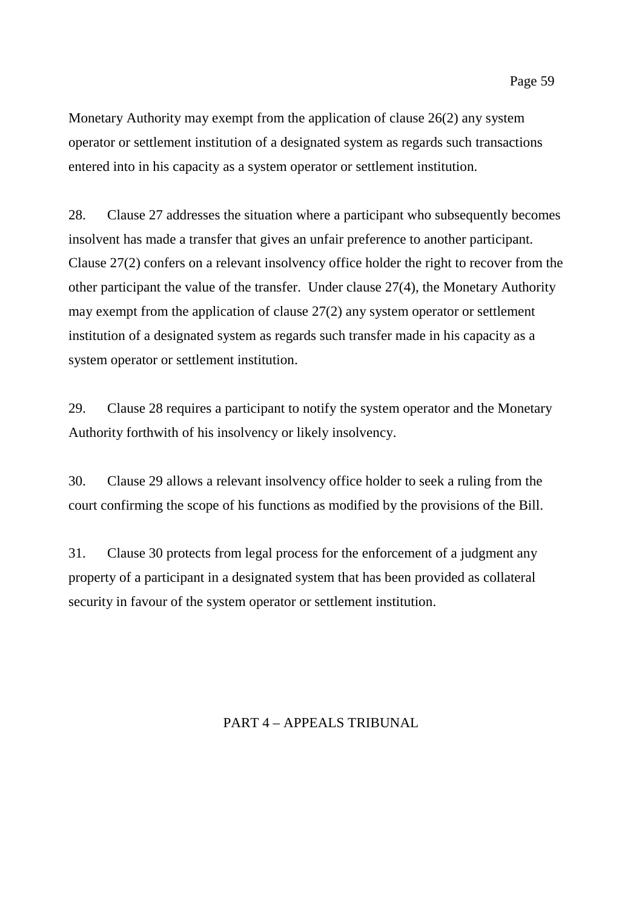Monetary Authority may exempt from the application of clause 26(2) any system operator or settlement institution of a designated system as regards such transactions entered into in his capacity as a system operator or settlement institution.

28. Clause 27 addresses the situation where a participant who subsequently becomes insolvent has made a transfer that gives an unfair preference to another participant. Clause 27(2) confers on a relevant insolvency office holder the right to recover from the other participant the value of the transfer. Under clause 27(4), the Monetary Authority may exempt from the application of clause 27(2) any system operator or settlement institution of a designated system as regards such transfer made in his capacity as a system operator or settlement institution.

29. Clause 28 requires a participant to notify the system operator and the Monetary Authority forthwith of his insolvency or likely insolvency.

30. Clause 29 allows a relevant insolvency office holder to seek a ruling from the court confirming the scope of his functions as modified by the provisions of the Bill.

31. Clause 30 protects from legal process for the enforcement of a judgment any property of a participant in a designated system that has been provided as collateral security in favour of the system operator or settlement institution.

## PART 4 – APPEALS TRIBUNAL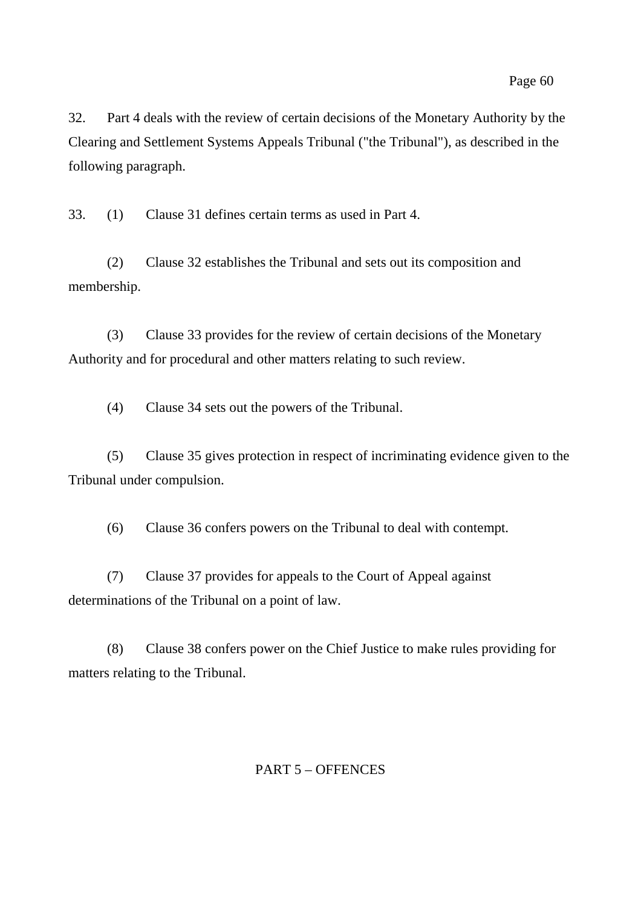32. Part 4 deals with the review of certain decisions of the Monetary Authority by the Clearing and Settlement Systems Appeals Tribunal ("the Tribunal"), as described in the following paragraph.

33. (1) Clause 31 defines certain terms as used in Part 4.

(2) Clause 32 establishes the Tribunal and sets out its composition and membership.

(3) Clause 33 provides for the review of certain decisions of the Monetary Authority and for procedural and other matters relating to such review.

(4) Clause 34 sets out the powers of the Tribunal.

(5) Clause 35 gives protection in respect of incriminating evidence given to the Tribunal under compulsion.

(6) Clause 36 confers powers on the Tribunal to deal with contempt.

(7) Clause 37 provides for appeals to the Court of Appeal against determinations of the Tribunal on a point of law.

(8) Clause 38 confers power on the Chief Justice to make rules providing for matters relating to the Tribunal.

## PART 5 – OFFENCES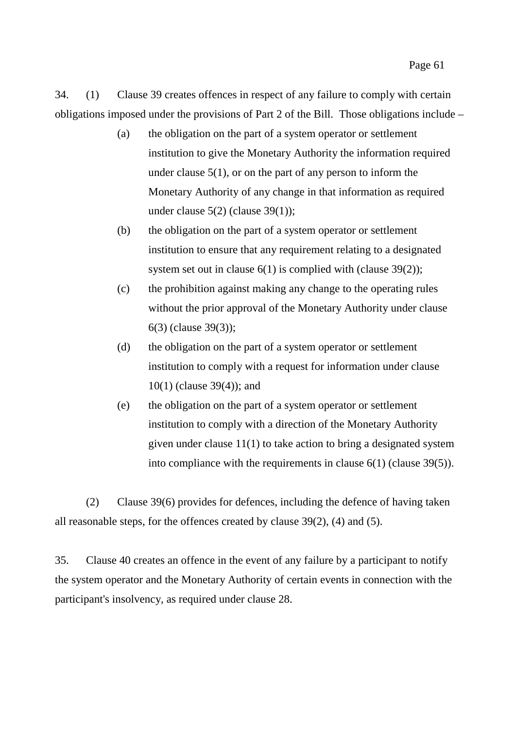34. (1) Clause 39 creates offences in respect of any failure to comply with certain obligations imposed under the provisions of Part 2 of the Bill. Those obligations include –

- (a) the obligation on the part of a system operator or settlement institution to give the Monetary Authority the information required under clause 5(1), or on the part of any person to inform the Monetary Authority of any change in that information as required under clause 5(2) (clause 39(1));
- (b) the obligation on the part of a system operator or settlement institution to ensure that any requirement relating to a designated system set out in clause 6(1) is complied with (clause 39(2));
- (c) the prohibition against making any change to the operating rules without the prior approval of the Monetary Authority under clause 6(3) (clause 39(3));
- (d) the obligation on the part of a system operator or settlement institution to comply with a request for information under clause 10(1) (clause 39(4)); and
- (e) the obligation on the part of a system operator or settlement institution to comply with a direction of the Monetary Authority given under clause 11(1) to take action to bring a designated system into compliance with the requirements in clause 6(1) (clause 39(5)).

(2) Clause 39(6) provides for defences, including the defence of having taken all reasonable steps, for the offences created by clause 39(2), (4) and (5).

35. Clause 40 creates an offence in the event of any failure by a participant to notify the system operator and the Monetary Authority of certain events in connection with the participant's insolvency, as required under clause 28.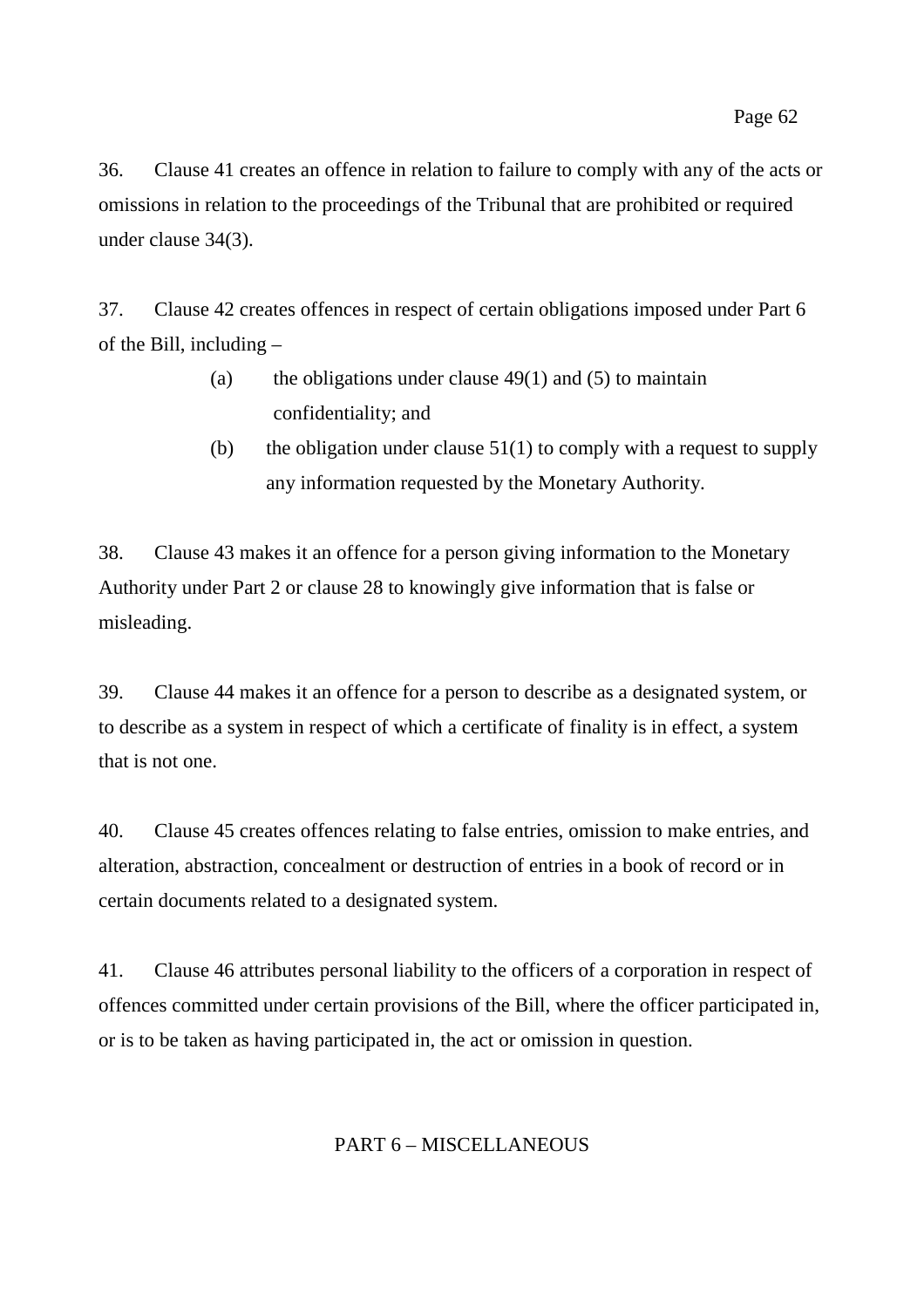36. Clause 41 creates an offence in relation to failure to comply with any of the acts or omissions in relation to the proceedings of the Tribunal that are prohibited or required under clause 34(3).

37. Clause 42 creates offences in respect of certain obligations imposed under Part 6 of the Bill, including –

(a) the obligations under clause 49(1) and (5) to maintain confidentiality; and

(b) the obligation under clause 51(1) to comply with a request to supply any information requested by the Monetary Authority.

38. Clause 43 makes it an offence for a person giving information to the Monetary Authority under Part 2 or clause 28 to knowingly give information that is false or misleading.

39. Clause 44 makes it an offence for a person to describe as a designated system, or to describe as a system in respect of which a certificate of finality is in effect, a system that is not one.

40. Clause 45 creates offences relating to false entries, omission to make entries, and alteration, abstraction, concealment or destruction of entries in a book of record or in certain documents related to a designated system.

41. Clause 46 attributes personal liability to the officers of a corporation in respect of offences committed under certain provisions of the Bill, where the officer participated in, or is to be taken as having participated in, the act or omission in question.

## PART 6 – MISCELLANEOUS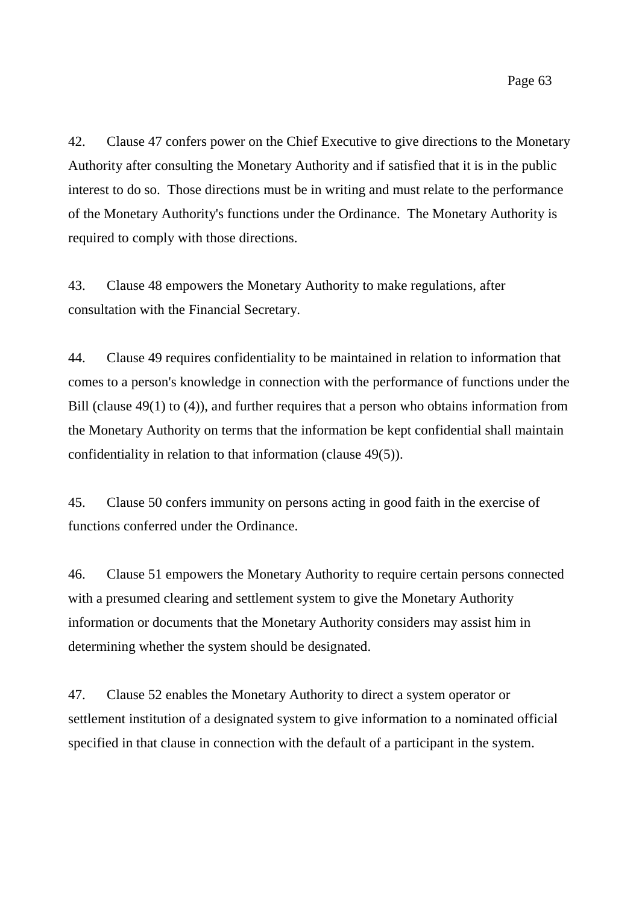42. Clause 47 confers power on the Chief Executive to give directions to the Monetary Authority after consulting the Monetary Authority and if satisfied that it is in the public interest to do so. Those directions must be in writing and must relate to the performance of the Monetary Authority's functions under the Ordinance. The Monetary Authority is required to comply with those directions.

43. Clause 48 empowers the Monetary Authority to make regulations, after consultation with the Financial Secretary.

44. Clause 49 requires confidentiality to be maintained in relation to information that comes to a person's knowledge in connection with the performance of functions under the Bill (clause 49(1) to (4)), and further requires that a person who obtains information from the Monetary Authority on terms that the information be kept confidential shall maintain confidentiality in relation to that information (clause 49(5)).

45. Clause 50 confers immunity on persons acting in good faith in the exercise of functions conferred under the Ordinance.

46. Clause 51 empowers the Monetary Authority to require certain persons connected with a presumed clearing and settlement system to give the Monetary Authority information or documents that the Monetary Authority considers may assist him in determining whether the system should be designated.

47. Clause 52 enables the Monetary Authority to direct a system operator or settlement institution of a designated system to give information to a nominated official specified in that clause in connection with the default of a participant in the system.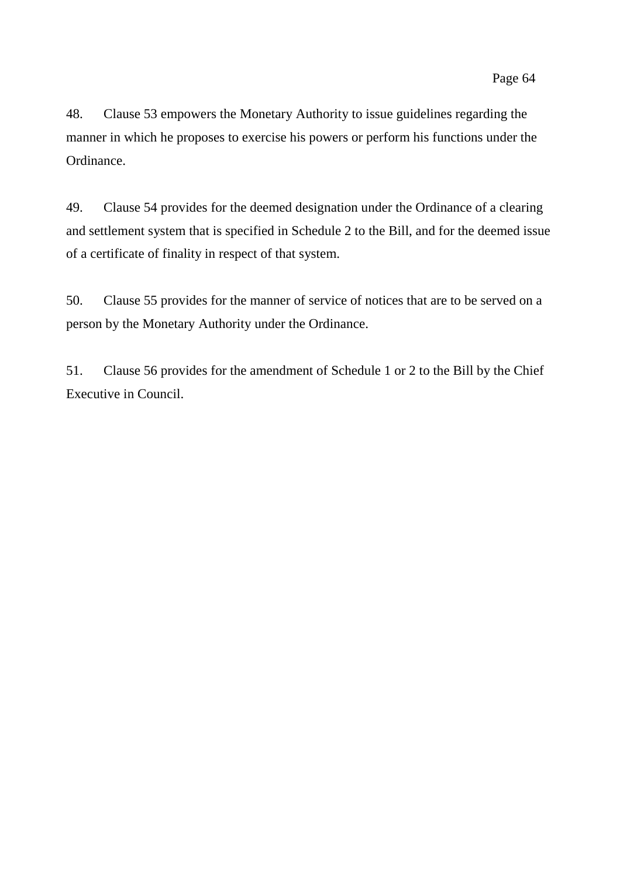48. Clause 53 empowers the Monetary Authority to issue guidelines regarding the manner in which he proposes to exercise his powers or perform his functions under the Ordinance.

49. Clause 54 provides for the deemed designation under the Ordinance of a clearing and settlement system that is specified in Schedule 2 to the Bill, and for the deemed issue of a certificate of finality in respect of that system.

50. Clause 55 provides for the manner of service of notices that are to be served on a person by the Monetary Authority under the Ordinance.

51. Clause 56 provides for the amendment of Schedule 1 or 2 to the Bill by the Chief Executive in Council.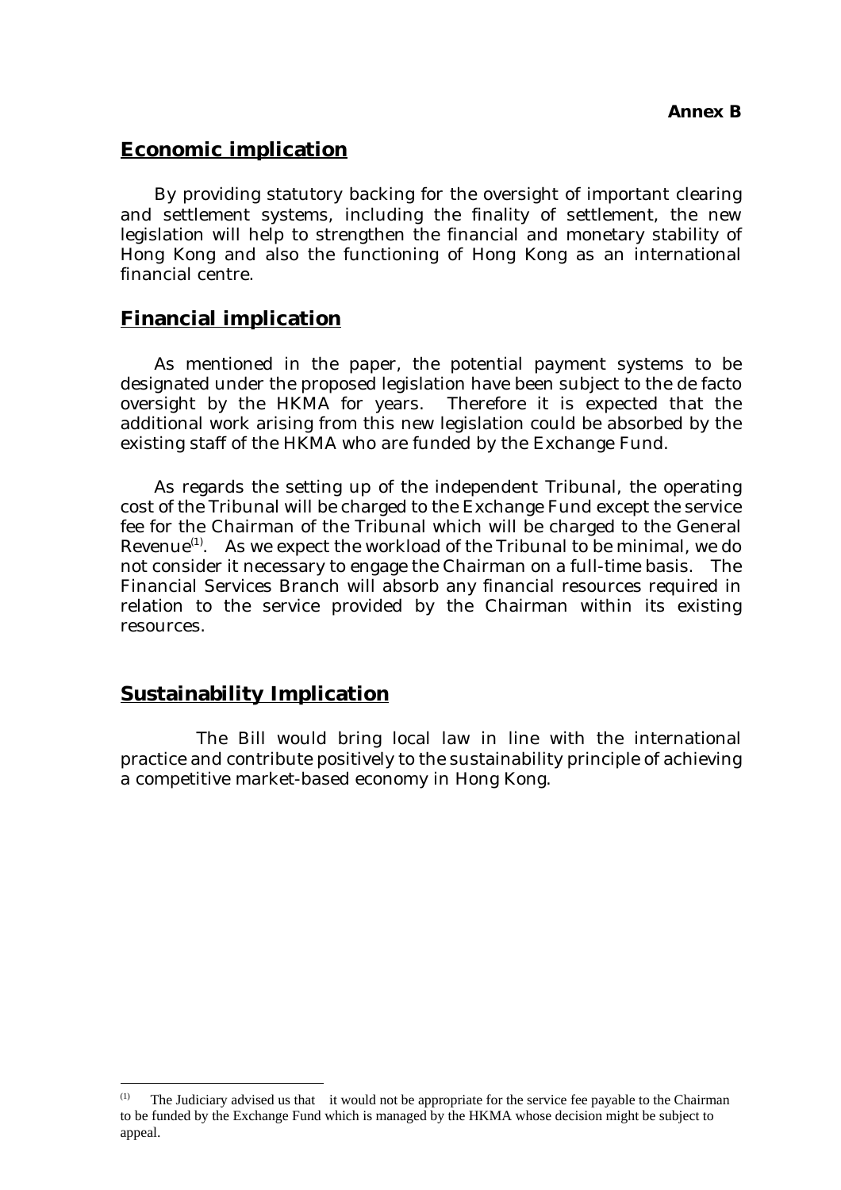**Annex B**

## Economic implication

By providing statutory backing for the oversight of important clearing and settlement systems, including the finality of settlement, the new legislation will help to strengthen the financial and monetary stability of Hong Kong and also the functioning of Hong Kong as an international financial centre.

## Financial implication

As mentioned in the paper, the potential payment systems to be designated under the proposed legislation have been subject to the de facto oversight by the HKMA for years. Therefore it is expected that the additional work arising from this new legislation could be absorbed by the existing staff of the HKMA who are funded by the Exchange Fund.

As regards the setting up of the independent Tribunal, the operating cost of the Tribunal will be charged to the Exchange Fund except the service fee for the Chairman of the Tribunal which will be charged to the General Revenue[(1)]. As we expect the workload of the Tribunal to be minimal, we do not consider it necessary to engage the Chairman on a full-time basis. The Financial Services Branch will absorb any financial resources required in relation to the service provided by the Chairman within its existing resources.

## Sustainability Implication

The Bill would bring local law in line with the international practice and contribute positively to the sustainability principle of achieving a competitive market-based economy in Hong Kong.

---

[(1)] The Judiciary advised us that it would not be appropriate for the service fee payable to the Chairman to be funded by the Exchange Fund which is managed by the HKMA whose decision might be subject to appeal.